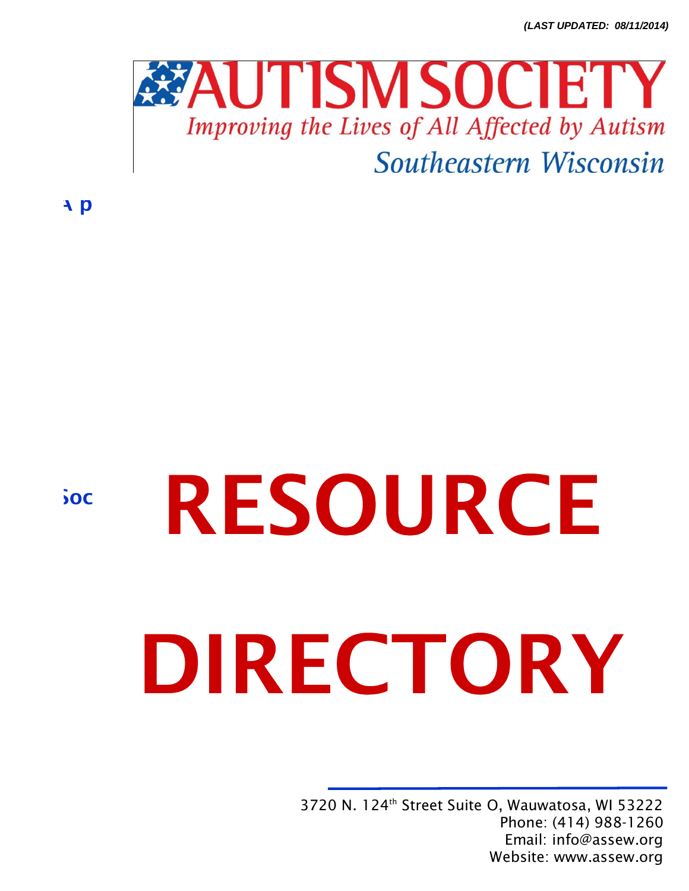*(LAST UPDATED: 08/11/2014)*

# AUTISM SOCIETY

*Improving the Lives of All Affected by Autism*

*Southeastern Wisconsin*

A p

Soc

# RESOURCE DIRECTORY

3720 N. 124th Street Suite O, Wauwatosa, WI 53222
Phone: (414) 988-1260
Email: info@assew.org
Website: www.assew.org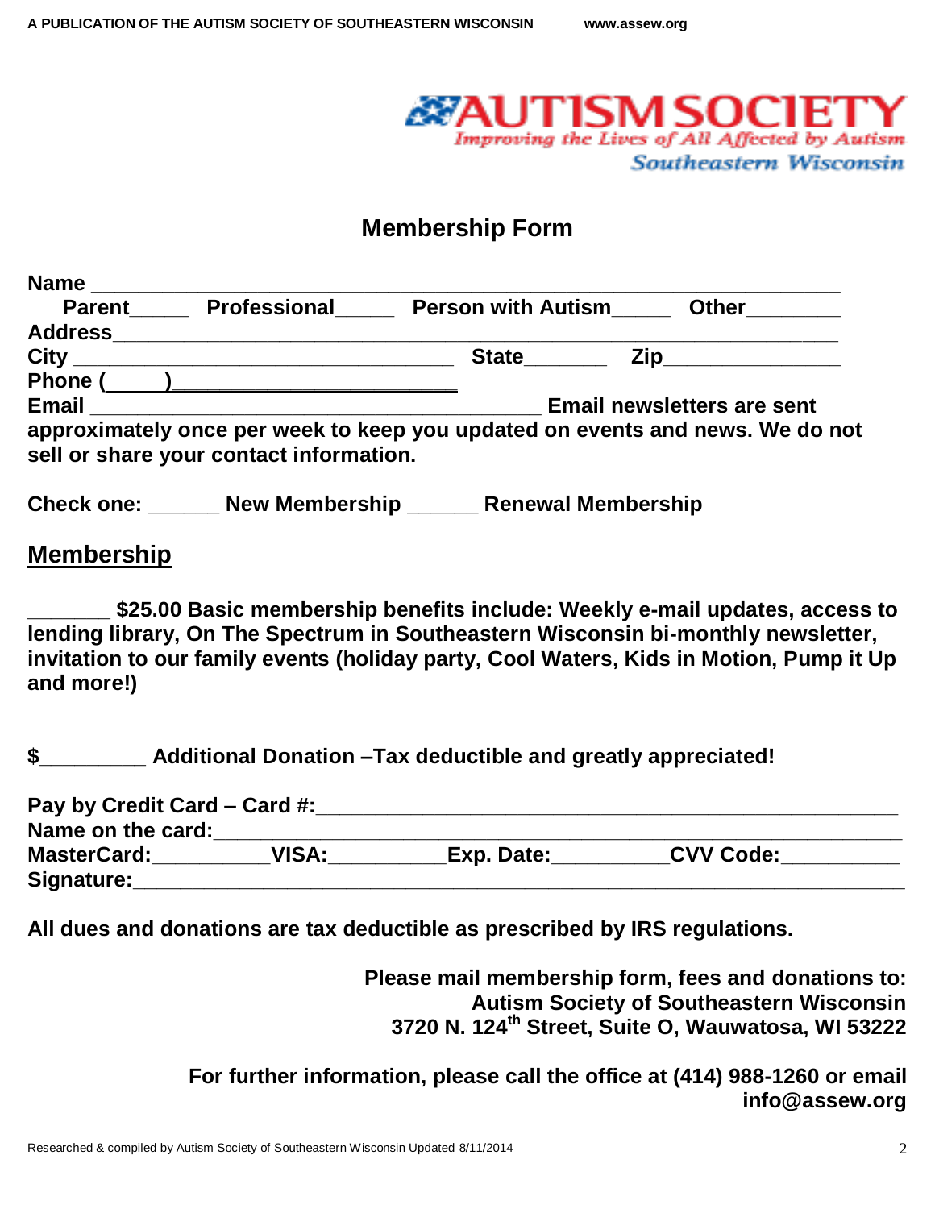**AUTISM SOCIETY**
*Improving the Lives of All Affected by Autism*
*Southeastern Wisconsin*

# Membership Form

**Name** ____________________________________________________________

**Parent**_____ **Professional**_____ **Person with Autism**_____ **Other**________

**Address**__________________________________________________________

**City** ________________________________ **State**_______ **Zip**______________

**Phone** (_____)________________________

**Email** ________________________________ **Email newsletters are sent approximately once per week to keep you updated on events and news. We do not sell or share your contact information.**

**Check one: ______ New Membership ______ Renewal Membership**

## Membership

**_______ $25.00 Basic membership benefits include: Weekly e-mail updates, access to lending library, On The Spectrum in Southeastern Wisconsin bi-monthly newsletter, invitation to our family events (holiday party, Cool Waters, Kids in Motion, Pump it Up and more!)**

**$_________ Additional Donation –Tax deductible and greatly appreciated!**

**Pay by Credit Card – Card #:**______________________________________________

**Name on the card:**_______________________________________________________

**MasterCard:**__________**VISA:**__________**Exp. Date:**__________**CVV Code:**__________

**Signature:**____________________________________________________________

**All dues and donations are tax deductible as prescribed by IRS regulations.**

**Please mail membership form, fees and donations to:**
**Autism Society of Southeastern Wisconsin**
**3720 N. 124th Street, Suite O, Wauwatosa, WI 53222**

**For further information, please call the office at (414) 988-1260 or email info@assew.org**

Researched & compiled by Autism Society of Southeastern Wisconsin Updated 8/11/2014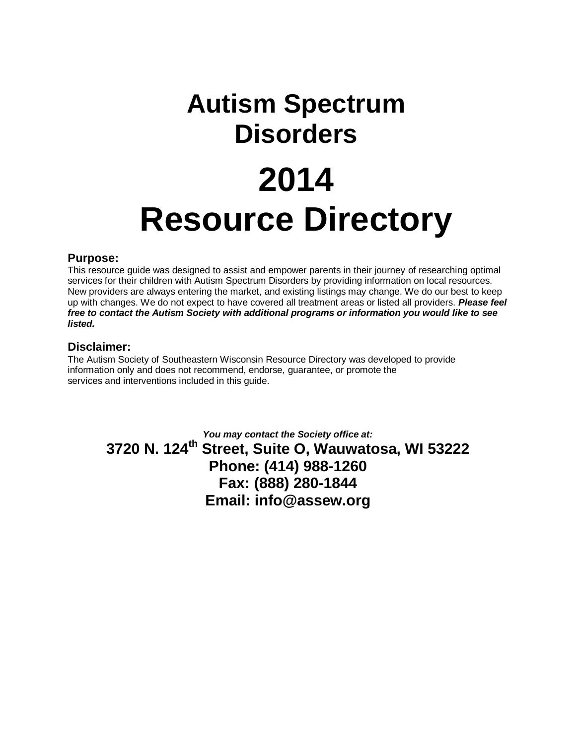# Autism Spectrum Disorders

# 2014 Resource Directory

### Purpose:

This resource guide was designed to assist and empower parents in their journey of researching optimal services for their children with Autism Spectrum Disorders by providing information on local resources. New providers are always entering the market, and existing listings may change. We do our best to keep up with changes. We do not expect to have covered all treatment areas or listed all providers. ***Please feel free to contact the Autism Society with additional programs or information you would like to see listed.***

### Disclaimer:

The Autism Society of Southeastern Wisconsin Resource Directory was developed to provide information only and does not recommend, endorse, guarantee, or promote the services and interventions included in this guide.

***You may contact the Society office at:***

**3720 N. 124th Street, Suite O, Wauwatosa, WI 53222**
**Phone: (414) 988-1260**
**Fax: (888) 280-1844**
**Email: info@assew.org**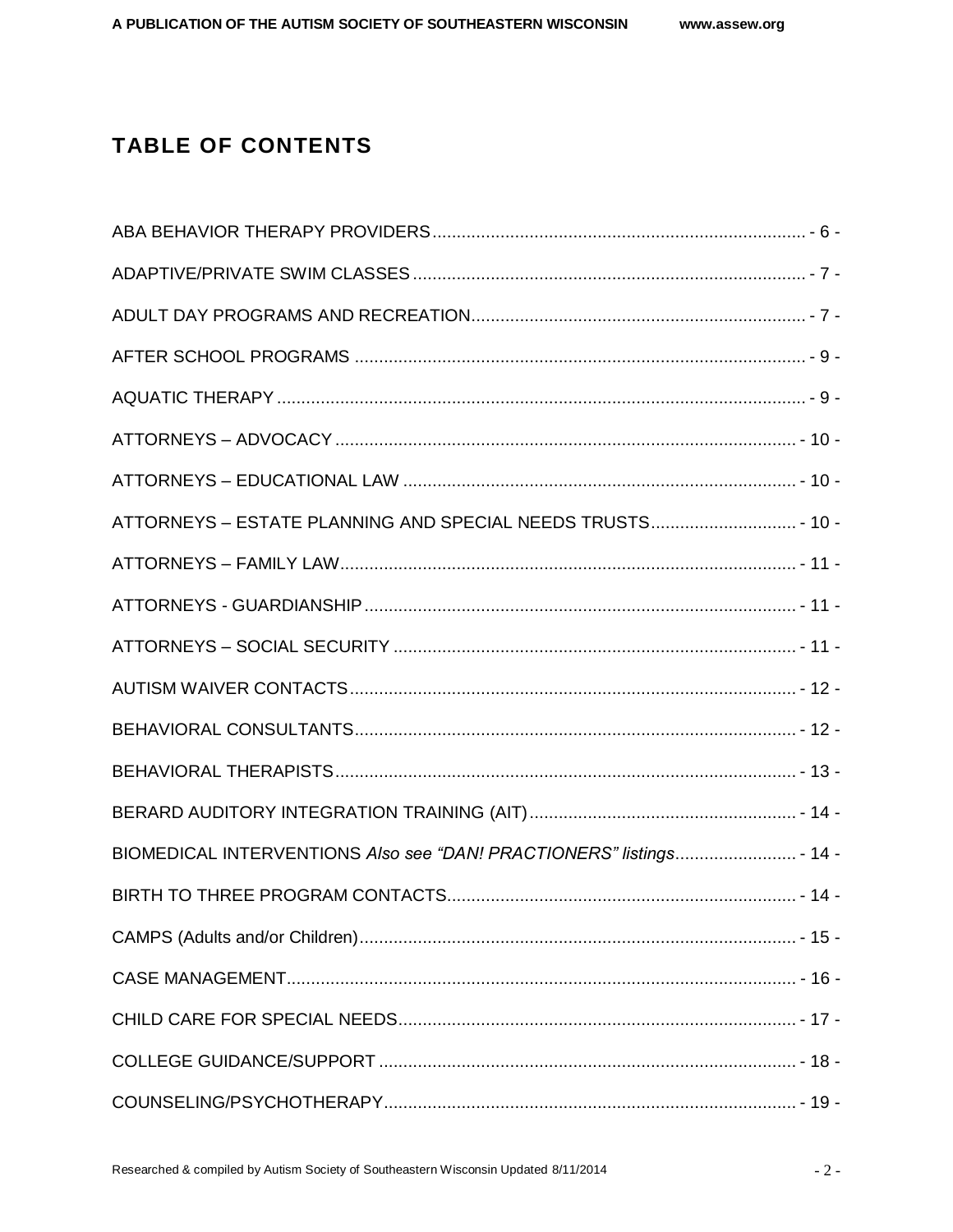# TABLE OF CONTENTS

ABA BEHAVIOR THERAPY PROVIDERS ........................................................ - 6 -

ADAPTIVE/PRIVATE SWIM CLASSES ........................................................ - 7 -

ADULT DAY PROGRAMS AND RECREATION ........................................................ - 7 -

AFTER SCHOOL PROGRAMS ........................................................ - 9 -

AQUATIC THERAPY ........................................................ - 9 -

ATTORNEYS – ADVOCACY ........................................................ - 10 -

ATTORNEYS – EDUCATIONAL LAW ........................................................ - 10 -

ATTORNEYS – ESTATE PLANNING AND SPECIAL NEEDS TRUSTS ........................................................ - 10 -

ATTORNEYS – FAMILY LAW ........................................................ - 11 -

ATTORNEYS - GUARDIANSHIP ........................................................ - 11 -

ATTORNEYS – SOCIAL SECURITY ........................................................ - 11 -

AUTISM WAIVER CONTACTS ........................................................ - 12 -

BEHAVIORAL CONSULTANTS ........................................................ - 12 -

BEHAVIORAL THERAPISTS ........................................................ - 13 -

BERARD AUDITORY INTEGRATION TRAINING (AIT) ........................................................ - 14 -

BIOMEDICAL INTERVENTIONS *Also see "DAN! PRACTIONERS" listings* ........................................................ - 14 -

BIRTH TO THREE PROGRAM CONTACTS ........................................................ - 14 -

CAMPS (Adults and/or Children) ........................................................ - 15 -

CASE MANAGEMENT ........................................................ - 16 -

CHILD CARE FOR SPECIAL NEEDS ........................................................ - 17 -

COLLEGE GUIDANCE/SUPPORT ........................................................ - 18 -

COUNSELING/PSYCHOTHERAPY ........................................................ - 19 -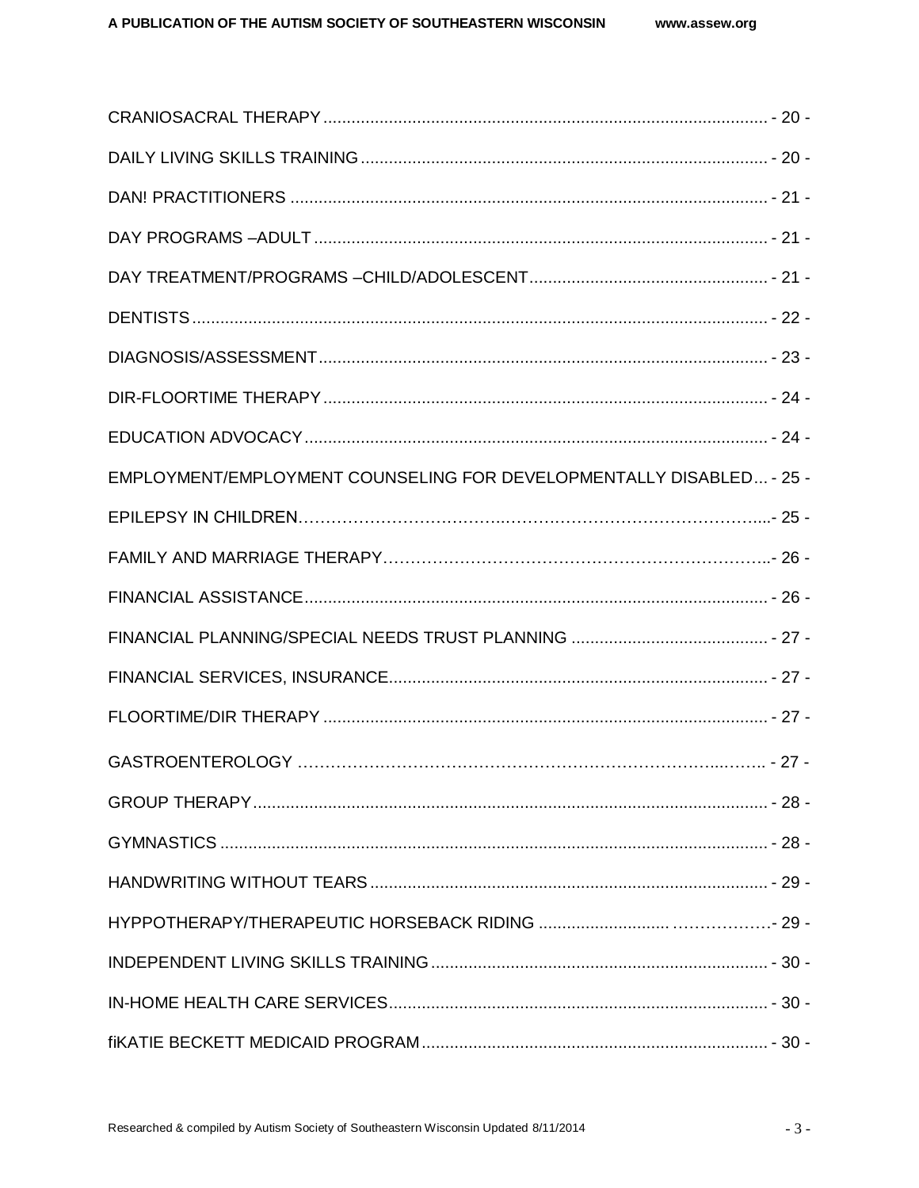CRANIOSACRAL THERAPY ............................................................................................ - 20 -

DAILY LIVING SKILLS TRAINING ................................................................................. - 20 -

DAN! PRACTITIONERS .................................................................................................. - 21 -

DAY PROGRAMS –ADULT ............................................................................................ - 21 -

DAY TREATMENT/PROGRAMS –CHILD/ADOLESCENT .................................................. - 21 -

DENTISTS ..................................................................................................................... - 22 -

DIAGNOSIS/ASSESSMENT ........................................................................................... - 23 -

DIR-FLOORTIME THERAPY .......................................................................................... - 24 -

EDUCATION ADVOCACY .............................................................................................. - 24 -

EMPLOYMENT/EMPLOYMENT COUNSELING FOR DEVELOPMENTALLY DISABLED ... - 25 -

EPILEPSY IN CHILDREN..............................................................................................- 25 -

FAMILY AND MARRIAGE THERAPY..............................................................................- 26 -

FINANCIAL ASSISTANCE .............................................................................................. - 26 -

FINANCIAL PLANNING/SPECIAL NEEDS TRUST PLANNING .......................................... - 27 -

FINANCIAL SERVICES, INSURANCE............................................................................... - 27 -

FLOORTIME/DIR THERAPY .......................................................................................... - 27 -

GASTROENTEROLOGY ................................................................................................. - 27 -

GROUP THERAPY ......................................................................................................... - 28 -

GYMNASTICS ............................................................................................................... - 28 -

HANDWRITING WITHOUT TEARS .................................................................................. - 29 -

HYPPOTHERAPY/THERAPEUTIC HORSEBACK RIDING ..............................................- 29 -

INDEPENDENT LIVING SKILLS TRAINING ...................................................................... - 30 -

IN-HOME HEALTH CARE SERVICES ............................................................................... - 30 -

fiKATIE BECKETT MEDICAID PROGRAM ......................................................................... - 30 -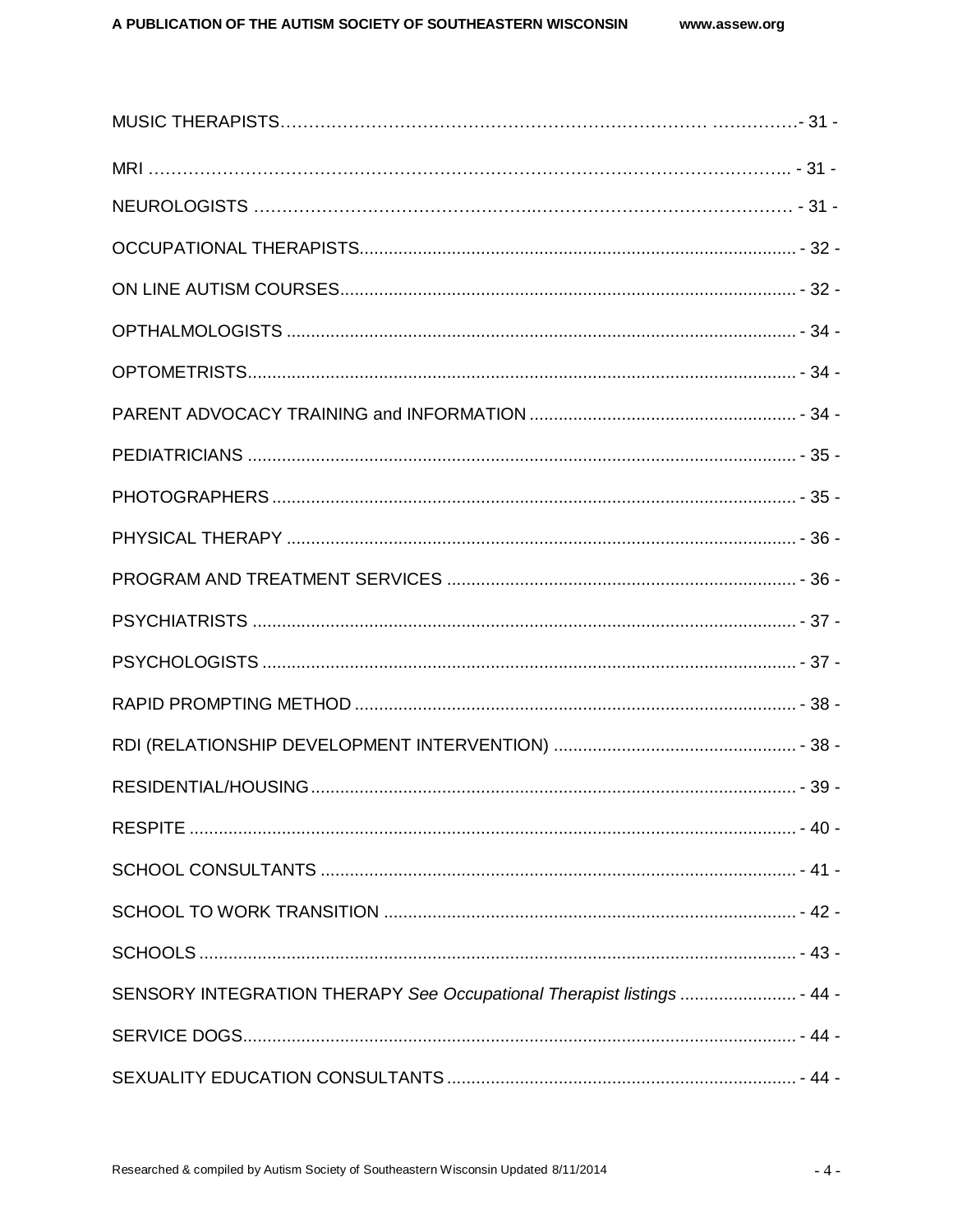MUSIC THERAPISTS……………………………………………………………………… ……………- 31 -

MRI ………………………………………………………………………………………………….. - 31 -

NEUROLOGISTS ……………………………………….……………………………………… - 31 -

OCCUPATIONAL THERAPISTS........................................................................................ - 32 -

ON LINE AUTISM COURSES............................................................................................ - 32 -

OPTHALMOLOGISTS ....................................................................................................... - 34 -

OPTOMETRISTS................................................................................................................ - 34 -

PARENT ADVOCACY TRAINING and INFORMATION ...................................................... - 34 -

PEDIATRICIANS ................................................................................................................ - 35 -

PHOTOGRAPHERS ........................................................................................................... - 35 -

PHYSICAL THERAPY ........................................................................................................ - 36 -

PROGRAM AND TREATMENT SERVICES ....................................................................... - 36 -

PSYCHIATRISTS ............................................................................................................... - 37 -

PSYCHOLOGISTS ............................................................................................................. - 37 -

RAPID PROMPTING METHOD .......................................................................................... - 38 -

RDI (RELATIONSHIP DEVELOPMENT INTERVENTION) ................................................. - 38 -

RESIDENTIAL/HOUSING................................................................................................... - 39 -

RESPITE ............................................................................................................................ - 40 -

SCHOOL CONSULTANTS ................................................................................................. - 41 -

SCHOOL TO WORK TRANSITION .................................................................................... - 42 -

SCHOOLS .......................................................................................................................... - 43 -

SENSORY INTEGRATION THERAPY *See Occupational Therapist listings* ........................ - 44 -

SERVICE DOGS................................................................................................................. - 44 -

SEXUALITY EDUCATION CONSULTANTS ....................................................................... - 44 -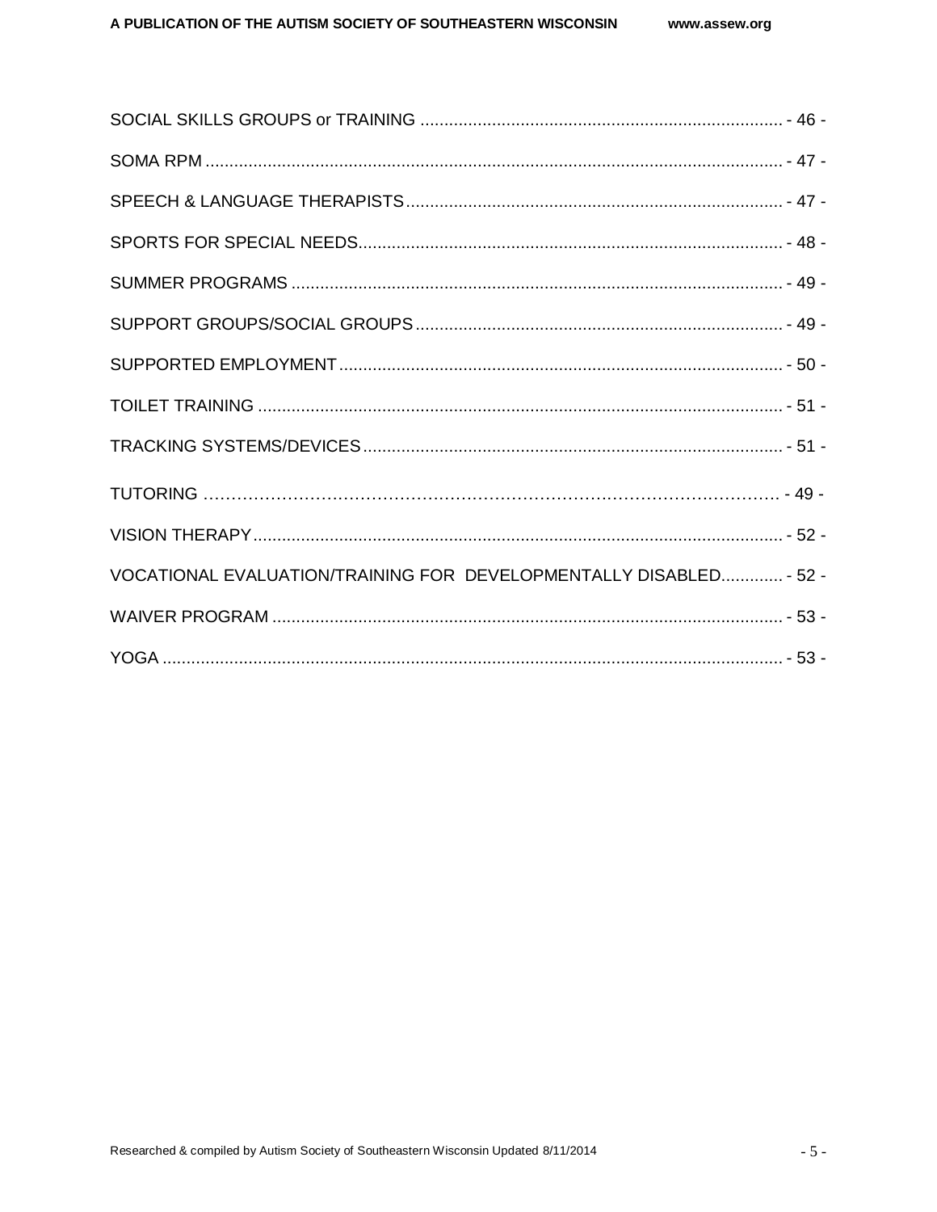SOCIAL SKILLS GROUPS or TRAINING ............................................................................ - 46 -

SOMA RPM .......................................................................................................................... - 47 -

SPEECH & LANGUAGE THERAPISTS ............................................................................... - 47 -

SPORTS FOR SPECIAL NEEDS ......................................................................................... - 48 -

SUMMER PROGRAMS ...................................................................................................... - 49 -

SUPPORT GROUPS/SOCIAL GROUPS ............................................................................ - 49 -

SUPPORTED EMPLOYMENT ............................................................................................ - 50 -

TOILET TRAINING ............................................................................................................. - 51 -

TRACKING SYSTEMS/DEVICES ....................................................................................... - 51 -

TUTORING ………………………………………………………………………………………… - 49 -

VISION THERAPY .............................................................................................................. - 52 -

VOCATIONAL EVALUATION/TRAINING FOR DEVELOPMENTALLY DISABLED ............. - 52 -

WAIVER PROGRAM ........................................................................................................... - 53 -

YOGA .................................................................................................................................. - 53 -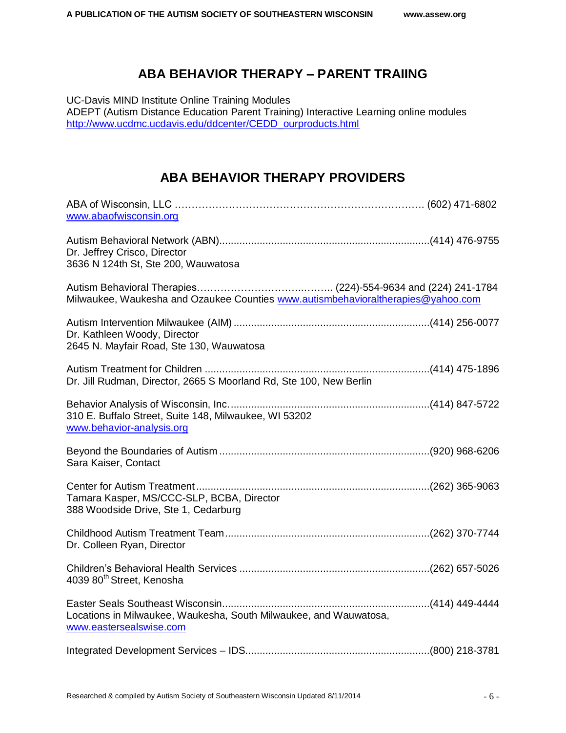## ABA BEHAVIOR THERAPY – PARENT TRAIING

UC-Davis MIND Institute Online Training Modules
ADEPT (Autism Distance Education Parent Training) Interactive Learning online modules
http://www.ucdmc.ucdavis.edu/ddcenter/CEDD_ourproducts.html

## ABA BEHAVIOR THERAPY PROVIDERS

ABA of Wisconsin, LLC ………………………………………………………………… (602) 471-6802
www.abaofwisconsin.org

Autism Behavioral Network (ABN)........................................................................(414) 476-9755
Dr. Jeffrey Crisco, Director
3636 N 124th St, Ste 200, Wauwatosa

Autism Behavioral Therapies……………………………..…….. (224)-554-9634 and (224) 241-1784
Milwaukee, Waukesha and Ozaukee Counties www.autismbehavioraltherapies@yahoo.com

Autism Intervention Milwaukee (AIM) ...................................................................(414) 256-0077
Dr. Kathleen Woody, Director
2645 N. Mayfair Road, Ste 130, Wauwatosa

Autism Treatment for Children .............................................................................(414) 475-1896
Dr. Jill Rudman, Director, 2665 S Moorland Rd, Ste 100, New Berlin

Behavior Analysis of Wisconsin, Inc. ....................................................................(414) 847-5722
310 E. Buffalo Street, Suite 148, Milwaukee, WI 53202
www.behavior-analysis.org

Beyond the Boundaries of Autism ........................................................................(920) 968-6206
Sara Kaiser, Contact

Center for Autism Treatment ................................................................................(262) 365-9063
Tamara Kasper, MS/CCC-SLP, BCBA, Director
388 Woodside Drive, Ste 1, Cedarburg

Childhood Autism Treatment Team ......................................................................(262) 370-7744
Dr. Colleen Ryan, Director

Children's Behavioral Health Services .................................................................(262) 657-5026
4039 80th Street, Kenosha

Easter Seals Southeast Wisconsin........................................................................(414) 449-4444
Locations in Milwaukee, Waukesha, South Milwaukee, and Wauwatosa,
www.eastersealswise.com

Integrated Development Services – IDS................................................................(800) 218-3781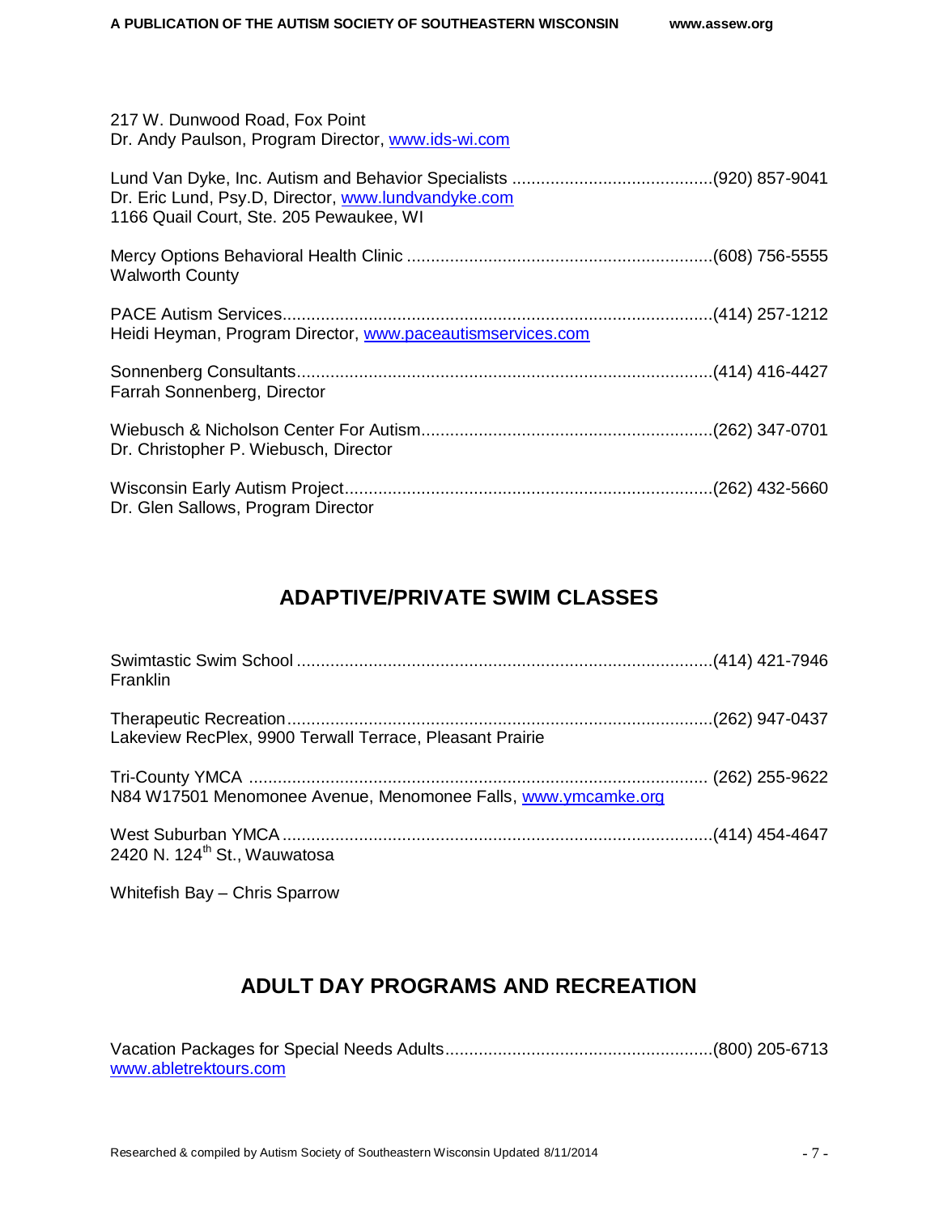217 W. Dunwood Road, Fox Point
Dr. Andy Paulson, Program Director, [www.ids-wi.com](http://www.ids-wi.com)

Lund Van Dyke, Inc. Autism and Behavior Specialists ..........................................(920) 857-9041
Dr. Eric Lund, Psy.D, Director, [www.lundvandyke.com](http://www.lundvandyke.com)
1166 Quail Court, Ste. 205 Pewaukee, WI

Mercy Options Behavioral Health Clinic ................................................................(608) 756-5555
Walworth County

PACE Autism Services.........................................................................................(414) 257-1212
Heidi Heyman, Program Director, [www.paceautismservices.com](http://www.paceautismservices.com)

Sonnenberg Consultants......................................................................................(414) 416-4427
Farrah Sonnenberg, Director

Wiebusch & Nicholson Center For Autism.............................................................(262) 347-0701
Dr. Christopher P. Wiebusch, Director

Wisconsin Early Autism Project.............................................................................(262) 432-5660
Dr. Glen Sallows, Program Director

## ADAPTIVE/PRIVATE SWIM CLASSES

Swimtastic Swim School .......................................................................................(414) 421-7946
Franklin

Therapeutic Recreation.........................................................................................(262) 947-0437
Lakeview RecPlex, 9900 Terwall Terrace, Pleasant Prairie

Tri-County YMCA ................................................................................................ (262) 255-9622
N84 W17501 Menomonee Avenue, Menomonee Falls, [www.ymcamke.org](http://www.ymcamke.org)

West Suburban YMCA ..........................................................................................(414) 454-4647
2420 N. 124th St., Wauwatosa

Whitefish Bay – Chris Sparrow

## ADULT DAY PROGRAMS AND RECREATION

Vacation Packages for Special Needs Adults........................................................(800) 205-6713
[www.abletrektours.com](http://www.abletrektours.com)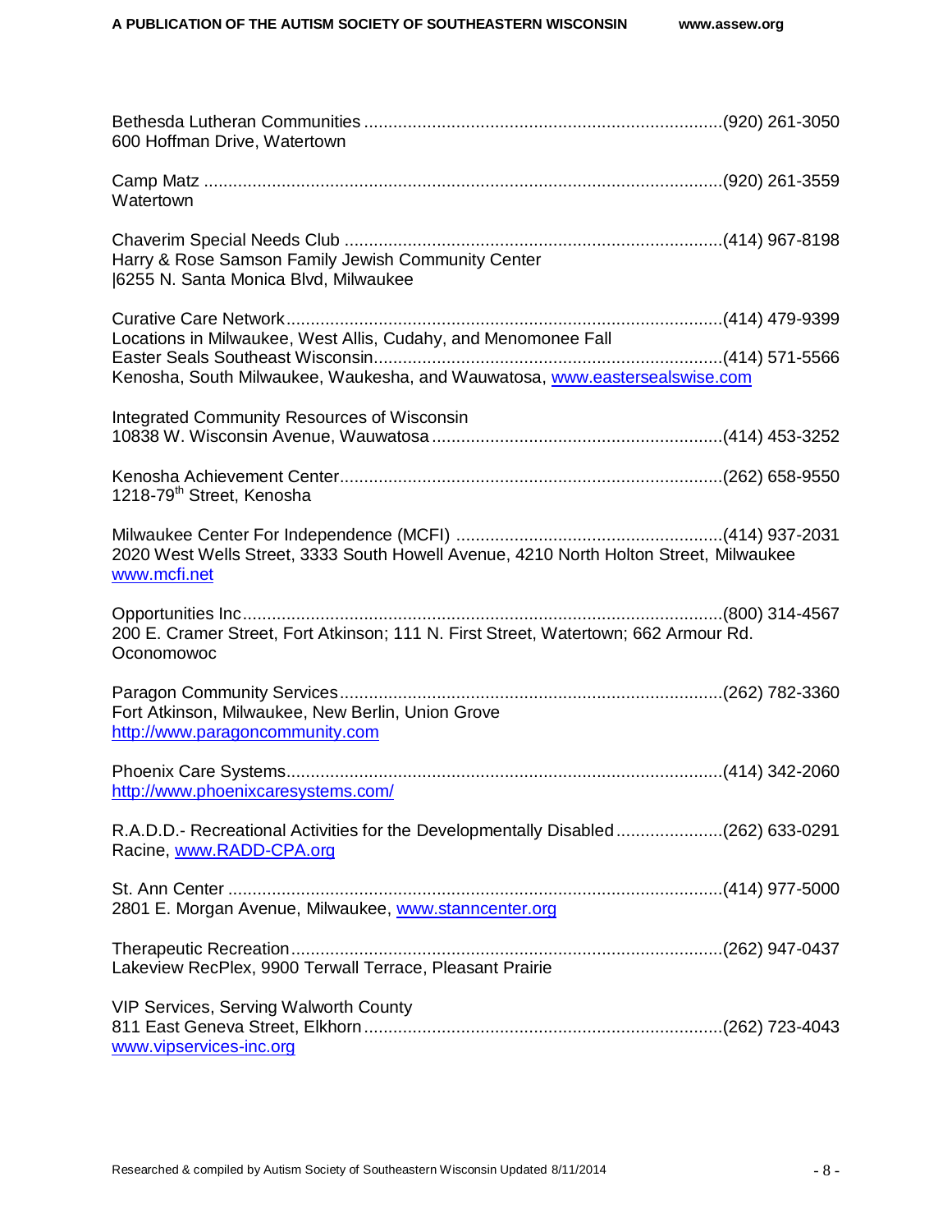Bethesda Lutheran Communities ........................................................................(920) 261-3050
600 Hoffman Drive, Watertown

Camp Matz ..........................................................................................................(920) 261-3559
Watertown

Chaverim Special Needs Club ............................................................................(414) 967-8198
Harry & Rose Samson Family Jewish Community Center
|6255 N. Santa Monica Blvd, Milwaukee

Curative Care Network.........................................................................................(414) 479-9399
Locations in Milwaukee, West Allis, Cudahy, and Menomonee Fall
Easter Seals Southeast Wisconsin......................................................................(414) 571-5566
Kenosha, South Milwaukee, Waukesha, and Wauwatosa, www.eastersealswise.com

Integrated Community Resources of Wisconsin
10838 W. Wisconsin Avenue, Wauwatosa ..........................................................(414) 453-3252

Kenosha Achievement Center..............................................................................(262) 658-9550
1218-79th Street, Kenosha

Milwaukee Center For Independence (MCFI) ......................................................(414) 937-2031
2020 West Wells Street, 3333 South Howell Avenue, 4210 North Holton Street, Milwaukee
www.mcfi.net

Opportunities Inc..................................................................................................(800) 314-4567
200 E. Cramer Street, Fort Atkinson; 111 N. First Street, Watertown; 662 Armour Rd. Oconomowoc

Paragon Community Services..............................................................................(262) 782-3360
Fort Atkinson, Milwaukee, New Berlin, Union Grove
http://www.paragoncommunity.com

Phoenix Care Systems.........................................................................................(414) 342-2060
http://www.phoenixcaresystems.com/

R.A.D.D.- Recreational Activities for the Developmentally Disabled......................(262) 633-0291
Racine, www.RADD-CPA.org

St. Ann Center .....................................................................................................(414) 977-5000
2801 E. Morgan Avenue, Milwaukee, www.stanncenter.org

Therapeutic Recreation........................................................................................(262) 947-0437
Lakeview RecPlex, 9900 Terwall Terrace, Pleasant Prairie

VIP Services, Serving Walworth County
811 East Geneva Street, Elkhorn.........................................................................(262) 723-4043
www.vipservices-inc.org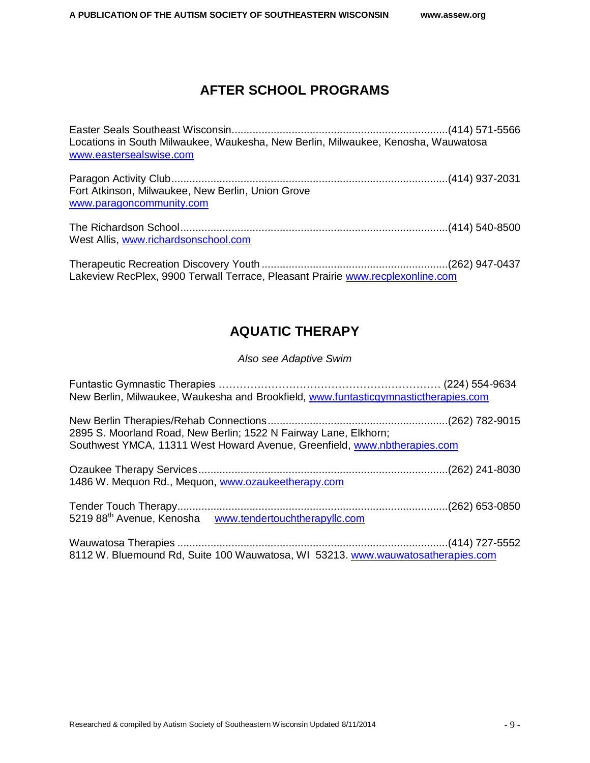## AFTER SCHOOL PROGRAMS

Easter Seals Southeast Wisconsin........................................................................(414) 571-5566
Locations in South Milwaukee, Waukesha, New Berlin, Milwaukee, Kenosha, Wauwatosa
www.eastersealswise.com

Paragon Activity Club...........................................................................................(414) 937-2031
Fort Atkinson, Milwaukee, New Berlin, Union Grove
www.paragoncommunity.com

The Richardson School.........................................................................................(414) 540-8500
West Allis, www.richardsonschool.com

Therapeutic Recreation Discovery Youth .............................................................(262) 947-0437
Lakeview RecPlex, 9900 Terwall Terrace, Pleasant Prairie www.recplexonline.com

## AQUATIC THERAPY

*Also see Adaptive Swim*

Funtastic Gymnastic Therapies ……………………………………………………… (224) 554-9634
New Berlin, Milwaukee, Waukesha and Brookfield, www.funtasticgymnastictherapies.com

New Berlin Therapies/Rehab Connections...........................................................(262) 782-9015
2895 S. Moorland Road, New Berlin; 1522 N Fairway Lane, Elkhorn;
Southwest YMCA, 11311 West Howard Avenue, Greenfield, www.nbtherapies.com

Ozaukee Therapy Services..................................................................................(262) 241-8030
1486 W. Mequon Rd., Mequon, www.ozaukeetherapy.com

Tender Touch Therapy.........................................................................................(262) 653-0850
5219 88th Avenue, Kenosha www.tendertouchtherapyllc.com

Wauwatosa Therapies .........................................................................................(414) 727-5552
8112 W. Bluemound Rd, Suite 100 Wauwatosa, WI 53213. www.wauwatosatherapies.com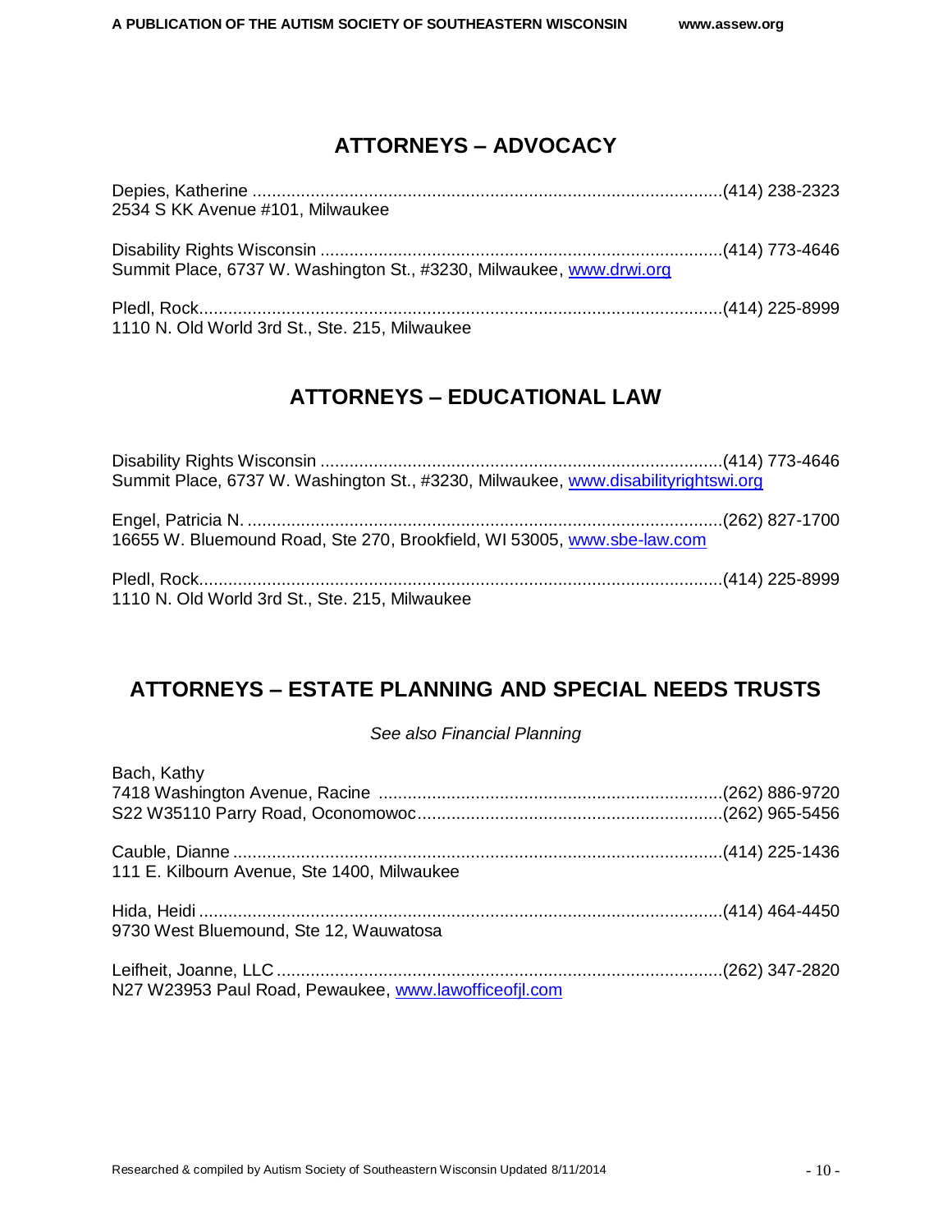## ATTORNEYS – ADVOCACY

Depies, Katherine ................................................................................................(414) 238-2323
2534 S KK Avenue #101, Milwaukee

Disability Rights Wisconsin ..................................................................................(414) 773-4646
Summit Place, 6737 W. Washington St., #3230, Milwaukee, www.drwi.org

Pledl, Rock..........................................................................................................(414) 225-8999
1110 N. Old World 3rd St., Ste. 215, Milwaukee

## ATTORNEYS – EDUCATIONAL LAW

Disability Rights Wisconsin ..................................................................................(414) 773-4646
Summit Place, 6737 W. Washington St., #3230, Milwaukee, www.disabilityrightswi.org

Engel, Patricia N. .................................................................................................(262) 827-1700
16655 W. Bluemound Road, Ste 270, Brookfield, WI 53005, www.sbe-law.com

Pledl, Rock..........................................................................................................(414) 225-8999
1110 N. Old World 3rd St., Ste. 215, Milwaukee

## ATTORNEYS – ESTATE PLANNING AND SPECIAL NEEDS TRUSTS

*See also Financial Planning*

Bach, Kathy
7418 Washington Avenue, Racine .....................................................................(262) 886-9720
S22 W35110 Parry Road, Oconomowoc..............................................................(262) 965-5456

Cauble, Dianne ....................................................................................................(414) 225-1436
111 E. Kilbourn Avenue, Ste 1400, Milwaukee

Hida, Heidi ...........................................................................................................(414) 464-4450
9730 West Bluemound, Ste 12, Wauwatosa

Leifheit, Joanne, LLC ...........................................................................................(262) 347-2820
N27 W23953 Paul Road, Pewaukee, www.lawofficeofjl.com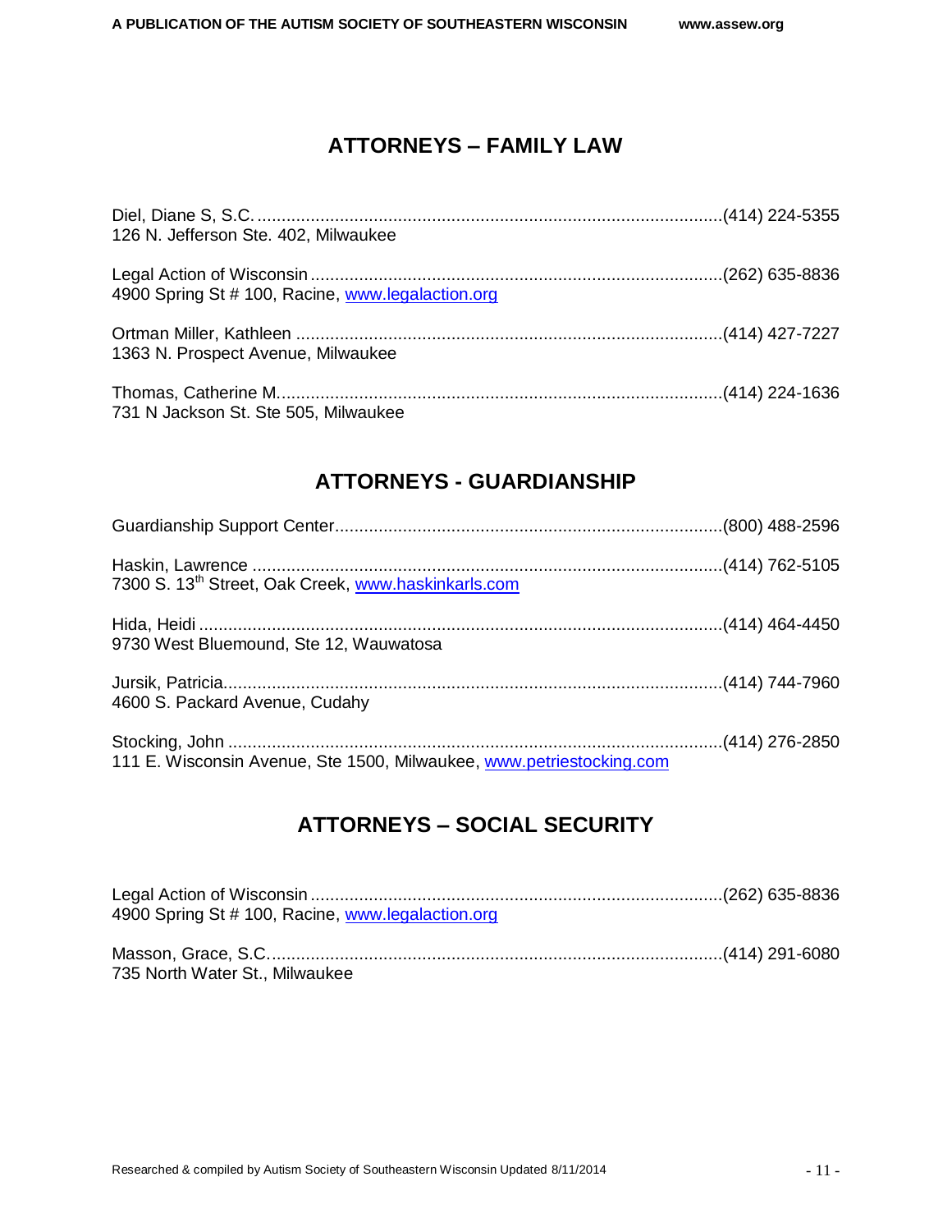## ATTORNEYS – FAMILY LAW

Diel, Diane S, S.C. ................................................................................................(414) 224-5355
126 N. Jefferson Ste. 402, Milwaukee

Legal Action of Wisconsin ....................................................................................(262) 635-8836
4900 Spring St # 100, Racine, www.legalaction.org

Ortman Miller, Kathleen .......................................................................................(414) 427-7227
1363 N. Prospect Avenue, Milwaukee

Thomas, Catherine M. ...........................................................................................(414) 224-1636
731 N Jackson St. Ste 505, Milwaukee

## ATTORNEYS - GUARDIANSHIP

Guardianship Support Center................................................................................(800) 488-2596

Haskin, Lawrence ................................................................................................(414) 762-5105
7300 S. 13th Street, Oak Creek, www.haskinkarls.com

Hida, Heidi ...........................................................................................................(414) 464-4450
9730 West Bluemound, Ste 12, Wauwatosa

Jursik, Patricia.......................................................................................................(414) 744-7960
4600 S. Packard Avenue, Cudahy

Stocking, John .....................................................................................................(414) 276-2850
111 E. Wisconsin Avenue, Ste 1500, Milwaukee, www.petriestocking.com

## ATTORNEYS – SOCIAL SECURITY

Legal Action of Wisconsin ....................................................................................(262) 635-8836
4900 Spring St # 100, Racine, www.legalaction.org

Masson, Grace, S.C. .............................................................................................(414) 291-6080
735 North Water St., Milwaukee

Researched & compiled by Autism Society of Southeastern Wisconsin Updated 8/11/2014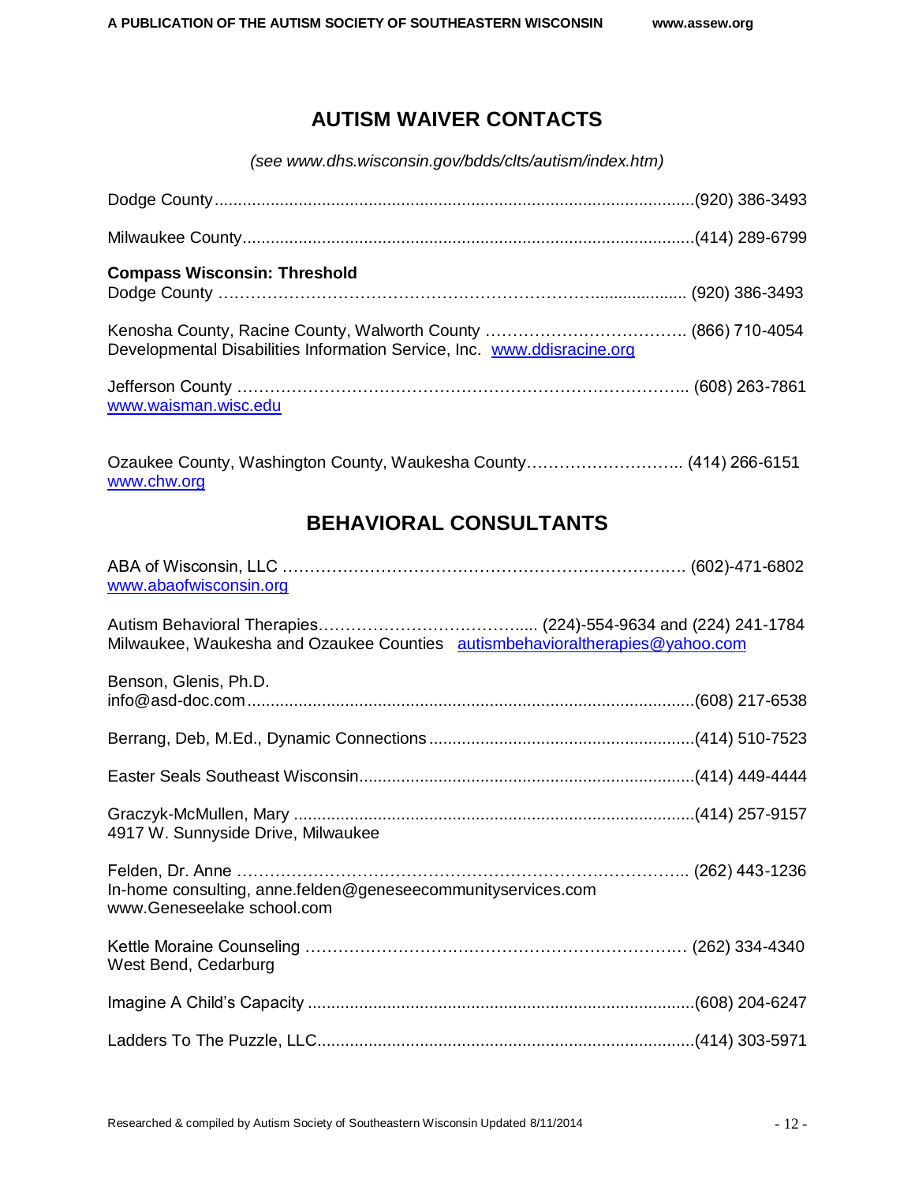## AUTISM WAIVER CONTACTS

*(see www.dhs.wisconsin.gov/bdds/clts/autism/index.htm)*

Dodge County......................................................................................................(920) 386-3493

Milwaukee County................................................................................................(414) 289-6799

**Compass Wisconsin: Threshold**
Dodge County ………………………………………………………………................... (920) 386-3493

Kenosha County, Racine County, Walworth County ……………………………….. (866) 710-4054
Developmental Disabilities Information Service, Inc. www.ddisracine.org

Jefferson County ……………………………………………………………………….. (608) 263-7861
www.waisman.wisc.edu

Ozaukee County, Washington County, Waukesha County……………………….. (414) 266-6151
www.chw.org

## BEHAVIORAL CONSULTANTS

ABA of Wisconsin, LLC ………………………………………………………………… (602)-471-6802
www.abaofwisconsin.org

Autism Behavioral Therapies………………………………..... (224)-554-9634 and (224) 241-1784
Milwaukee, Waukesha and Ozaukee Counties autismbehavioraltherapies@yahoo.com

Benson, Glenis, Ph.D.
info@asd-doc.com................................................................................................(608) 217-6538

Berrang, Deb, M.Ed., Dynamic Connections........................................................(414) 510-7523

Easter Seals Southeast Wisconsin.......................................................................(414) 449-4444

Graczyk-McMullen, Mary .....................................................................................(414) 257-9157
4917 W. Sunnyside Drive, Milwaukee

Felden, Dr. Anne ……………………………………………………………………….. (262) 443-1236
In-home consulting, anne.felden@geneseecommunityservices.com
www.Geneseelake school.com

Kettle Moraine Counseling ………………………………………………………….. (262) 334-4340
West Bend, Cedarburg

Imagine A Child's Capacity ..................................................................................(608) 204-6247

Ladders To The Puzzle, LLC.................................................................................(414) 303-5971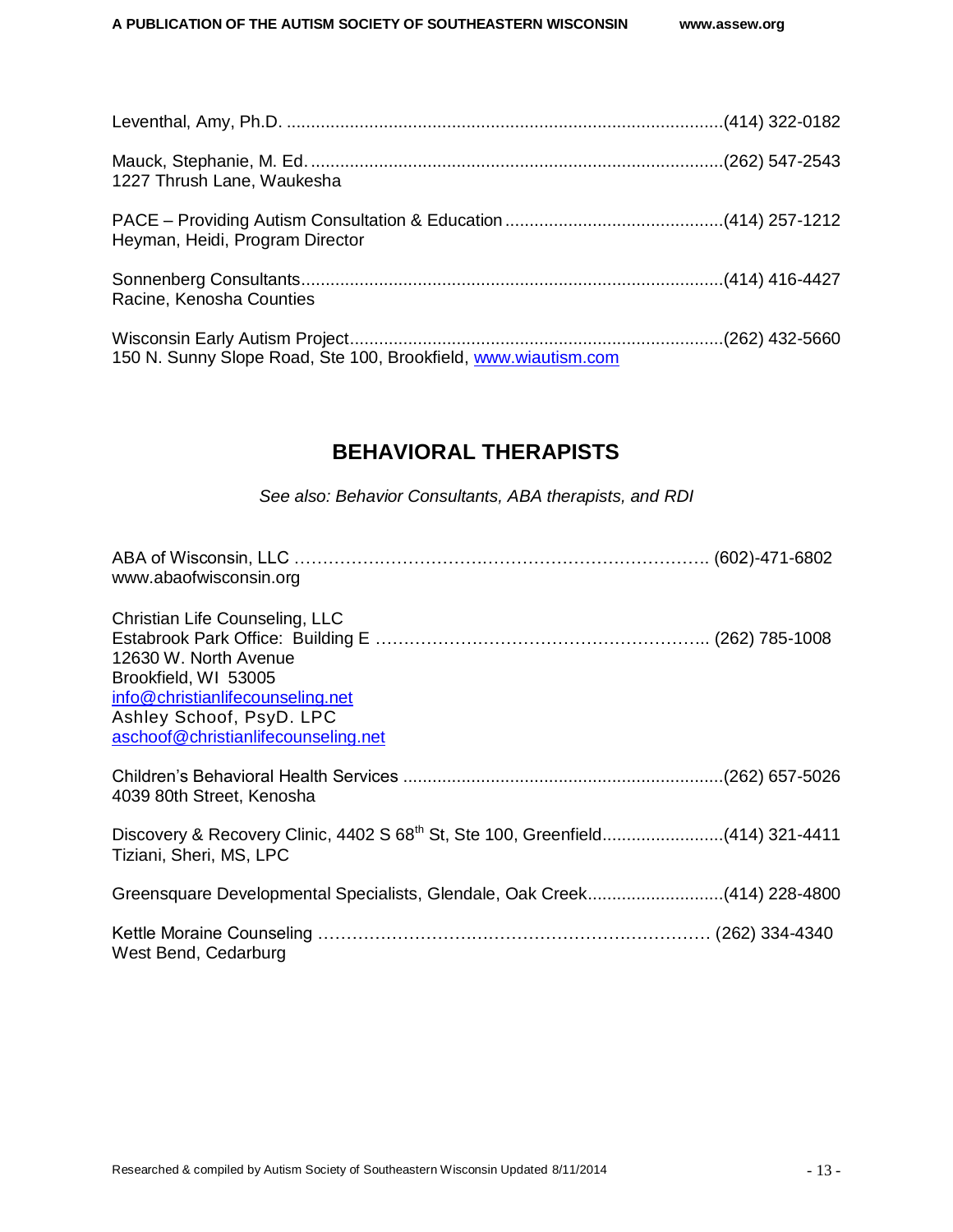Leventhal, Amy, Ph.D. ..........................................................................................(414) 322-0182

Mauck, Stephanie, M. Ed. .....................................................................................(262) 547-2543
1227 Thrush Lane, Waukesha

PACE – Providing Autism Consultation & Education .............................................(414) 257-1212
Heyman, Heidi, Program Director

Sonnenberg Consultants.......................................................................................(414) 416-4427
Racine, Kenosha Counties

Wisconsin Early Autism Project.............................................................................(262) 432-5660
150 N. Sunny Slope Road, Ste 100, Brookfield, www.wiautism.com

## BEHAVIORAL THERAPISTS

*See also: Behavior Consultants, ABA therapists, and RDI*

ABA of Wisconsin, LLC ……………………………………………………………….. (602)-471-6802
www.abaofwisconsin.org

Christian Life Counseling, LLC
Estabrook Park Office: Building E ………………………………………………….. (262) 785-1008
12630 W. North Avenue
Brookfield, WI 53005
info@christianlifecounseling.net
Ashley Schoof, PsyD. LPC
aschoof@christianlifecounseling.net

Children's Behavioral Health Services ..................................................................(262) 657-5026
4039 80th Street, Kenosha

Discovery & Recovery Clinic, 4402 S 68th St, Ste 100, Greenfield.........................(414) 321-4411
Tiziani, Sheri, MS, LPC

Greensquare Developmental Specialists, Glendale, Oak Creek............................(414) 228-4800

Kettle Moraine Counseling …………………………………………………………… (262) 334-4340
West Bend, Cedarburg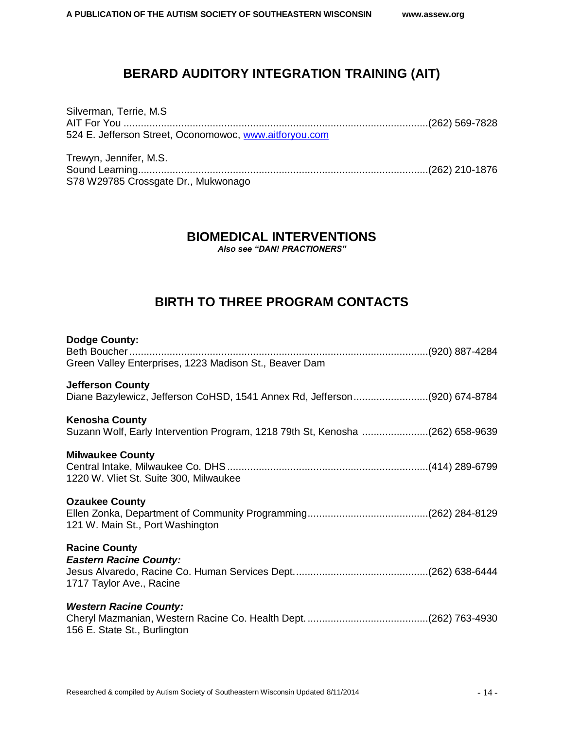## BERARD AUDITORY INTEGRATION TRAINING (AIT)

Silverman, Terrie, M.S
AIT For You .......................................................................................................(262) 569-7828
524 E. Jefferson Street, Oconomowoc, [www.aitforyou.com](http://www.aitforyou.com)

Trewyn, Jennifer, M.S.
Sound Learning...................................................................................................(262) 210-1876
S78 W29785 Crossgate Dr., Mukwonago

## BIOMEDICAL INTERVENTIONS

***Also see "DAN! PRACTIONERS"***

## BIRTH TO THREE PROGRAM CONTACTS

**Dodge County:**
Beth Boucher .......................................................................................................(920) 887-4284
Green Valley Enterprises, 1223 Madison St., Beaver Dam

**Jefferson County**
Diane Bazylewicz, Jefferson CoHSD, 1541 Annex Rd, Jefferson..........................(920) 674-8784

**Kenosha County**
Suzann Wolf, Early Intervention Program, 1218 79th St, Kenosha .......................(262) 658-9639

**Milwaukee County**
Central Intake, Milwaukee Co. DHS .....................................................................(414) 289-6799
1220 W. Vliet St. Suite 300, Milwaukee

**Ozaukee County**
Ellen Zonka, Department of Community Programming..........................................(262) 284-8129
121 W. Main St., Port Washington

**Racine County**
***Eastern Racine County:***
Jesus Alvaredo, Racine Co. Human Services Dept..............................................(262) 638-6444
1717 Taylor Ave., Racine

***Western Racine County:***
Cheryl Mazmanian, Western Racine Co. Health Dept. ..........................................(262) 763-4930
156 E. State St., Burlington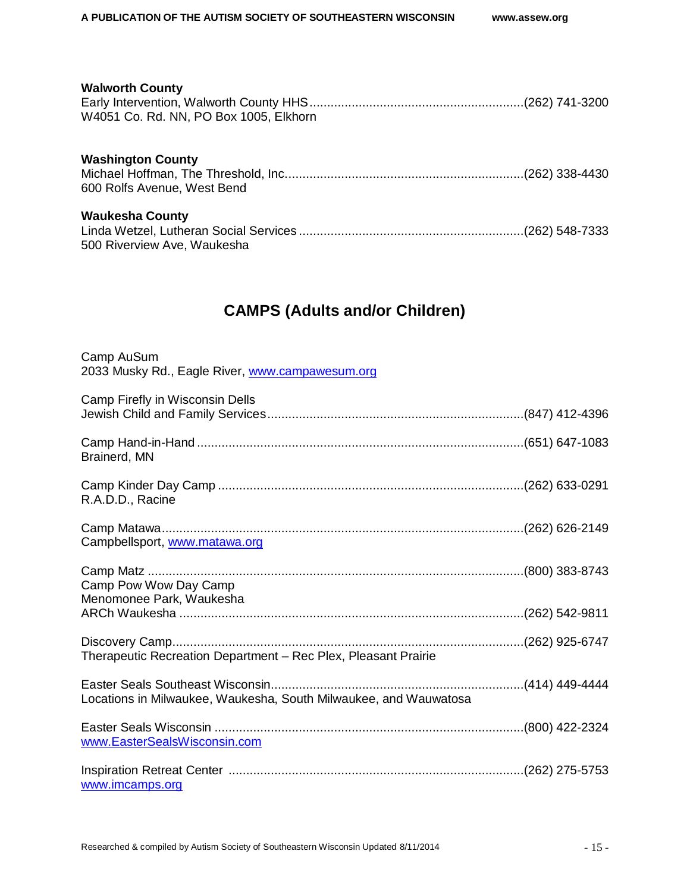**Walworth County**
Early Intervention, Walworth County HHS............................................................(262) 741-3200
W4051 Co. Rd. NN, PO Box 1005, Elkhorn

**Washington County**
Michael Hoffman, The Threshold, Inc...................................................................(262) 338-4430
600 Rolfs Avenue, West Bend

**Waukesha County**
Linda Wetzel, Lutheran Social Services ...............................................................(262) 548-7333
500 Riverview Ave, Waukesha

## CAMPS (Adults and/or Children)

Camp AuSum
2033 Musky Rd., Eagle River, www.campawesum.org

Camp Firefly in Wisconsin Dells
Jewish Child and Family Services........................................................................(847) 412-4396

Camp Hand-in-Hand ............................................................................................(651) 647-1083
Brainerd, MN

Camp Kinder Day Camp ......................................................................................(262) 633-0291
R.A.D.D., Racine

Camp Matawa.......................................................................................................(262) 626-2149
Campbellsport, www.matawa.org

Camp Matz ...........................................................................................................(800) 383-8743
Camp Pow Wow Day Camp
Menomonee Park, Waukesha
ARCh Waukesha ..................................................................................................(262) 542-9811

Discovery Camp...................................................................................................(262) 925-6747
Therapeutic Recreation Department – Rec Plex, Pleasant Prairie

Easter Seals Southeast Wisconsin.......................................................................(414) 449-4444
Locations in Milwaukee, Waukesha, South Milwaukee, and Wauwatosa

Easter Seals Wisconsin ........................................................................................(800) 422-2324
www.EasterSealsWisconsin.com

Inspiration Retreat Center ....................................................................................(262) 275-5753
www.imcamps.org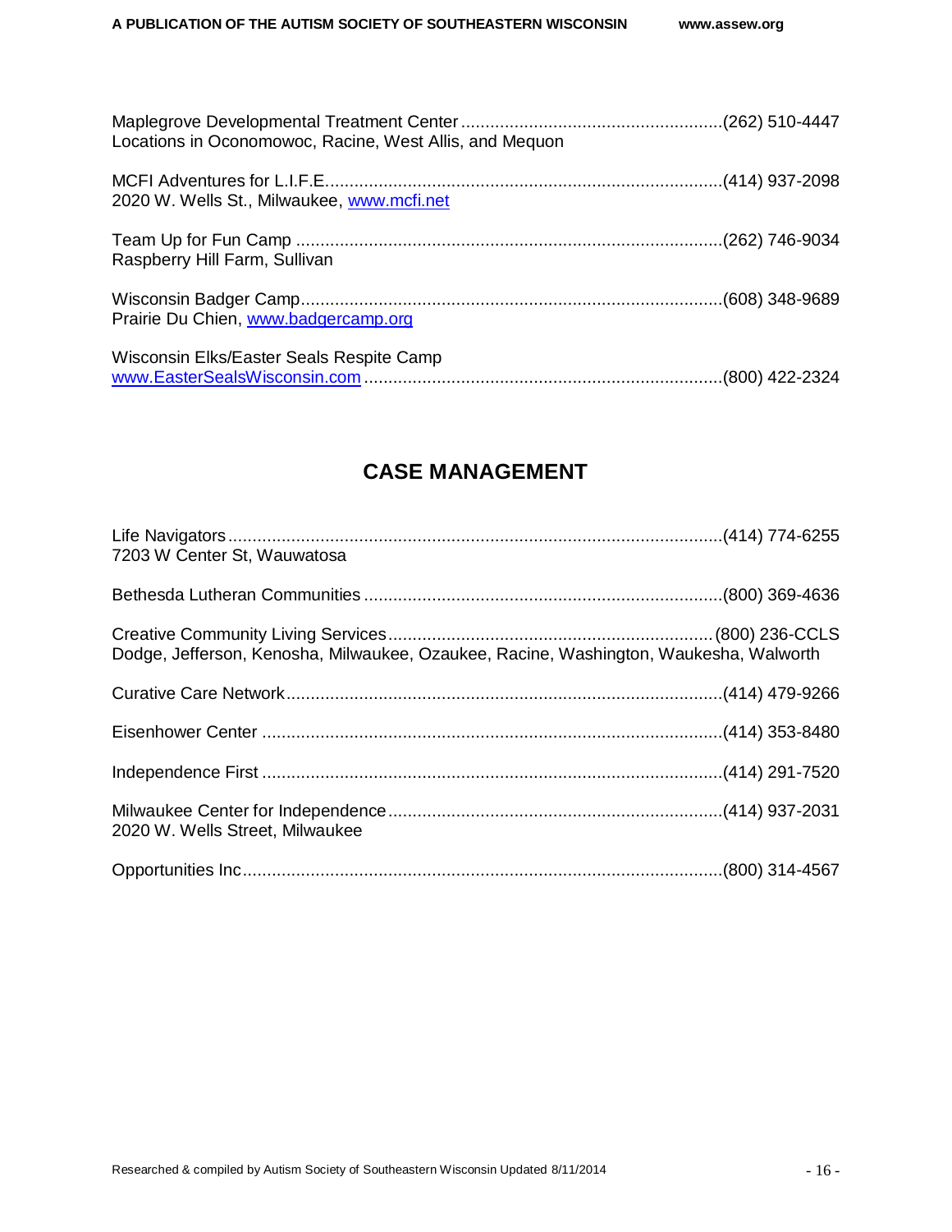Maplegrove Developmental Treatment Center ..................................................... (262) 510-4447
Locations in Oconomowoc, Racine, West Allis, and Mequon

MCFI Adventures for L.I.F.E. ..................................................................................(414) 937-2098
2020 W. Wells St., Milwaukee, www.mcfi.net

Team Up for Fun Camp .......................................................................................(262) 746-9034
Raspberry Hill Farm, Sullivan

Wisconsin Badger Camp......................................................................................(608) 348-9689
Prairie Du Chien, www.badgercamp.org

Wisconsin Elks/Easter Seals Respite Camp
www.EasterSealsWisconsin.com .........................................................................(800) 422-2324

## CASE MANAGEMENT

Life Navigators......................................................................................................(414) 774-6255
7203 W Center St, Wauwatosa

Bethesda Lutheran Communities .........................................................................(800) 369-4636

Creative Community Living Services..................................................................(800) 236-CCLS
Dodge, Jefferson, Kenosha, Milwaukee, Ozaukee, Racine, Washington, Waukesha, Walworth

Curative Care Network.........................................................................................(414) 479-9266

Eisenhower Center ..............................................................................................(414) 353-8480

Independence First ..............................................................................................(414) 291-7520

Milwaukee Center for Independence....................................................................(414) 937-2031
2020 W. Wells Street, Milwaukee

Opportunities Inc...................................................................................................(800) 314-4567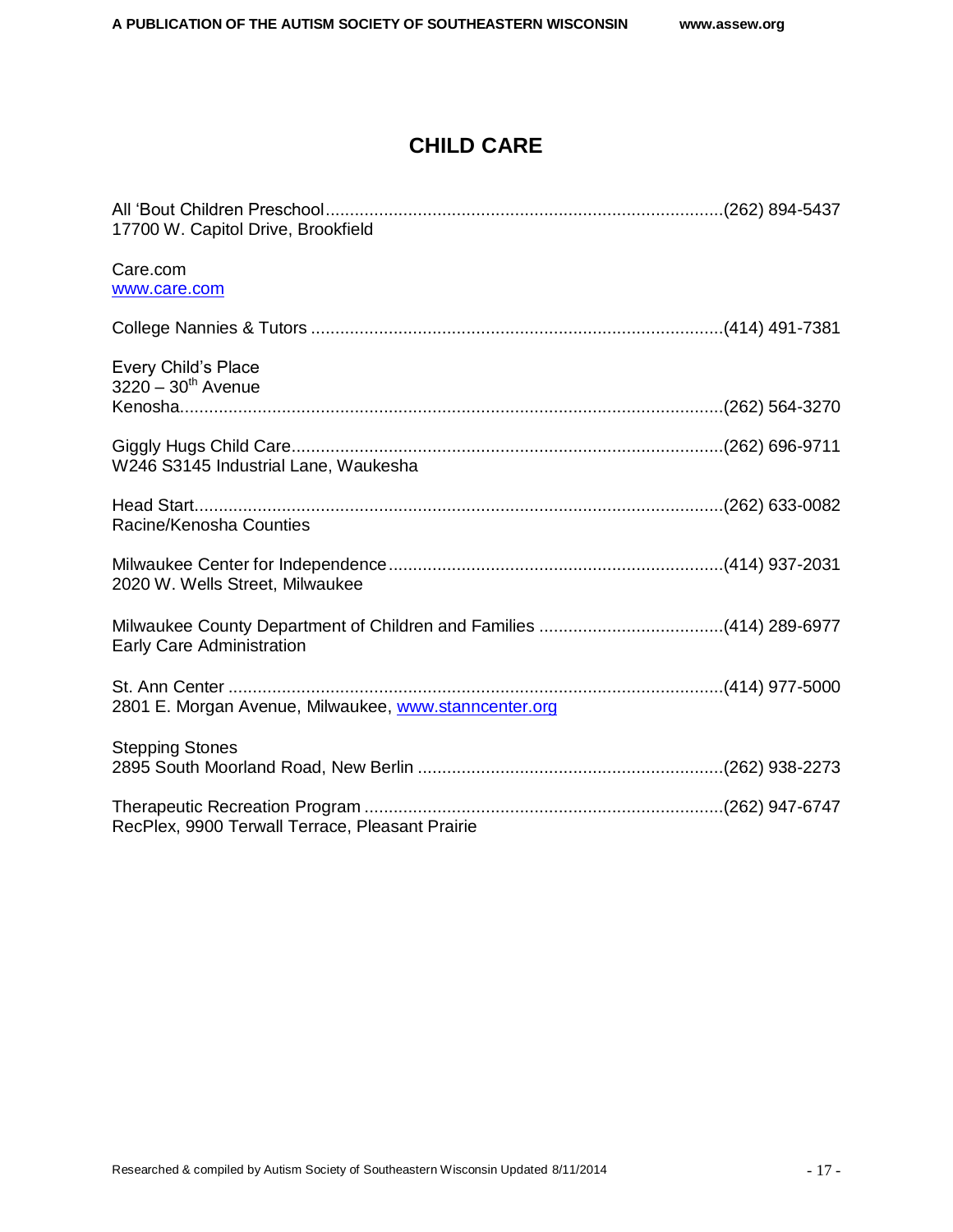# CHILD CARE

All 'Bout Children Preschool ................................................................................ (262) 894-5437
17700 W. Capitol Drive, Brookfield

Care.com
www.care.com

College Nannies & Tutors ..................................................................................... (414) 491-7381

Every Child's Place
3220 – 30th Avenue
Kenosha................................................................................................................. (262) 564-3270

Giggly Hugs Child Care........................................................................................ (262) 696-9711
W246 S3145 Industrial Lane, Waukesha

Head Start.............................................................................................................. (262) 633-0082
Racine/Kenosha Counties

Milwaukee Center for Independence .................................................................... (414) 937-2031
2020 W. Wells Street, Milwaukee

Milwaukee County Department of Children and Families ..................................... (414) 289-6977
Early Care Administration

St. Ann Center ....................................................................................................... (414) 977-5000
2801 E. Morgan Avenue, Milwaukee, www.stanncenter.org

Stepping Stones
2895 South Moorland Road, New Berlin ............................................................... (262) 938-2273

Therapeutic Recreation Program .......................................................................... (262) 947-6747
RecPlex, 9900 Terwall Terrace, Pleasant Prairie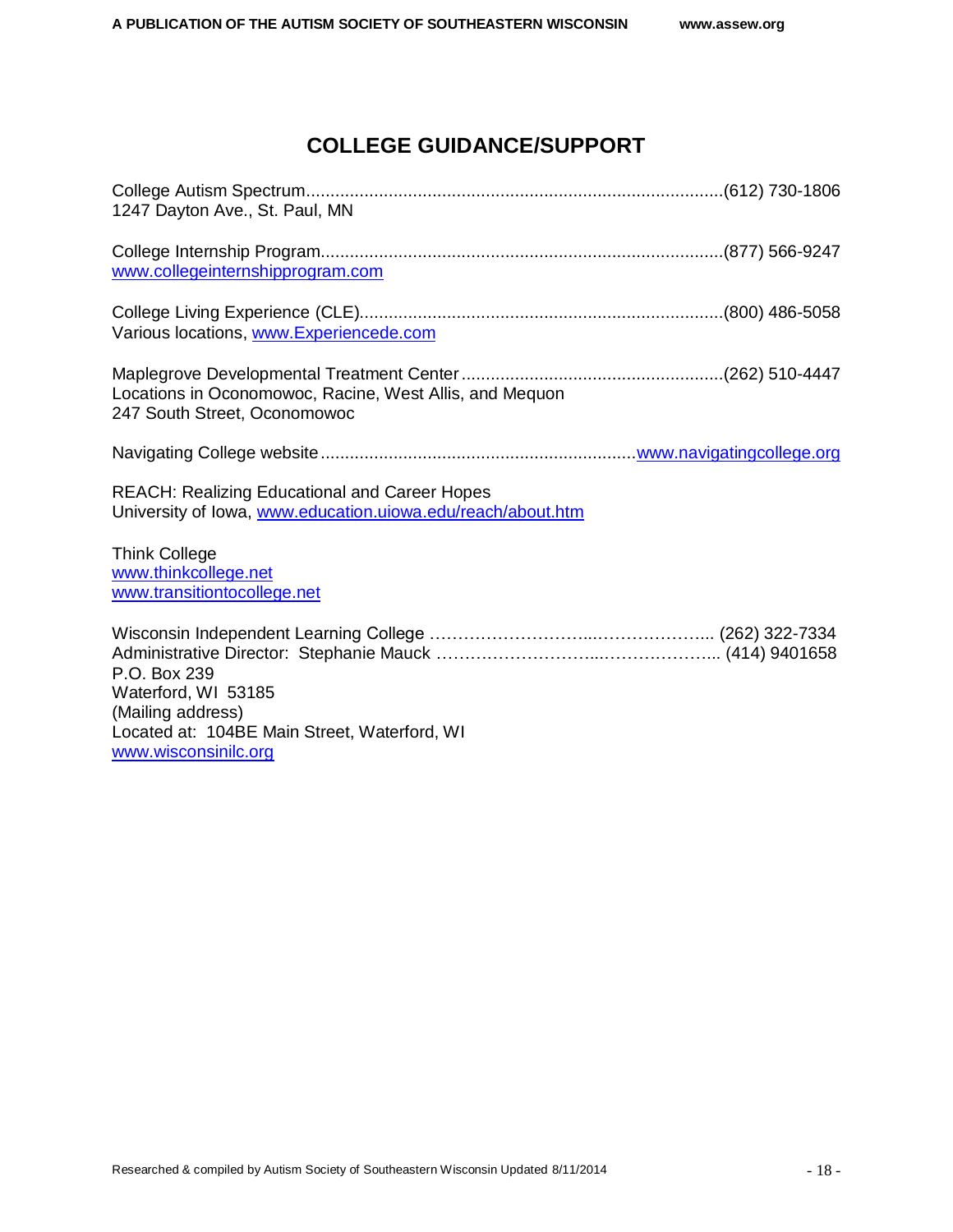# COLLEGE GUIDANCE/SUPPORT

College Autism Spectrum.....................................................................................(612) 730-1806
1247 Dayton Ave., St. Paul, MN

College Internship Program..................................................................................(877) 566-9247
www.collegeinternshipprogram.com

College Living Experience (CLE)..........................................................................(800) 486-5058
Various locations, www.Experiencede.com

Maplegrove Developmental Treatment Center.....................................................(262) 510-4447
Locations in Oconomowoc, Racine, West Allis, and Mequon
247 South Street, Oconomowoc

Navigating College website................................................................www.navigatingcollege.org

REACH: Realizing Educational and Career Hopes
University of Iowa, www.education.uiowa.edu/reach/about.htm

Think College
www.thinkcollege.net
www.transitiontocollege.net

Wisconsin Independent Learning College ………………………..……………….. (262) 322-7334
Administrative Director: Stephanie Mauck ………………………..……………….. (414) 9401658
P.O. Box 239
Waterford, WI 53185
(Mailing address)
Located at: 104BE Main Street, Waterford, WI
www.wisconsinilc.org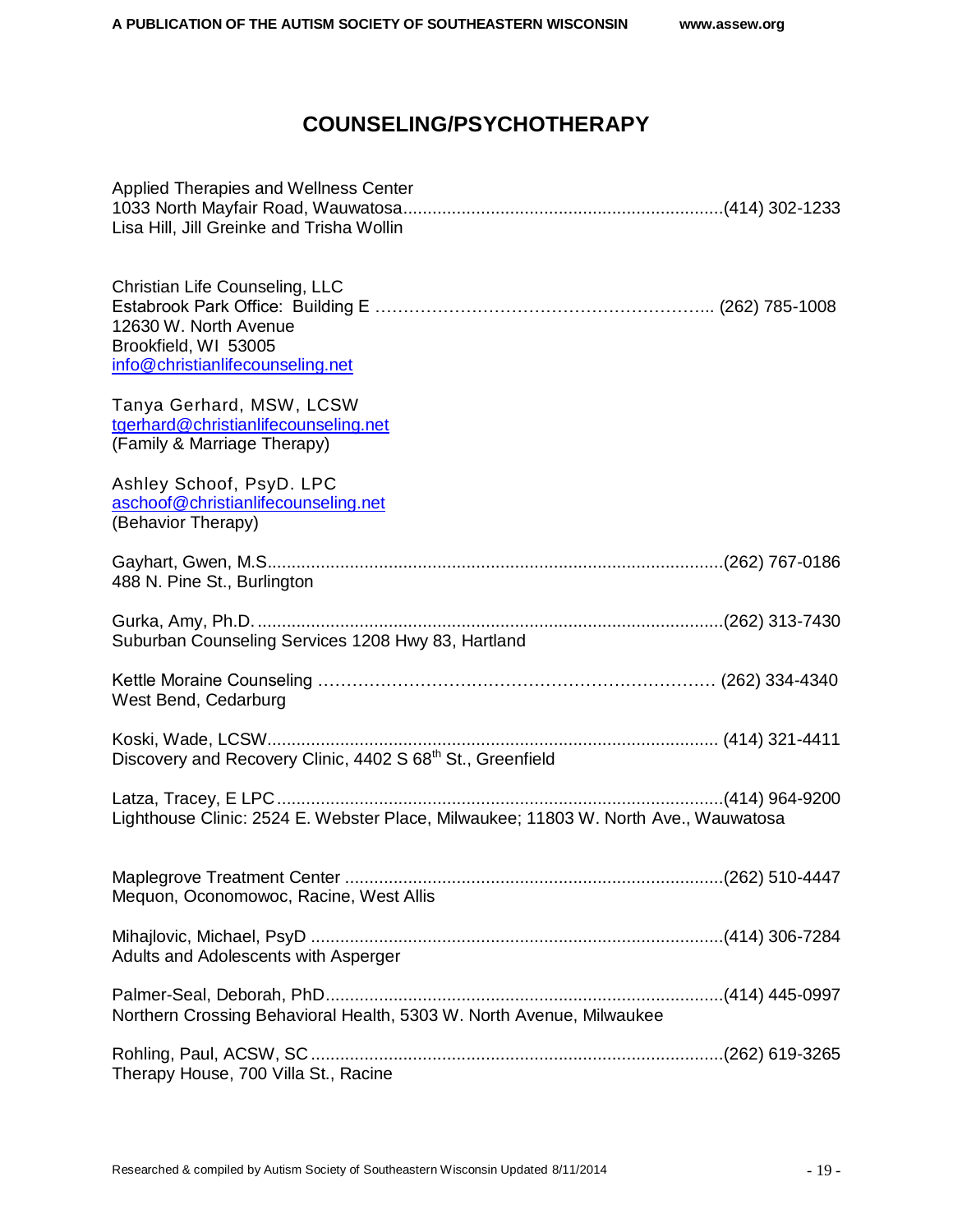# COUNSELING/PSYCHOTHERAPY

Applied Therapies and Wellness Center
1033 North Mayfair Road, Wauwatosa....................................................................(414) 302-1233
Lisa Hill, Jill Greinke and Trisha Wollin

Christian Life Counseling, LLC
Estabrook Park Office: Building E ………………………………………………….. (262) 785-1008
12630 W. North Avenue
Brookfield, WI 53005
info@christianlifecounseling.net

Tanya Gerhard, MSW, LCSW
tgerhard@christianlifecounseling.net
(Family & Marriage Therapy)

Ashley Schoof, PsyD. LPC
aschoof@christianlifecounseling.net
(Behavior Therapy)

Gayhart, Gwen, M.S...............................................................................................(262) 767-0186
488 N. Pine St., Burlington

Gurka, Amy, Ph.D. ................................................................................................(262) 313-7430
Suburban Counseling Services 1208 Hwy 83, Hartland

Kettle Moraine Counseling ………………………………………………………… (262) 334-4340
West Bend, Cedarburg

Koski, Wade, LCSW.............................................................................................. (414) 321-4411
Discovery and Recovery Clinic, 4402 S 68th St., Greenfield

Latza, Tracey, E LPC.............................................................................................(414) 964-9200
Lighthouse Clinic: 2524 E. Webster Place, Milwaukee; 11803 W. North Ave., Wauwatosa

Maplegrove Treatment Center ...............................................................................(262) 510-4447
Mequon, Oconomowoc, Racine, West Allis

Mihajlovic, Michael, PsyD .....................................................................................(414) 306-7284
Adults and Adolescents with Asperger

Palmer-Seal, Deborah, PhD...................................................................................(414) 445-0997
Northern Crossing Behavioral Health, 5303 W. North Avenue, Milwaukee

Rohling, Paul, ACSW, SC......................................................................................(262) 619-3265
Therapy House, 700 Villa St., Racine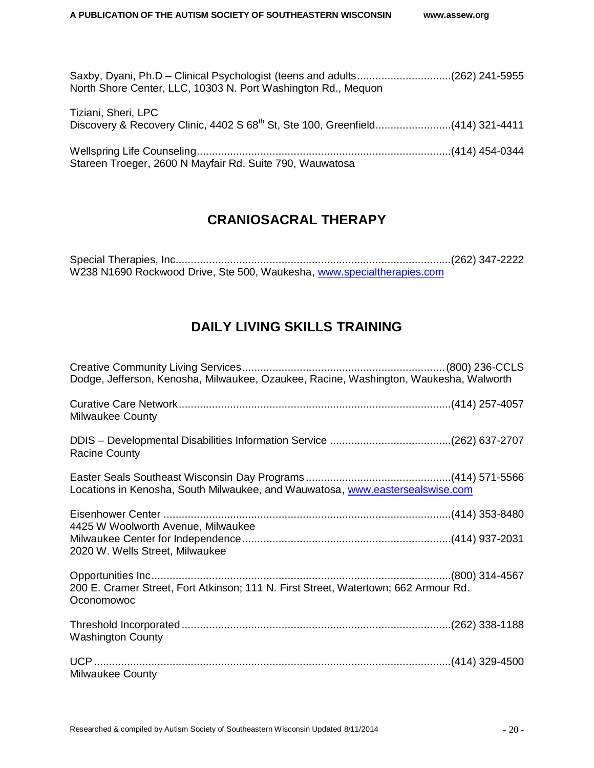Saxby, Dyani, Ph.D – Clinical Psychologist (teens and adults...............................(262) 241-5955
North Shore Center, LLC, 10303 N. Port Washington Rd., Mequon

Tiziani, Sheri, LPC
Discovery & Recovery Clinic, 4402 S 68th St, Ste 100, Greenfield.........................(414) 321-4411

Wellspring Life Counseling....................................................................................(414) 454-0344
Stareen Troeger, 2600 N Mayfair Rd. Suite 790, Wauwatosa

## CRANIOSACRAL THERAPY

Special Therapies, Inc............................................................................................(262) 347-2222
W238 N1690 Rockwood Drive, Ste 500, Waukesha, www.specialtherapies.com

## DAILY LIVING SKILLS TRAINING

Creative Community Living Services...................................................................(800) 236-CCLS
Dodge, Jefferson, Kenosha, Milwaukee, Ozaukee, Racine, Washington, Waukesha, Walworth

Curative Care Network..........................................................................................(414) 257-4057
Milwaukee County

DDIS – Developmental Disabilities Information Service ........................................(262) 637-2707
Racine County

Easter Seals Southeast Wisconsin Day Programs ................................................(414) 571-5566
Locations in Kenosha, South Milwaukee, and Wauwatosa, www.eastersealswise.com

Eisenhower Center ...............................................................................................(414) 353-8480
4425 W Woolworth Avenue, Milwaukee
Milwaukee Center for Independence.....................................................................(414) 937-2031
2020 W. Wells Street, Milwaukee

Opportunities Inc...................................................................................................(800) 314-4567
200 E. Cramer Street, Fort Atkinson; 111 N. First Street, Watertown; 662 Armour Rd. Oconomowoc

Threshold Incorporated .........................................................................................(262) 338-1188
Washington County

UCP .......................................................................................................................(414) 329-4500
Milwaukee County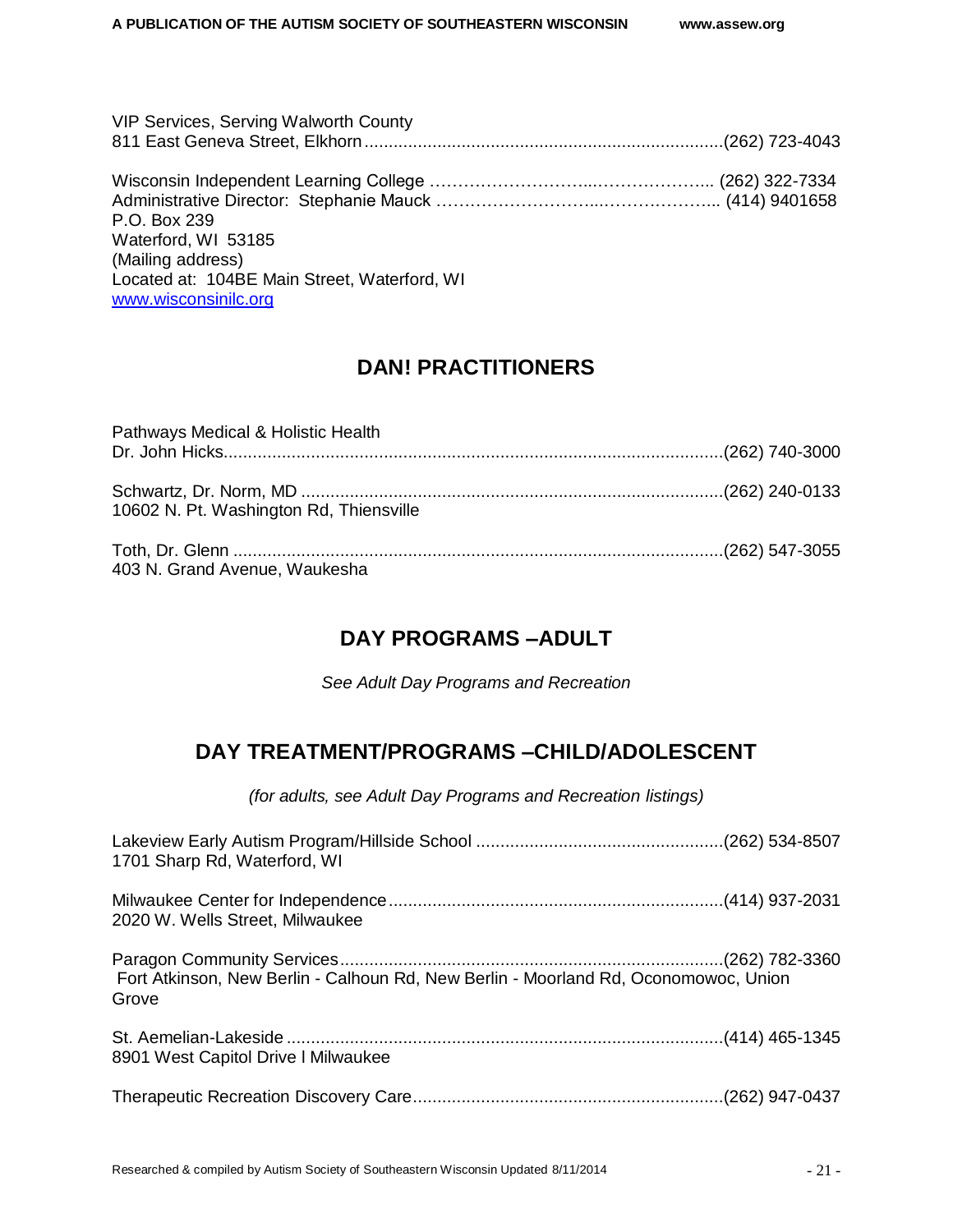VIP Services, Serving Walworth County
811 East Geneva Street, Elkhorn........................................................................(262) 723-4043

Wisconsin Independent Learning College ………………………...……………….. (262) 322-7334
Administrative Director: Stephanie Mauck ………………………...………………... (414) 9401658
P.O. Box 239
Waterford, WI 53185
(Mailing address)
Located at: 104BE Main Street, Waterford, WI
www.wisconsinilc.org

## DAN! PRACTITIONERS

Pathways Medical & Holistic Health
Dr. John Hicks.....................................................................................................(262) 740-3000

Schwartz, Dr. Norm, MD .....................................................................................(262) 240-0133
10602 N. Pt. Washington Rd, Thiensville

Toth, Dr. Glenn ...................................................................................................(262) 547-3055
403 N. Grand Avenue, Waukesha

## DAY PROGRAMS –ADULT

*See Adult Day Programs and Recreation*

## DAY TREATMENT/PROGRAMS –CHILD/ADOLESCENT

*(for adults, see Adult Day Programs and Recreation listings)*

Lakeview Early Autism Program/Hillside School ..................................................(262) 534-8507
1701 Sharp Rd, Waterford, WI

Milwaukee Center for Independence....................................................................(414) 937-2031
2020 W. Wells Street, Milwaukee

Paragon Community Services..............................................................................(262) 782-3360
Fort Atkinson, New Berlin - Calhoun Rd, New Berlin - Moorland Rd, Oconomowoc, Union Grove

St. Aemelian-Lakeside .........................................................................................(414) 465-1345
8901 West Capitol Drive l Milwaukee

Therapeutic Recreation Discovery Care...............................................................(262) 947-0437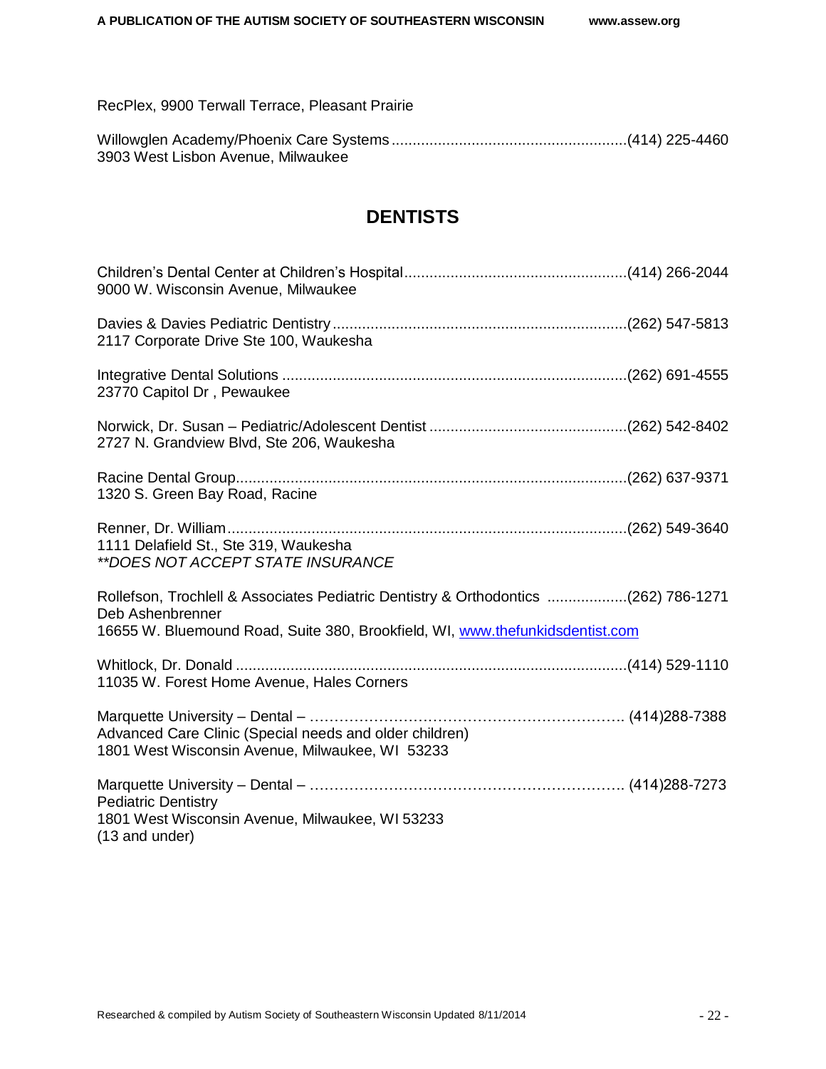RecPlex, 9900 Terwall Terrace, Pleasant Prairie

Willowglen Academy/Phoenix Care Systems........................................................(414) 225-4460
3903 West Lisbon Avenue, Milwaukee

## DENTISTS

Children's Dental Center at Children's Hospital.....................................................(414) 266-2044
9000 W. Wisconsin Avenue, Milwaukee

Davies & Davies Pediatric Dentistry......................................................................(262) 547-5813
2117 Corporate Drive Ste 100, Waukesha

Integrative Dental Solutions ..................................................................................(262) 691-4555
23770 Capitol Dr , Pewaukee

Norwick, Dr. Susan – Pediatric/Adolescent Dentist ...............................................(262) 542-8402
2727 N. Grandview Blvd, Ste 206, Waukesha

Racine Dental Group.............................................................................................(262) 637-9371
1320 S. Green Bay Road, Racine

Renner, Dr. William...............................................................................................(262) 549-3640
1111 Delafield St., Ste 319, Waukesha
*\*\*DOES NOT ACCEPT STATE INSURANCE*

Rollefson, Trochlell & Associates Pediatric Dentistry & Orthodontics ...................(262) 786-1271
Deb Ashenbrenner
16655 W. Bluemound Road, Suite 380, Brookfield, WI, www.thefunkidsdentist.com

Whitlock, Dr. Donald .............................................................................................(414) 529-1110
11035 W. Forest Home Avenue, Hales Corners

Marquette University – Dental – ………………………………………………………. (414)288-7388
Advanced Care Clinic (Special needs and older children)
1801 West Wisconsin Avenue, Milwaukee, WI 53233

Marquette University – Dental – ………………………………………………………. (414)288-7273
Pediatric Dentistry
1801 West Wisconsin Avenue, Milwaukee, WI 53233
(13 and under)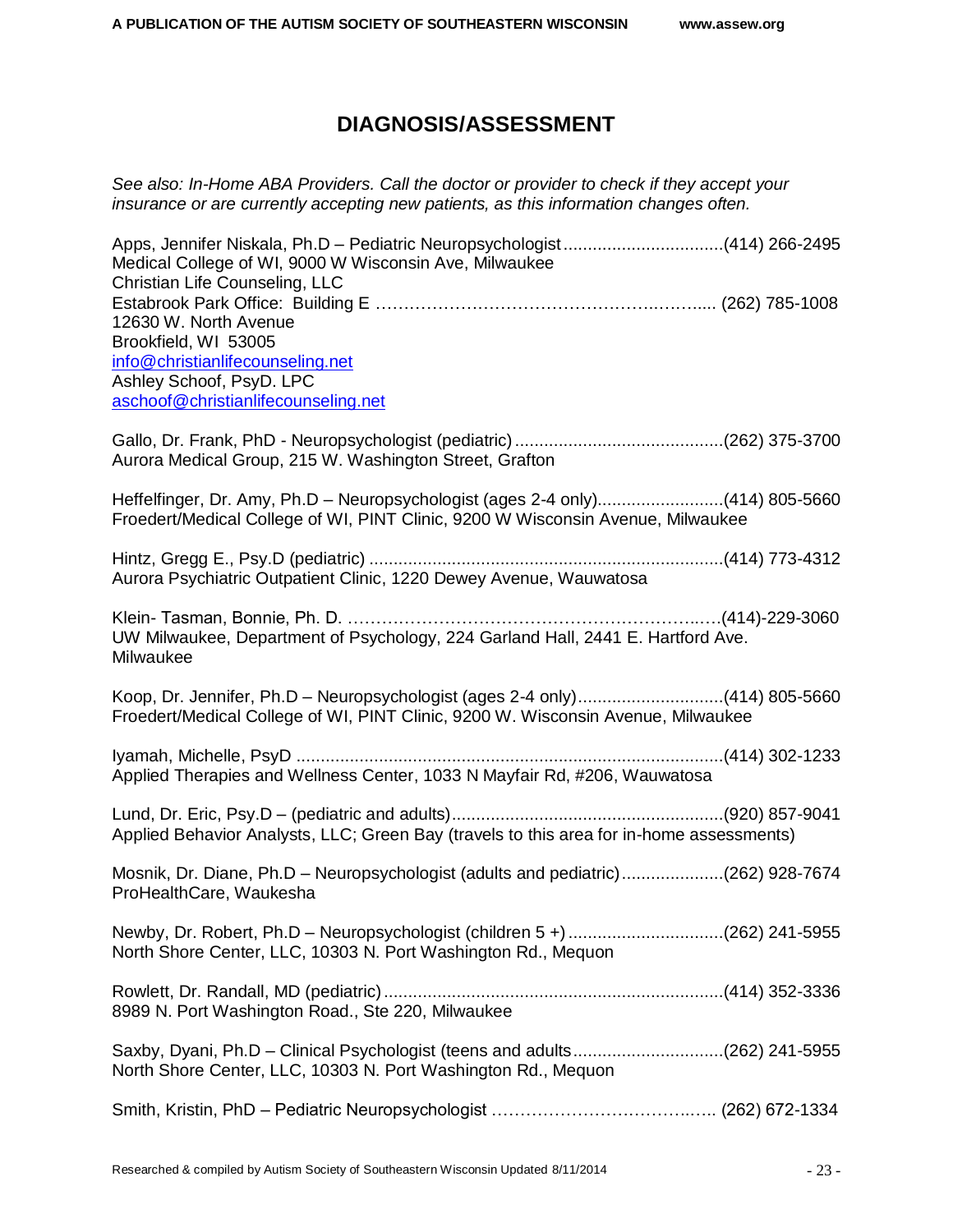# DIAGNOSIS/ASSESSMENT

*See also: In-Home ABA Providers. Call the doctor or provider to check if they accept your insurance or are currently accepting new patients, as this information changes often.*

Apps, Jennifer Niskala, Ph.D – Pediatric Neuropsychologist.................................(414) 266-2495
Medical College of WI, 9000 W Wisconsin Ave, Milwaukee
Christian Life Counseling, LLC
Estabrook Park Office: Building E …………………………………………..……..... (262) 785-1008
12630 W. North Avenue
Brookfield, WI 53005
info@christianlifecounseling.net
Ashley Schoof, PsyD. LPC
aschoof@christianlifecounseling.net

Gallo, Dr. Frank, PhD - Neuropsychologist (pediatric)...........................................(262) 375-3700
Aurora Medical Group, 215 W. Washington Street, Grafton

Heffelfinger, Dr. Amy, Ph.D – Neuropsychologist (ages 2-4 only)..........................(414) 805-5660
Froedert/Medical College of WI, PINT Clinic, 9200 W Wisconsin Avenue, Milwaukee

Hintz, Gregg E., Psy.D (pediatric) .........................................................................(414) 773-4312
Aurora Psychiatric Outpatient Clinic, 1220 Dewey Avenue, Wauwatosa

Klein- Tasman, Bonnie, Ph. D. ……………………………………………………..….(414)-229-3060
UW Milwaukee, Department of Psychology, 224 Garland Hall, 2441 E. Hartford Ave. Milwaukee

Koop, Dr. Jennifer, Ph.D – Neuropsychologist (ages 2-4 only).............................(414) 805-5660
Froedert/Medical College of WI, PINT Clinic, 9200 W. Wisconsin Avenue, Milwaukee

Iyamah, Michelle, PsyD ........................................................................................(414) 302-1233
Applied Therapies and Wellness Center, 1033 N Mayfair Rd, #206, Wauwatosa

Lund, Dr. Eric, Psy.D – (pediatric and adults).......................................................(920) 857-9041
Applied Behavior Analysts, LLC; Green Bay (travels to this area for in-home assessments)

Mosnik, Dr. Diane, Ph.D – Neuropsychologist (adults and pediatric).....................(262) 928-7674
ProHealthCare, Waukesha

Newby, Dr. Robert, Ph.D – Neuropsychologist (children 5 +)................................(262) 241-5955
North Shore Center, LLC, 10303 N. Port Washington Rd., Mequon

Rowlett, Dr. Randall, MD (pediatric)......................................................................(414) 352-3336
8989 N. Port Washington Road., Ste 220, Milwaukee

Saxby, Dyani, Ph.D – Clinical Psychologist (teens and adults...............................(262) 241-5955
North Shore Center, LLC, 10303 N. Port Washington Rd., Mequon

Smith, Kristin, PhD – Pediatric Neuropsychologist ………………………………..….. (262) 672-1334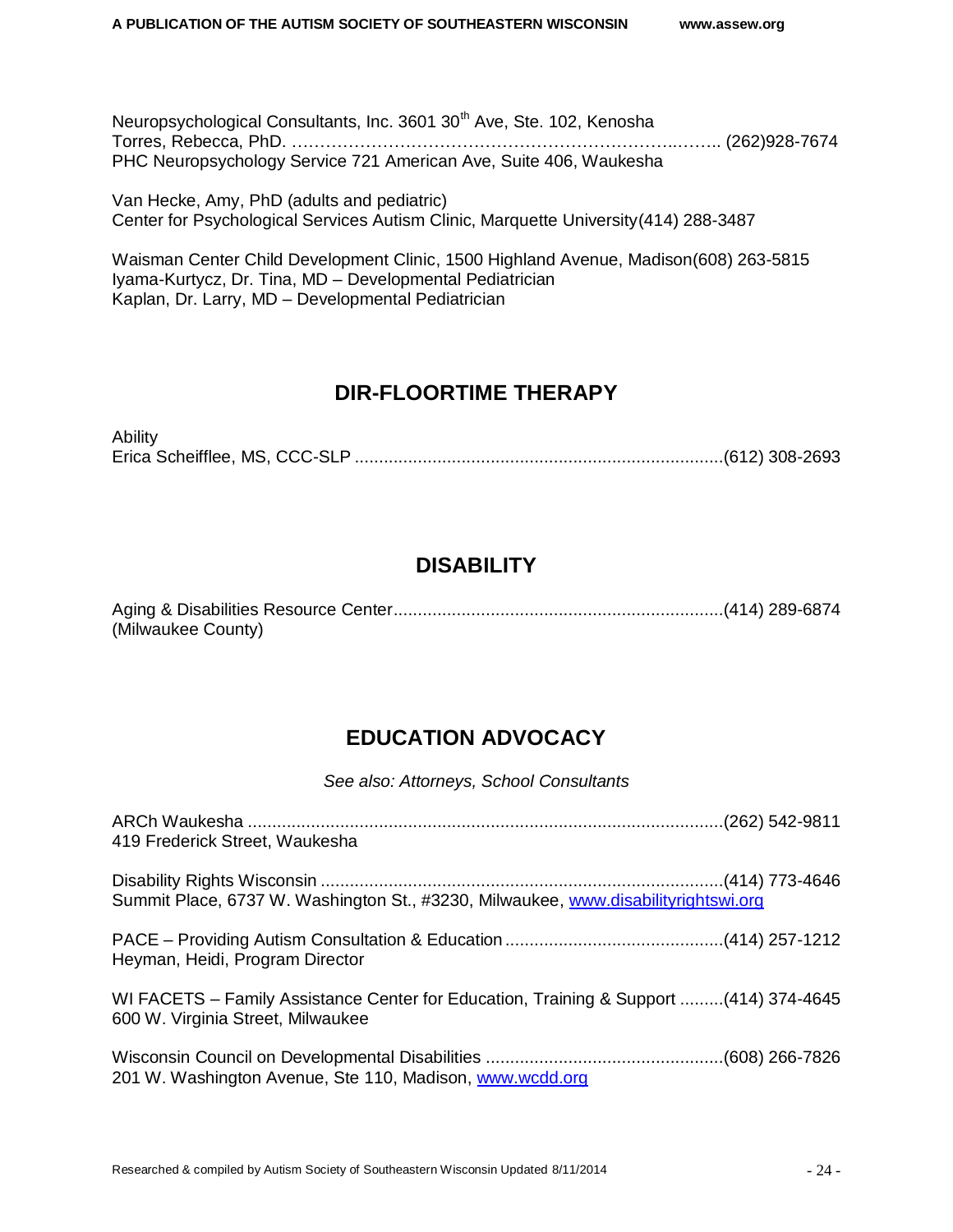Neuropsychological Consultants, Inc. 3601 30th Ave, Ste. 102, Kenosha
Torres, Rebecca, PhD. ……………………………………………………………..…….. (262)928-7674
PHC Neuropsychology Service 721 American Ave, Suite 406, Waukesha

Van Hecke, Amy, PhD (adults and pediatric)
Center for Psychological Services Autism Clinic, Marquette University(414) 288-3487

Waisman Center Child Development Clinic, 1500 Highland Avenue, Madison(608) 263-5815
Iyama-Kurtycz, Dr. Tina, MD – Developmental Pediatrician
Kaplan, Dr. Larry, MD – Developmental Pediatrician

## DIR-FLOORTIME THERAPY

Ability
Erica Scheifflee, MS, CCC-SLP ..........................................................................(612) 308-2693

## DISABILITY

Aging & Disabilities Resource Center...................................................................(414) 289-6874
(Milwaukee County)

## EDUCATION ADVOCACY

*See also: Attorneys, School Consultants*

ARCh Waukesha ..................................................................................................(262) 542-9811
419 Frederick Street, Waukesha

Disability Rights Wisconsin ...................................................................................(414) 773-4646
Summit Place, 6737 W. Washington St., #3230, Milwaukee, www.disabilityrightswi.org

PACE – Providing Autism Consultation & Education ............................................(414) 257-1212
Heyman, Heidi, Program Director

WI FACETS – Family Assistance Center for Education, Training & Support .........(414) 374-4645
600 W. Virginia Street, Milwaukee

Wisconsin Council on Developmental Disabilities ................................................(608) 266-7826
201 W. Washington Avenue, Ste 110, Madison, www.wcdd.org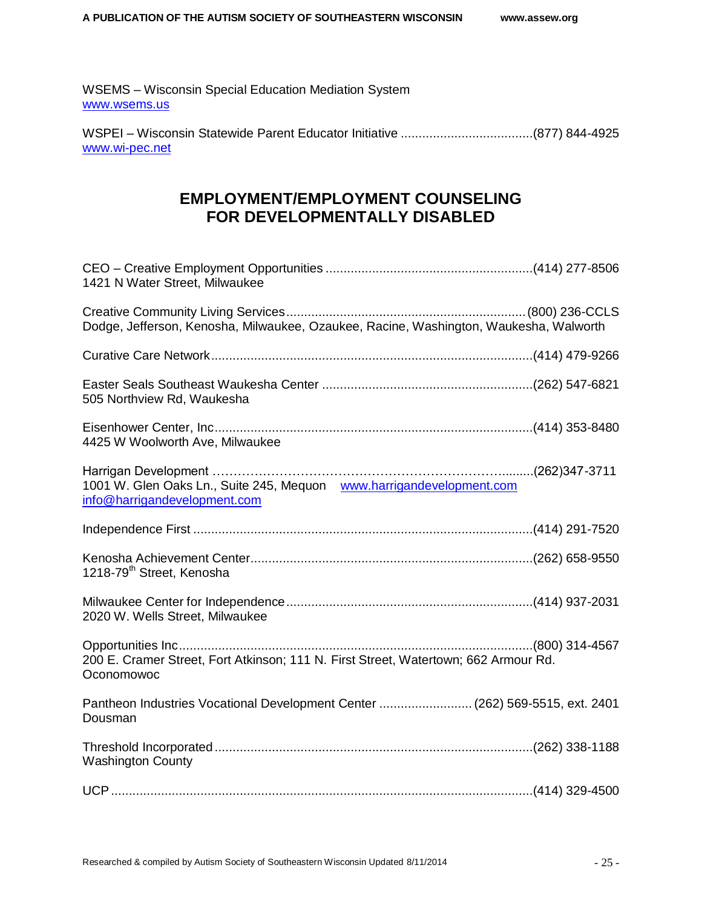WSEMS – Wisconsin Special Education Mediation System
www.wsems.us

WSPEI – Wisconsin Statewide Parent Educator Initiative ....................................(877) 844-4925
www.wi-pec.net

## EMPLOYMENT/EMPLOYMENT COUNSELING FOR DEVELOPMENTALLY DISABLED

CEO – Creative Employment Opportunities .........................................................(414) 277-8506
1421 N Water Street, Milwaukee

Creative Community Living Services..................................................................(800) 236-CCLS
Dodge, Jefferson, Kenosha, Milwaukee, Ozaukee, Racine, Washington, Waukesha, Walworth

Curative Care Network.........................................................................................(414) 479-9266

Easter Seals Southeast Waukesha Center ..........................................................(262) 547-6821
505 Northview Rd, Waukesha

Eisenhower Center, Inc........................................................................................(414) 353-8480
4425 W Woolworth Ave, Milwaukee

Harrigan Development ……………………………………………………….........(262)347-3711
1001 W. Glen Oaks Ln., Suite 245, Mequon www.harrigandevelopment.com
info@harrigandevelopment.com

Independence First ..............................................................................................(414) 291-7520

Kenosha Achievement Center..............................................................................(262) 658-9550
1218-79th Street, Kenosha

Milwaukee Center for Independence....................................................................(414) 937-2031
2020 W. Wells Street, Milwaukee

Opportunities Inc..................................................................................................(800) 314-4567
200 E. Cramer Street, Fort Atkinson; 111 N. First Street, Watertown; 662 Armour Rd. Oconomowoc

Pantheon Industries Vocational Development Center .......................... (262) 569-5515, ext. 2401
Dousman

Threshold Incorporated........................................................................................(262) 338-1188
Washington County

UCP .....................................................................................................................(414) 329-4500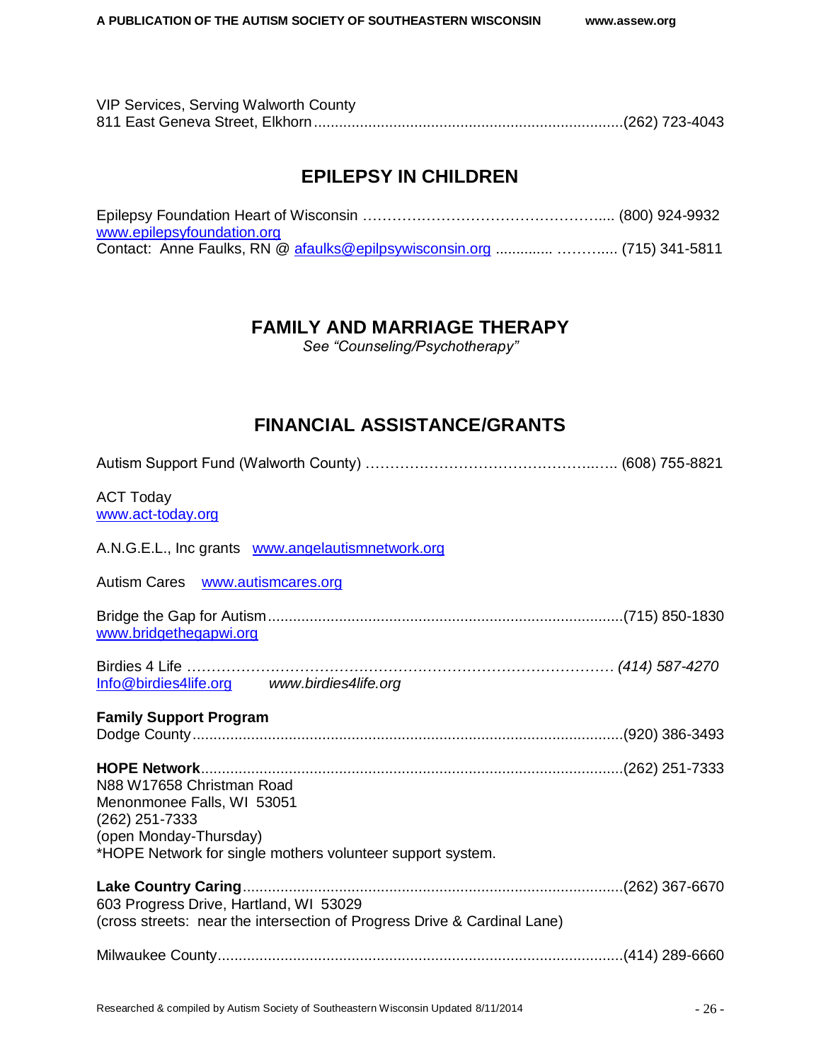VIP Services, Serving Walworth County
811 East Geneva Street, Elkhorn .........................................................................(262) 723-4043

## EPILEPSY IN CHILDREN

Epilepsy Foundation Heart of Wisconsin ………………………………………….... (800) 924-9932
www.epilepsyfoundation.org
Contact: Anne Faulks, RN @ afaulks@epilpsywisconsin.org .............. ……….... (715) 341-5811

## FAMILY AND MARRIAGE THERAPY

*See "Counseling/Psychotherapy"*

## FINANCIAL ASSISTANCE/GRANTS

Autism Support Fund (Walworth County) ……………………………………..….. (608) 755-8821

ACT Today
www.act-today.org

A.N.G.E.L., Inc grants www.angelautismnetwork.org

Autism Cares www.autismcares.org

Bridge the Gap for Autism....................................................................................(715) 850-1830
www.bridgethegapwi.org

Birdies 4 Life ……………………………………………………………………………… *(414) 587-4270*
Info@birdies4life.org *www.birdies4life.org*

**Family Support Program**
Dodge County.......................................................................................................(920) 386-3493

**HOPE Network**....................................................................................................(262) 251-7333
N88 W17658 Christman Road
Menonmonee Falls, WI 53051
(262) 251-7333
(open Monday-Thursday)
*HOPE Network for single mothers volunteer support system.

**Lake Country Caring**..........................................................................................(262) 367-6670
603 Progress Drive, Hartland, WI 53029
(cross streets: near the intersection of Progress Drive & Cardinal Lane)

Milwaukee County................................................................................................(414) 289-6660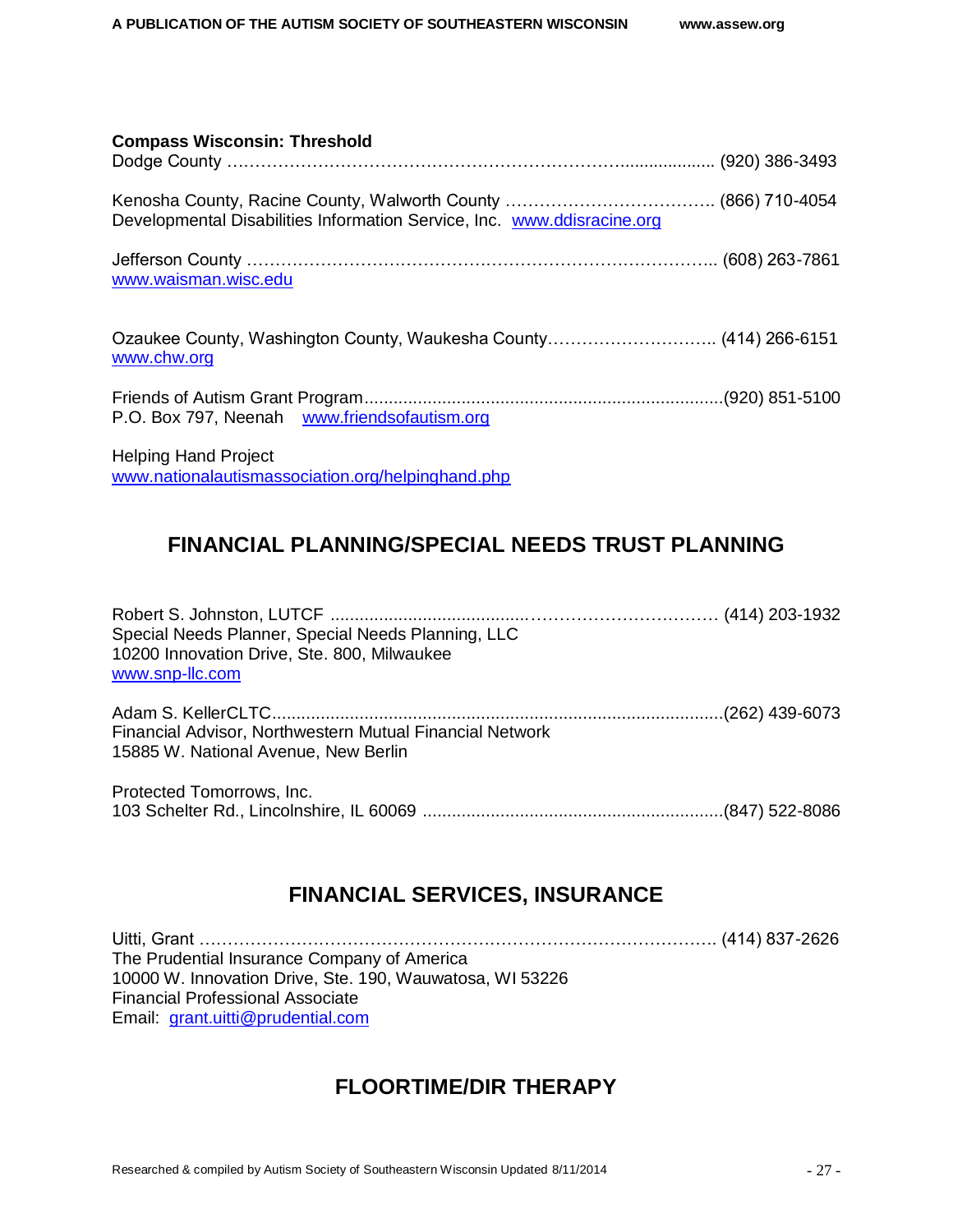**Compass Wisconsin: Threshold**

Dodge County …………………………………………………………….................. (920) 386-3493

Kenosha County, Racine County, Walworth County ………………………………. (866) 710-4054
Developmental Disabilities Information Service, Inc. www.ddisracine.org

Jefferson County ……………………………………………………………………….. (608) 263-7861
www.waisman.wisc.edu

Ozaukee County, Washington County, Waukesha County……………………….. (414) 266-6151
www.chw.org

Friends of Autism Grant Program.........................................................................(920) 851-5100
P.O. Box 797, Neenah www.friendsofautism.org

Helping Hand Project
www.nationalautismassociation.org/helpinghand.php

## FINANCIAL PLANNING/SPECIAL NEEDS TRUST PLANNING

Robert S. Johnston, LUTCF .......................................…………………………… (414) 203-1932
Special Needs Planner, Special Needs Planning, LLC
10200 Innovation Drive, Ste. 800, Milwaukee
www.snp-llc.com

Adam S. KellerCLTC............................................................................................(262) 439-6073
Financial Advisor, Northwestern Mutual Financial Network
15885 W. National Avenue, New Berlin

Protected Tomorrows, Inc.
103 Schelter Rd., Lincolnshire, IL 60069 .............................................................(847) 522-8086

## FINANCIAL SERVICES, INSURANCE

Uitti, Grant ……………………………………………………………………………… (414) 837-2626
The Prudential Insurance Company of America
10000 W. Innovation Drive, Ste. 190, Wauwatosa, WI 53226
Financial Professional Associate
Email: grant.uitti@prudential.com

## FLOORTIME/DIR THERAPY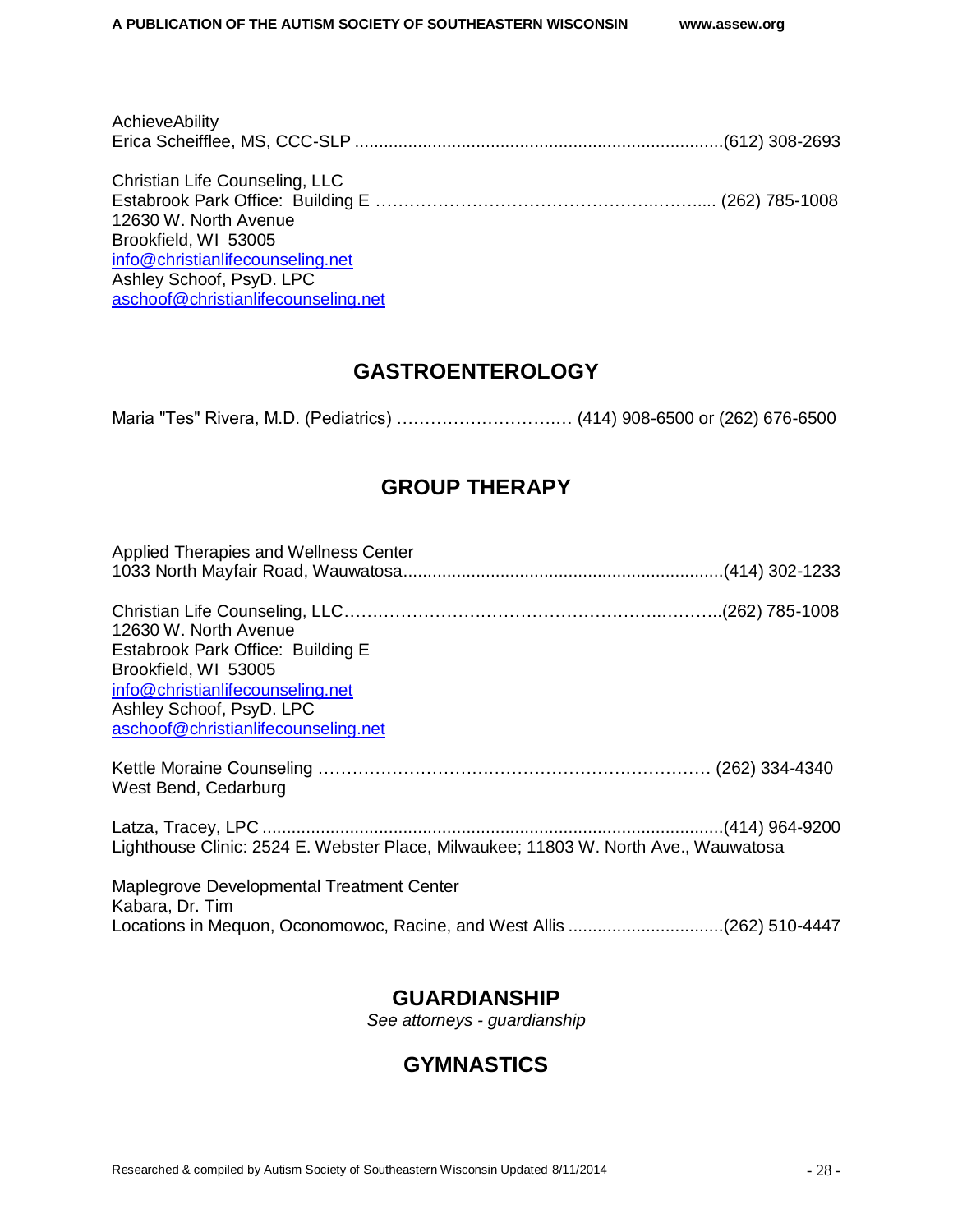AchieveAbility
Erica Scheifflee, MS, CCC-SLP ..........................................................................(612) 308-2693

Christian Life Counseling, LLC
Estabrook Park Office: Building E …………………………………………….……..... (262) 785-1008
12630 W. North Avenue
Brookfield, WI 53005
info@christianlifecounseling.net
Ashley Schoof, PsyD. LPC
aschoof@christianlifecounseling.net

## GASTROENTEROLOGY

Maria "Tes" Rivera, M.D. (Pediatrics) ……………………….… (414) 908-6500 or (262) 676-6500

## GROUP THERAPY

Applied Therapies and Wellness Center
1033 North Mayfair Road, Wauwatosa..................................................................(414) 302-1233

Christian Life Counseling, LLC…………………….……………………………..………..(262) 785-1008
12630 W. North Avenue
Estabrook Park Office: Building E
Brookfield, WI 53005
info@christianlifecounseling.net
Ashley Schoof, PsyD. LPC
aschoof@christianlifecounseling.net

Kettle Moraine Counseling ……………………………………………………………… (262) 334-4340
West Bend, Cedarburg

Latza, Tracey, LPC ..............................................................................................(414) 964-9200
Lighthouse Clinic: 2524 E. Webster Place, Milwaukee; 11803 W. North Ave., Wauwatosa

Maplegrove Developmental Treatment Center
Kabara, Dr. Tim
Locations in Mequon, Oconomowoc, Racine, and West Allis ................................(262) 510-4447

## GUARDIANSHIP

*See attorneys - guardianship*

## GYMNASTICS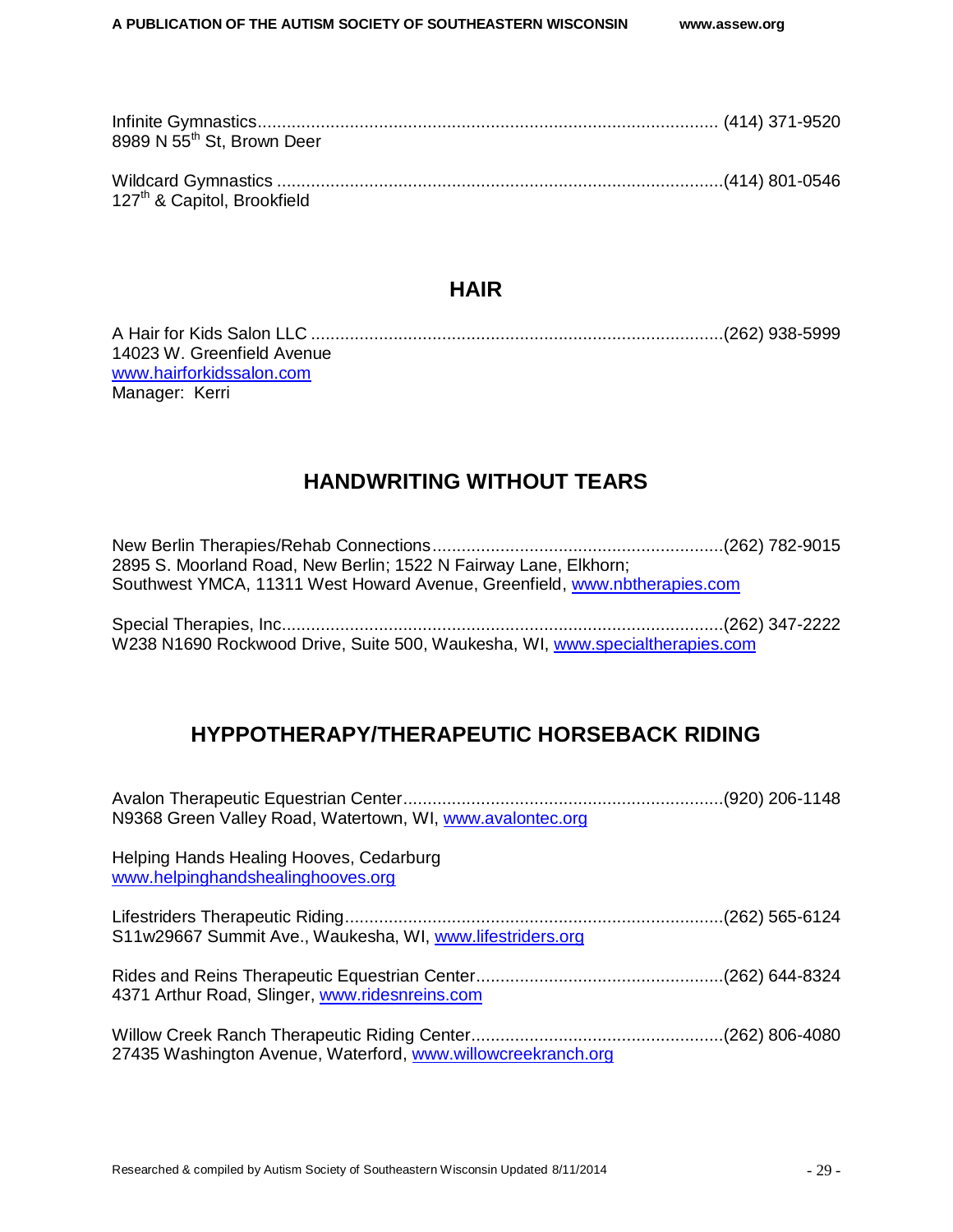Infinite Gymnastics............................................................................................ (414) 371-9520
8989 N 55th St, Brown Deer

Wildcard Gymnastics ..........................................................................................(414) 801-0546
127th & Capitol, Brookfield

## HAIR

A Hair for Kids Salon LLC ....................................................................................(262) 938-5999
14023 W. Greenfield Avenue
www.hairforkidssalon.com
Manager: Kerri

## HANDWRITING WITHOUT TEARS

New Berlin Therapies/Rehab Connections...........................................................(262) 782-9015
2895 S. Moorland Road, New Berlin; 1522 N Fairway Lane, Elkhorn;
Southwest YMCA, 11311 West Howard Avenue, Greenfield, www.nbtherapies.com

Special Therapies, Inc.........................................................................................(262) 347-2222
W238 N1690 Rockwood Drive, Suite 500, Waukesha, WI, www.specialtherapies.com

## HYPPOTHERAPY/THERAPEUTIC HORSEBACK RIDING

Avalon Therapeutic Equestrian Center.................................................................(920) 206-1148
N9368 Green Valley Road, Watertown, WI, www.avalontec.org

Helping Hands Healing Hooves, Cedarburg
www.helpinghandshealinghooves.org

Lifestriders Therapeutic Riding............................................................................(262) 565-6124
S11w29667 Summit Ave., Waukesha, WI, www.lifestriders.org

Rides and Reins Therapeutic Equestrian Center..................................................(262) 644-8324
4371 Arthur Road, Slinger, www.ridesnreins.com

Willow Creek Ranch Therapeutic Riding Center...................................................(262) 806-4080
27435 Washington Avenue, Waterford, www.willowcreekranch.org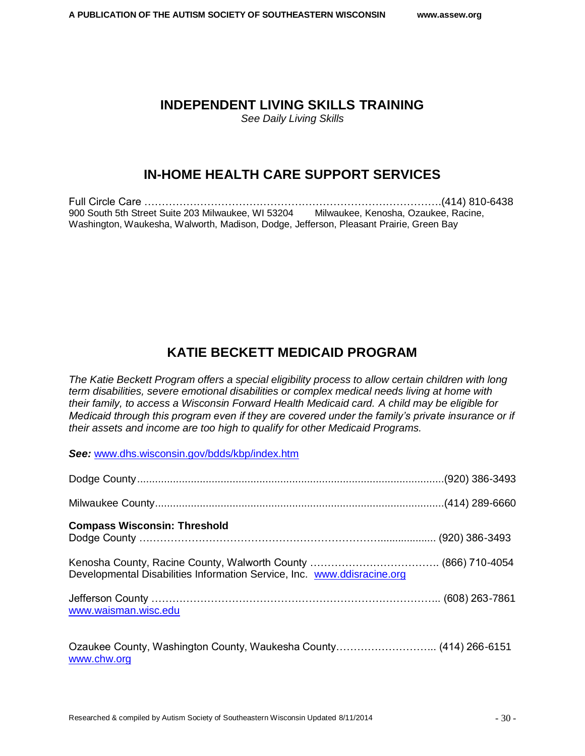## INDEPENDENT LIVING SKILLS TRAINING

*See Daily Living Skills*

## IN-HOME HEALTH CARE SUPPORT SERVICES

Full Circle Care …………………………………………………………………………….(414) 810-6438
900 South 5th Street Suite 203 Milwaukee, WI 53204 Milwaukee, Kenosha, Ozaukee, Racine, Washington, Waukesha, Walworth, Madison, Dodge, Jefferson, Pleasant Prairie, Green Bay

## KATIE BECKETT MEDICAID PROGRAM

*The Katie Beckett Program offers a special eligibility process to allow certain children with long term disabilities, severe emotional disabilities or complex medical needs living at home with their family, to access a Wisconsin Forward Health Medicaid card. A child may be eligible for Medicaid through this program even if they are covered under the family's private insurance or if their assets and income are too high to qualify for other Medicaid Programs.*

***See:*** www.dhs.wisconsin.gov/bdds/kbp/index.htm

Dodge County.......................................................................................................(920) 386-3493

Milwaukee County................................................................................................(414) 289-6660

**Compass Wisconsin: Threshold**
Dodge County ……………………………………………………………................... (920) 386-3493

Kenosha County, Racine County, Walworth County ………………………………. (866) 710-4054
Developmental Disabilities Information Service, Inc. www.ddisracine.org

Jefferson County ……………………………………………………………………….. (608) 263-7861
www.waisman.wisc.edu

Ozaukee County, Washington County, Waukesha County……………………….. (414) 266-6151
www.chw.org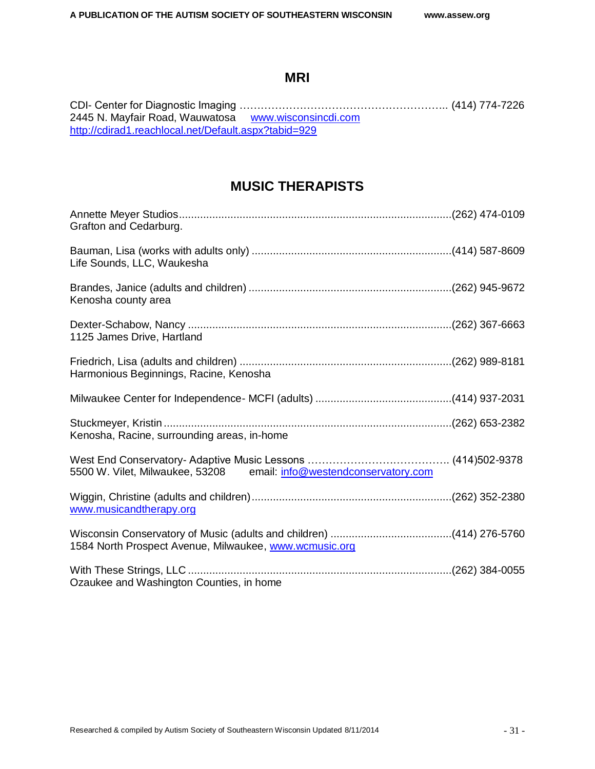## MRI

CDI- Center for Diagnostic Imaging ………………………………………………….. (414) 774-7226
2445 N. Mayfair Road, Wauwatosa www.wisconsincdi.com
http://cdirad1.reachlocal.net/Default.aspx?tabid=929

## MUSIC THERAPISTS

Annette Meyer Studios........................................................................................(262) 474-0109
Grafton and Cedarburg.

Bauman, Lisa (works with adults only) .................................................................(414) 587-8609
Life Sounds, LLC, Waukesha

Brandes, Janice (adults and children) ..................................................................(262) 945-9672
Kenosha county area

Dexter-Schabow, Nancy ......................................................................................(262) 367-6663
1125 James Drive, Hartland

Friedrich, Lisa (adults and children) .....................................................................(262) 989-8181
Harmonious Beginnings, Racine, Kenosha

Milwaukee Center for Independence- MCFI (adults) ............................................(414) 937-2031

Stuckmeyer, Kristin ..............................................................................................(262) 653-2382
Kenosha, Racine, surrounding areas, in-home

West End Conservatory- Adaptive Music Lessons …………………………………. (414)502-9378
5500 W. Vilet, Milwaukee, 53208 email: info@westendconservatory.com

Wiggin, Christine (adults and children).................................................................(262) 352-2380
www.musicandtherapy.org

Wisconsin Conservatory of Music (adults and children) .......................................(414) 276-5760
1584 North Prospect Avenue, Milwaukee, www.wcmusic.org

With These Strings, LLC ......................................................................................(262) 384-0055
Ozaukee and Washington Counties, in home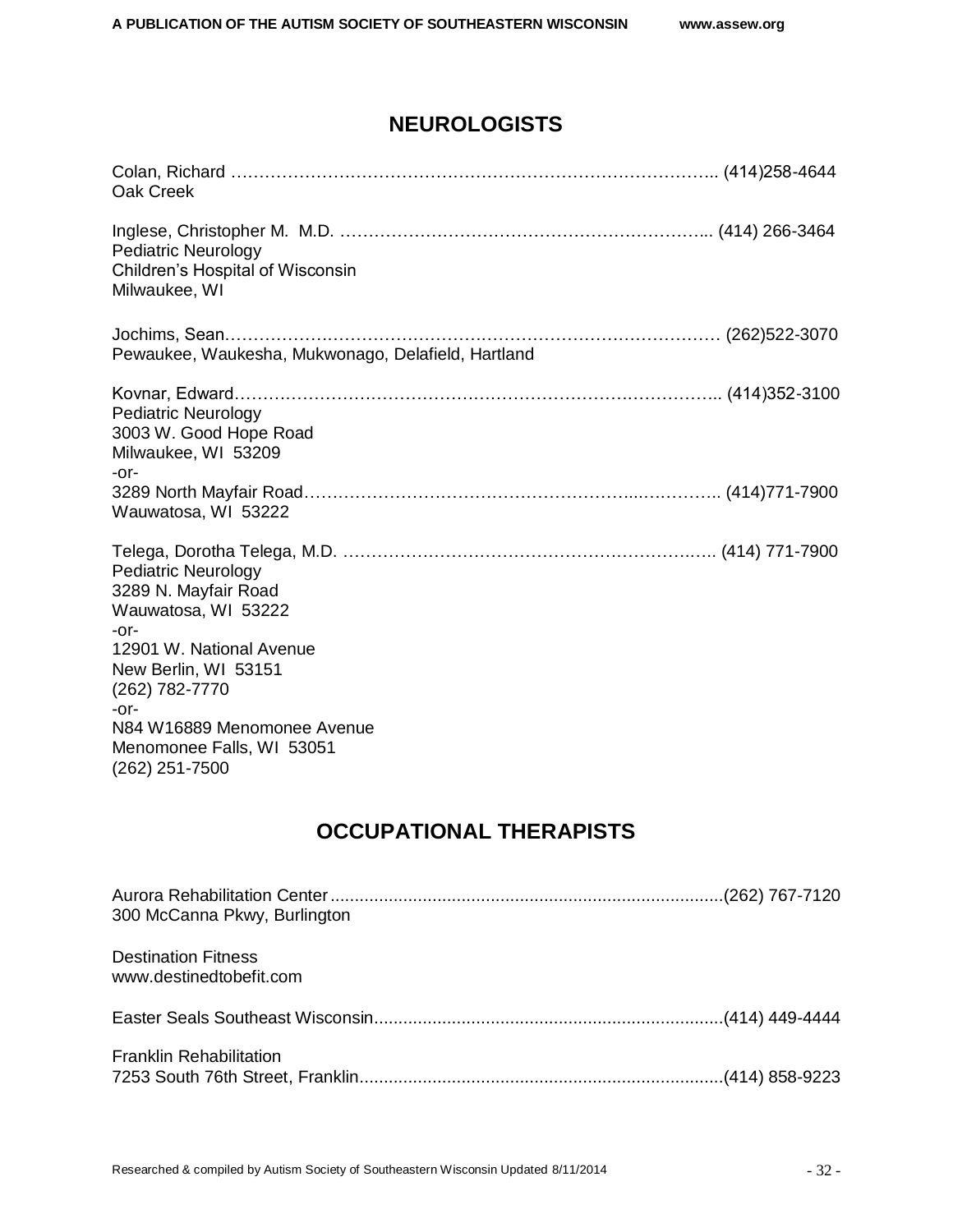## NEUROLOGISTS

Colan, Richard ………………………………………………………………………….. (414)258-4644
Oak Creek

Inglese, Christopher M. M.D. ………………………………………………………... (414) 266-3464
Pediatric Neurology
Children's Hospital of Wisconsin
Milwaukee, WI

Jochims, Sean……………………………………………………………………………… (262)522-3070
Pewaukee, Waukesha, Mukwonago, Delafield, Hartland

Kovnar, Edward…………………………………………………………………………….. (414)352-3100
Pediatric Neurology
3003 W. Good Hope Road
Milwaukee, WI 53209
-or-
3289 North Mayfair Road……………………………………………………..………….. (414)771-7900
Wauwatosa, WI 53222

Telega, Dorotha Telega, M.D. ……………………………………………………….….. (414) 771-7900
Pediatric Neurology
3289 N. Mayfair Road
Wauwatosa, WI 53222
-or-
12901 W. National Avenue
New Berlin, WI 53151
(262) 782-7770
-or-
N84 W16889 Menomonee Avenue
Menomonee Falls, WI 53051
(262) 251-7500

## OCCUPATIONAL THERAPISTS

Aurora Rehabilitation Center..............................................................................(262) 767-7120
300 McCanna Pkwy, Burlington

Destination Fitness
www.destinedtobefit.com

Easter Seals Southeast Wisconsin.......................................................................(414) 449-4444

Franklin Rehabilitation
7253 South 76th Street, Franklin..........................................................................(414) 858-9223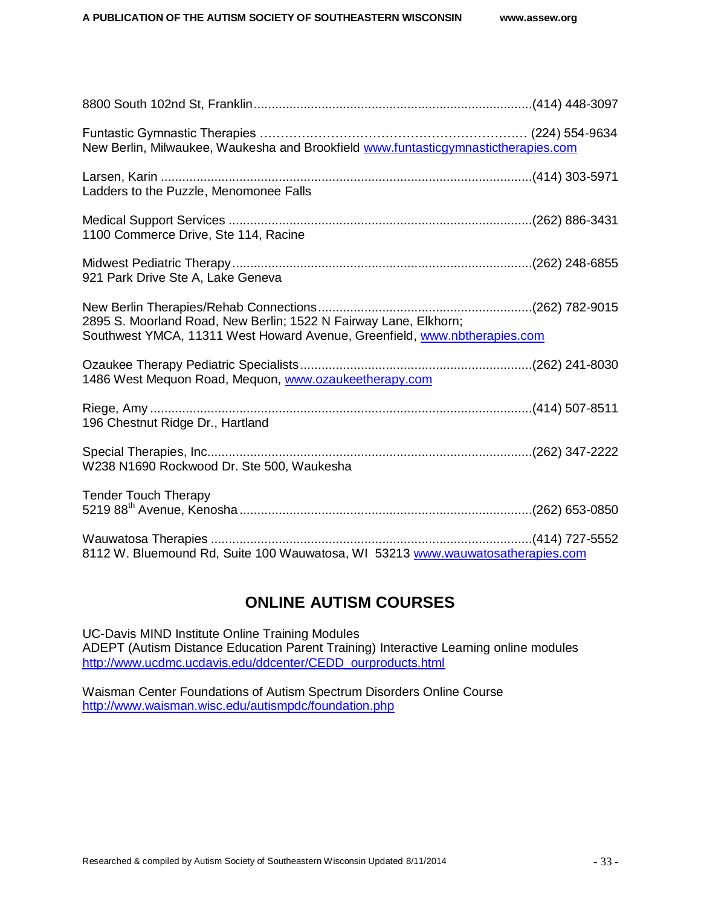8800 South 102nd St, Franklin............................................................................(414) 448-3097

Funtastic Gymnastic Therapies ………………………………………………………… (224) 554-9634
New Berlin, Milwaukee, Waukesha and Brookfield www.funtasticgymnastictherapies.com

Larsen, Karin .......................................................................................................(414) 303-5971
Ladders to the Puzzle, Menomonee Falls

Medical Support Services ....................................................................................(262) 886-3431
1100 Commerce Drive, Ste 114, Racine

Midwest Pediatric Therapy...................................................................................(262) 248-6855
921 Park Drive Ste A, Lake Geneva

New Berlin Therapies/Rehab Connections...........................................................(262) 782-9015
2895 S. Moorland Road, New Berlin; 1522 N Fairway Lane, Elkhorn;
Southwest YMCA, 11311 West Howard Avenue, Greenfield, www.nbtherapies.com

Ozaukee Therapy Pediatric Specialists................................................................(262) 241-8030
1486 West Mequon Road, Mequon, www.ozaukeetherapy.com

Riege, Amy ...........................................................................................................(414) 507-8511
196 Chestnut Ridge Dr., Hartland

Special Therapies, Inc...........................................................................................(262) 347-2222
W238 N1690 Rockwood Dr. Ste 500, Waukesha

Tender Touch Therapy
5219 88th Avenue, Kenosha..................................................................................(262) 653-0850

Wauwatosa Therapies ..........................................................................................(414) 727-5552
8112 W. Bluemound Rd, Suite 100 Wauwatosa, WI 53213 www.wauwatosatherapies.com

## ONLINE AUTISM COURSES

UC-Davis MIND Institute Online Training Modules
ADEPT (Autism Distance Education Parent Training) Interactive Learning online modules
http://www.ucdmc.ucdavis.edu/ddcenter/CEDD_ourproducts.html

Waisman Center Foundations of Autism Spectrum Disorders Online Course
http://www.waisman.wisc.edu/autismpdc/foundation.php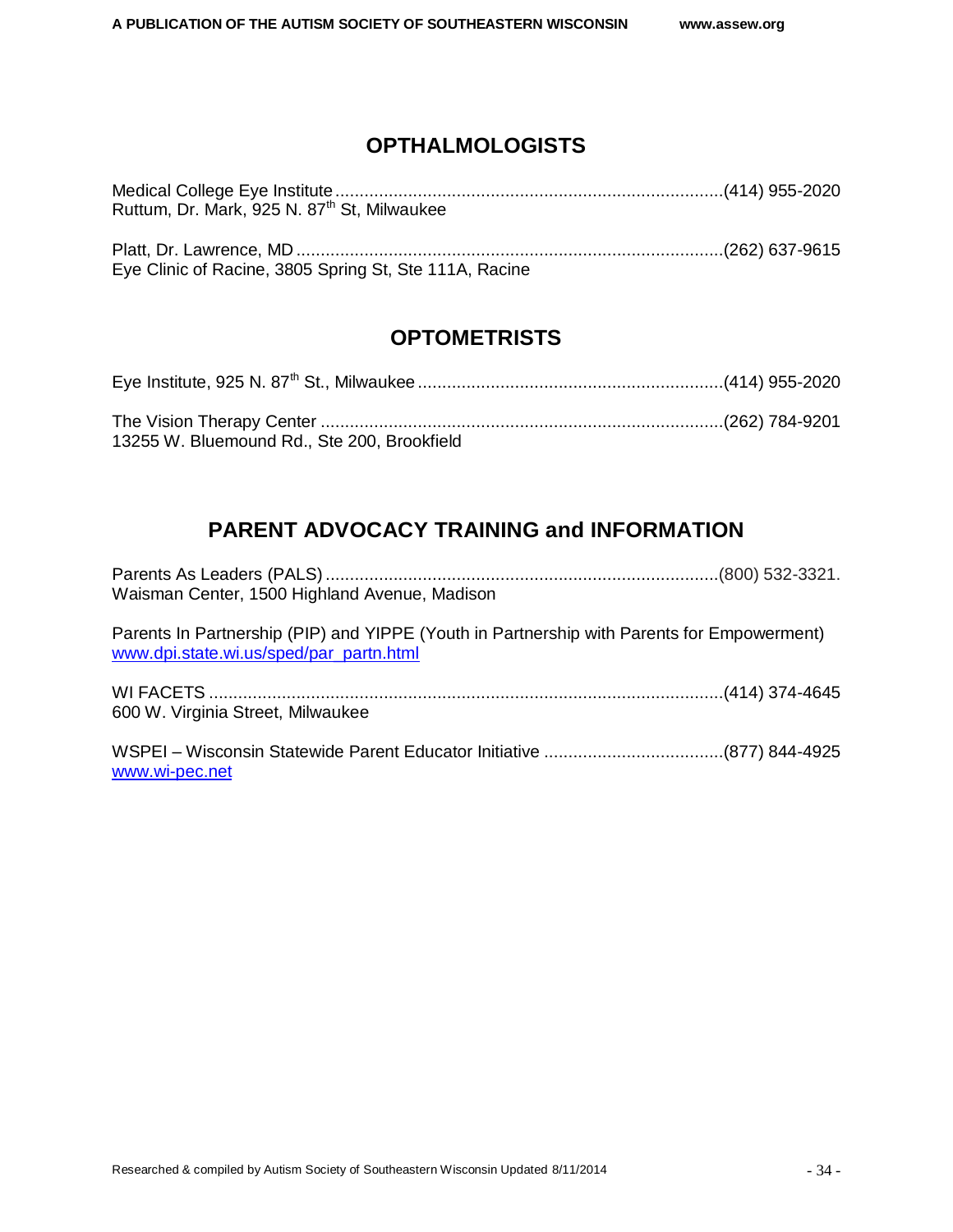## OPTHALMOLOGISTS

Medical College Eye Institute................................................................................(414) 955-2020
Ruttum, Dr. Mark, 925 N. 87th St, Milwaukee

Platt, Dr. Lawrence, MD.......................................................................................(262) 637-9615
Eye Clinic of Racine, 3805 Spring St, Ste 111A, Racine

## OPTOMETRISTS

Eye Institute, 925 N. 87th St., Milwaukee...............................................................(414) 955-2020

The Vision Therapy Center ..................................................................................(262) 784-9201
13255 W. Bluemound Rd., Ste 200, Brookfield

## PARENT ADVOCACY TRAINING and INFORMATION

Parents As Leaders (PALS).................................................................................(800) 532-3321.
Waisman Center, 1500 Highland Avenue, Madison

Parents In Partnership (PIP) and YIPPE (Youth in Partnership with Parents for Empowerment)
www.dpi.state.wi.us/sped/par_partn.html

WI FACETS ..........................................................................................................(414) 374-4645
600 W. Virginia Street, Milwaukee

WSPEI – Wisconsin Statewide Parent Educator Initiative ....................................(877) 844-4925
www.wi-pec.net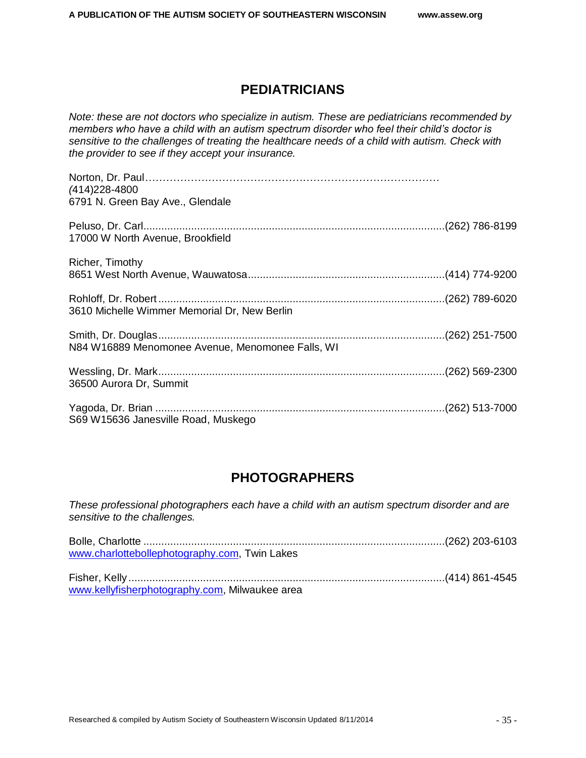## PEDIATRICIANS

*Note: these are not doctors who specialize in autism. These are pediatricians recommended by members who have a child with an autism spectrum disorder who feel their child's doctor is sensitive to the challenges of treating the healthcare needs of a child with autism. Check with the provider to see if they accept your insurance.*

Norton, Dr. Paul…………………………………………………………………………
(414)228-4800
6791 N. Green Bay Ave., Glendale

Peluso, Dr. Carl....................................................................................................(262) 786-8199
17000 W North Avenue, Brookfield

Richer, Timothy
8651 West North Avenue, Wauwatosa.................................................................(414) 774-9200

Rohloff, Dr. Robert ..............................................................................................(262) 789-6020
3610 Michelle Wimmer Memorial Dr, New Berlin

Smith, Dr. Douglas...............................................................................................(262) 251-7500
N84 W16889 Menomonee Avenue, Menomonee Falls, WI

Wessling, Dr. Mark...............................................................................................(262) 569-2300
36500 Aurora Dr, Summit

Yagoda, Dr. Brian ................................................................................................(262) 513-7000
S69 W15636 Janesville Road, Muskego

## PHOTOGRAPHERS

*These professional photographers each have a child with an autism spectrum disorder and are sensitive to the challenges.*

Bolle, Charlotte ....................................................................................................(262) 203-6103
www.charlottebollephotography.com, Twin Lakes

Fisher, Kelly .........................................................................................................(414) 861-4545
www.kellyfisherphotography.com, Milwaukee area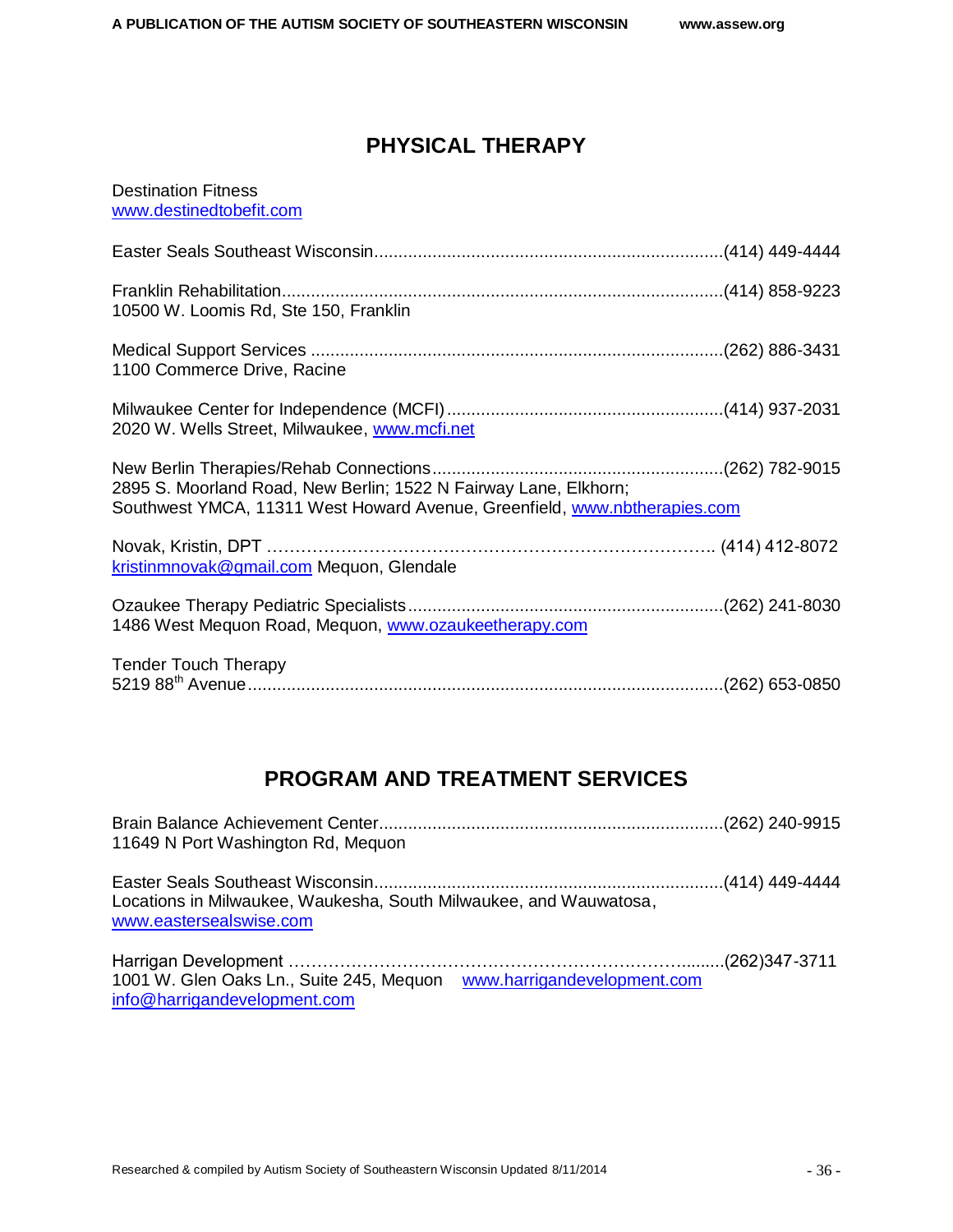## PHYSICAL THERAPY

Destination Fitness
www.destinedtobefit.com

Easter Seals Southeast Wisconsin........................................................................(414) 449-4444

Franklin Rehabilitation..........................................................................................(414) 858-9223
10500 W. Loomis Rd, Ste 150, Franklin

Medical Support Services ....................................................................................(262) 886-3431
1100 Commerce Drive, Racine

Milwaukee Center for Independence (MCFI).........................................................(414) 937-2031
2020 W. Wells Street, Milwaukee, www.mcfi.net

New Berlin Therapies/Rehab Connections............................................................(262) 782-9015
2895 S. Moorland Road, New Berlin; 1522 N Fairway Lane, Elkhorn;
Southwest YMCA, 11311 West Howard Avenue, Greenfield, www.nbtherapies.com

Novak, Kristin, DPT …………………………………………………………………. (414) 412-8072
kristinmnovak@gmail.com Mequon, Glendale

Ozaukee Therapy Pediatric Specialists.................................................................(262) 241-8030
1486 West Mequon Road, Mequon, www.ozaukeetherapy.com

Tender Touch Therapy
5219 88th Avenue..................................................................................................(262) 653-0850

## PROGRAM AND TREATMENT SERVICES

Brain Balance Achievement Center.......................................................................(262) 240-9915
11649 N Port Washington Rd, Mequon

Easter Seals Southeast Wisconsin........................................................................(414) 449-4444
Locations in Milwaukee, Waukesha, South Milwaukee, and Wauwatosa,
www.eastersealswise.com

Harrigan Development ………………………………………………………….........(262)347-3711
1001 W. Glen Oaks Ln., Suite 245, Mequon www.harrigandevelopment.com
info@harrigandevelopment.com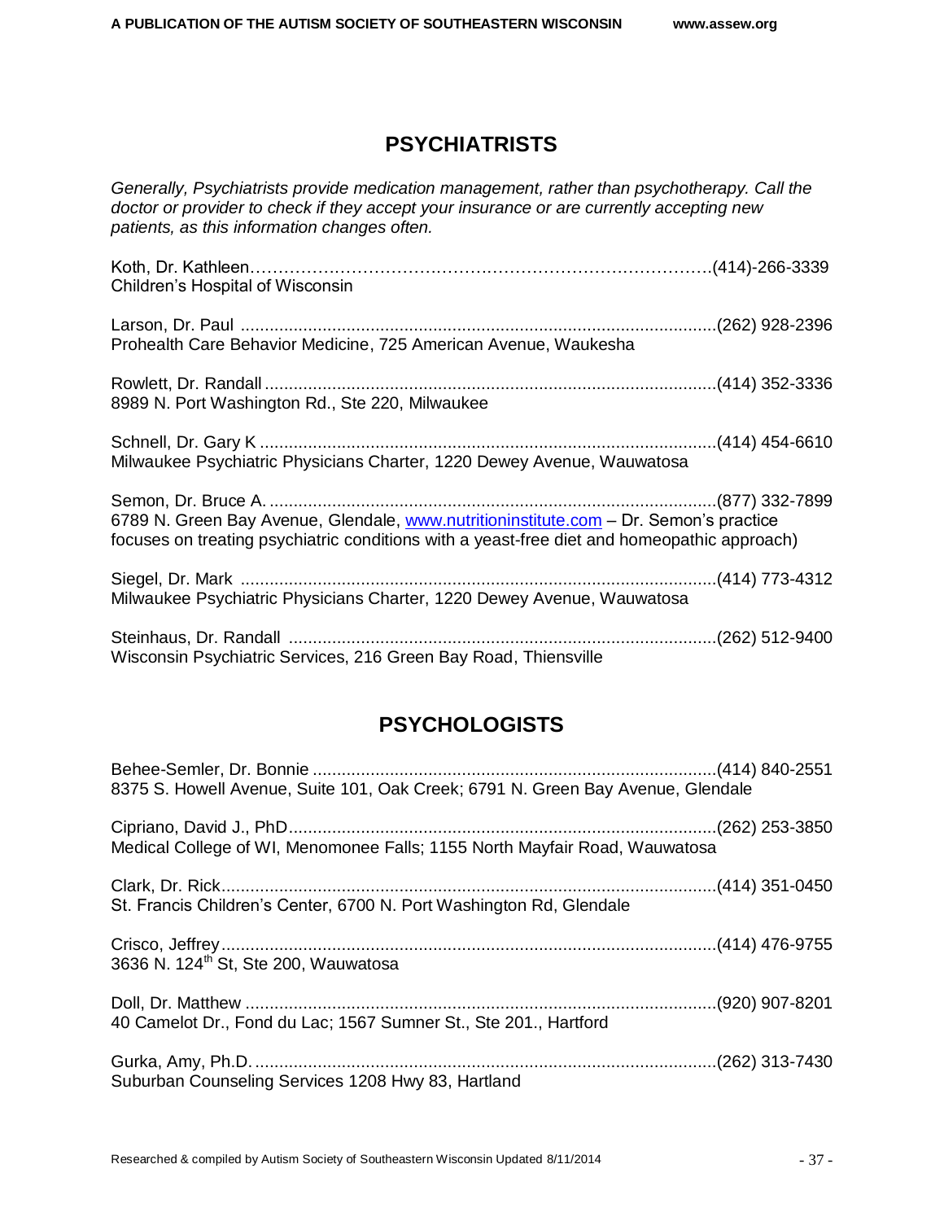## PSYCHIATRISTS

*Generally, Psychiatrists provide medication management, rather than psychotherapy. Call the doctor or provider to check if they accept your insurance or are currently accepting new patients, as this information changes often.*

Koth, Dr. Kathleen……………………………………………………………………(414)-266-3339
Children's Hospital of Wisconsin

Larson, Dr. Paul ..................................................................................................(262) 928-2396
Prohealth Care Behavior Medicine, 725 American Avenue, Waukesha

Rowlett, Dr. Randall .............................................................................................(414) 352-3336
8989 N. Port Washington Rd., Ste 220, Milwaukee

Schnell, Dr. Gary K ..............................................................................................(414) 454-6610
Milwaukee Psychiatric Physicians Charter, 1220 Dewey Avenue, Wauwatosa

Semon, Dr. Bruce A. ............................................................................................(877) 332-7899
6789 N. Green Bay Avenue, Glendale, www.nutritioninstitute.com – Dr. Semon's practice focuses on treating psychiatric conditions with a yeast-free diet and homeopathic approach)

Siegel, Dr. Mark ..................................................................................................(414) 773-4312
Milwaukee Psychiatric Physicians Charter, 1220 Dewey Avenue, Wauwatosa

Steinhaus, Dr. Randall ........................................................................................(262) 512-9400
Wisconsin Psychiatric Services, 216 Green Bay Road, Thiensville

## PSYCHOLOGISTS

Behee-Semler, Dr. Bonnie ...................................................................................(414) 840-2551
8375 S. Howell Avenue, Suite 101, Oak Creek; 6791 N. Green Bay Avenue, Glendale

Cipriano, David J., PhD........................................................................................(262) 253-3850
Medical College of WI, Menomonee Falls; 1155 North Mayfair Road, Wauwatosa

Clark, Dr. Rick......................................................................................................(414) 351-0450
St. Francis Children's Center, 6700 N. Port Washington Rd, Glendale

Crisco, Jeffrey......................................................................................................(414) 476-9755
3636 N. 124th St, Ste 200, Wauwatosa

Doll, Dr. Matthew .................................................................................................(920) 907-8201
40 Camelot Dr., Fond du Lac; 1567 Sumner St., Ste 201., Hartford

Gurka, Amy, Ph.D. ...............................................................................................(262) 313-7430
Suburban Counseling Services 1208 Hwy 83, Hartland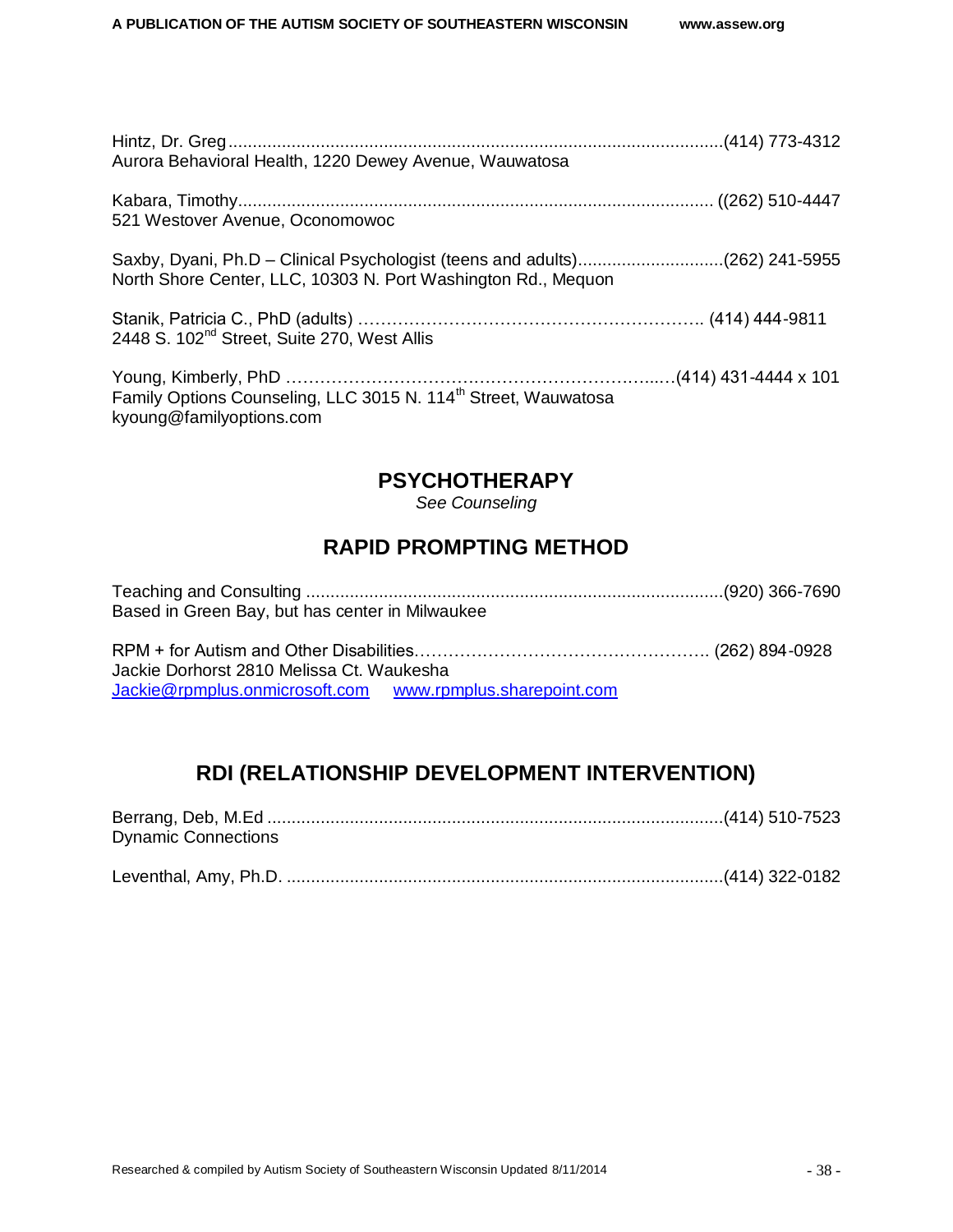Hintz, Dr. Greg........................................................................................................(414) 773-4312
Aurora Behavioral Health, 1220 Dewey Avenue, Wauwatosa

Kabara, Timothy.................................................................................................. ((262) 510-4447
521 Westover Avenue, Oconomowoc

Saxby, Dyani, Ph.D – Clinical Psychologist (teens and adults)..............................(262) 241-5955
North Shore Center, LLC, 10303 N. Port Washington Rd., Mequon

Stanik, Patricia C., PhD (adults) …………………………………………………….. (414) 444-9811
2448 S. 102nd Street, Suite 270, West Allis

Young, Kimberly, PhD ………………………………………………………...(414) 431-4444 x 101
Family Options Counseling, LLC 3015 N. 114th Street, Wauwatosa
kyoung@familyoptions.com

## PSYCHOTHERAPY

*See Counseling*

## RAPID PROMPTING METHOD

Teaching and Consulting ......................................................................................(920) 366-7690
Based in Green Bay, but has center in Milwaukee

RPM + for Autism and Other Disabilities…………………………………………….. (262) 894-0928
Jackie Dorhorst 2810 Melissa Ct. Waukesha
Jackie@rpmplus.onmicrosoft.com www.rpmplus.sharepoint.com

## RDI (RELATIONSHIP DEVELOPMENT INTERVENTION)

Berrang, Deb, M.Ed .............................................................................................(414) 510-7523
Dynamic Connections

Leventhal, Amy, Ph.D. ..........................................................................................(414) 322-0182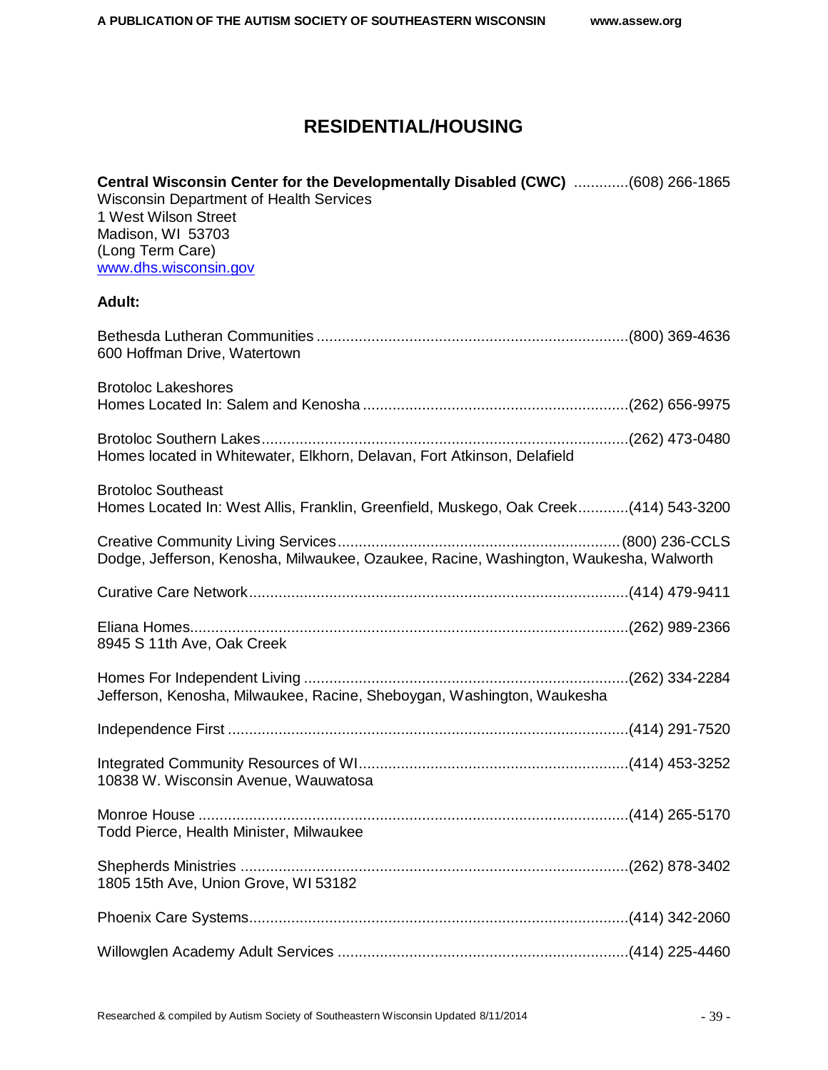# RESIDENTIAL/HOUSING

**Central Wisconsin Center for the Developmentally Disabled (CWC)** .............(608) 266-1865
Wisconsin Department of Health Services
1 West Wilson Street
Madison, WI 53703
(Long Term Care)
www.dhs.wisconsin.gov

**Adult:**

Bethesda Lutheran Communities ........................................................................(800) 369-4636
600 Hoffman Drive, Watertown

Brotoloc Lakeshores
Homes Located In: Salem and Kenosha ..............................................................(262) 656-9975

Brotoloc Southern Lakes......................................................................................(262) 473-0480
Homes located in Whitewater, Elkhorn, Delavan, Fort Atkinson, Delafield

Brotoloc Southeast
Homes Located In: West Allis, Franklin, Greenfield, Muskego, Oak Creek............(414) 543-3200

Creative Community Living Services...................................................................(800) 236-CCLS
Dodge, Jefferson, Kenosha, Milwaukee, Ozaukee, Racine, Washington, Waukesha, Walworth

Curative Care Network.........................................................................................(414) 479-9411

Eliana Homes.......................................................................................................(262) 989-2366
8945 S 11th Ave, Oak Creek

Homes For Independent Living ............................................................................(262) 334-2284
Jefferson, Kenosha, Milwaukee, Racine, Sheboygan, Washington, Waukesha

Independence First ..............................................................................................(414) 291-7520

Integrated Community Resources of WI................................................................(414) 453-3252
10838 W. Wisconsin Avenue, Wauwatosa

Monroe House ......................................................................................................(414) 265-5170
Todd Pierce, Health Minister, Milwaukee

Shepherds Ministries ............................................................................................(262) 878-3402
1805 15th Ave, Union Grove, WI 53182

Phoenix Care Systems..........................................................................................(414) 342-2060

Willowglen Academy Adult Services ....................................................................(414) 225-4460

Researched & compiled by Autism Society of Southeastern Wisconsin Updated 8/11/2014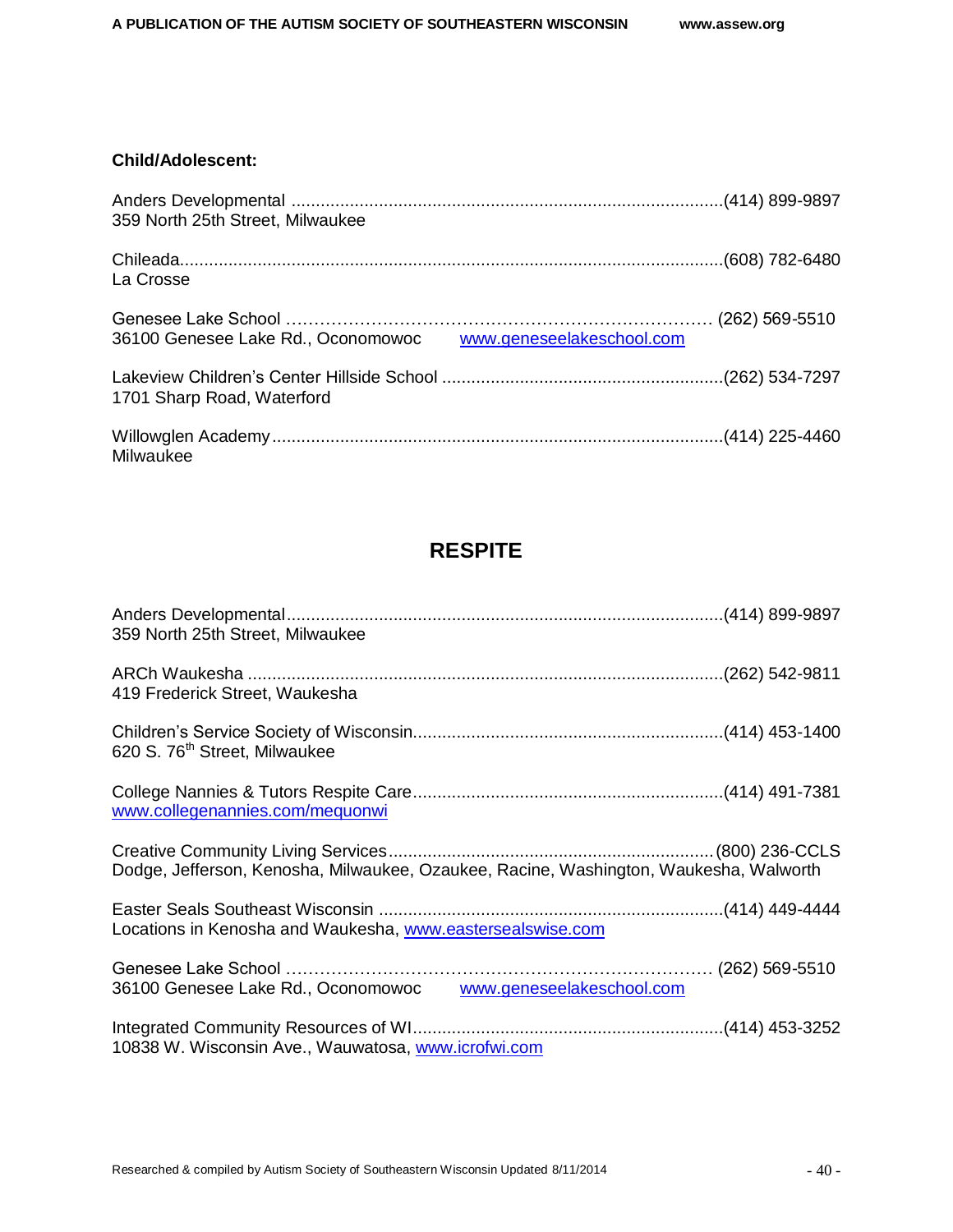**Child/Adolescent:**

Anders Developmental ........................................................................................(414) 899-9897
359 North 25th Street, Milwaukee

Chileada...............................................................................................................(608) 782-6480
La Crosse

Genesee Lake School ………………………………………………………………… (262) 569-5510
36100 Genesee Lake Rd., Oconomowoc www.geneseelakeschool.com

Lakeview Children's Center Hillside School .........................................................(262) 534-7297
1701 Sharp Road, Waterford

Willowglen Academy...........................................................................................(414) 225-4460
Milwaukee

## RESPITE

Anders Developmental.........................................................................................(414) 899-9897
359 North 25th Street, Milwaukee

ARCh Waukesha .................................................................................................(262) 542-9811
419 Frederick Street, Waukesha

Children's Service Society of Wisconsin...............................................................(414) 453-1400
620 S. 76th Street, Milwaukee

College Nannies & Tutors Respite Care...............................................................(414) 491-7381
www.collegenannies.com/mequonwi

Creative Community Living Services..................................................................(800) 236-CCLS
Dodge, Jefferson, Kenosha, Milwaukee, Ozaukee, Racine, Washington, Waukesha, Walworth

Easter Seals Southeast Wisconsin ......................................................................(414) 449-4444
Locations in Kenosha and Waukesha, www.eastersealswise.com

Genesee Lake School ………………………………………………………………… (262) 569-5510
36100 Genesee Lake Rd., Oconomowoc www.geneseelakeschool.com

Integrated Community Resources of WI...............................................................(414) 453-3252
10838 W. Wisconsin Ave., Wauwatosa, www.icrofwi.com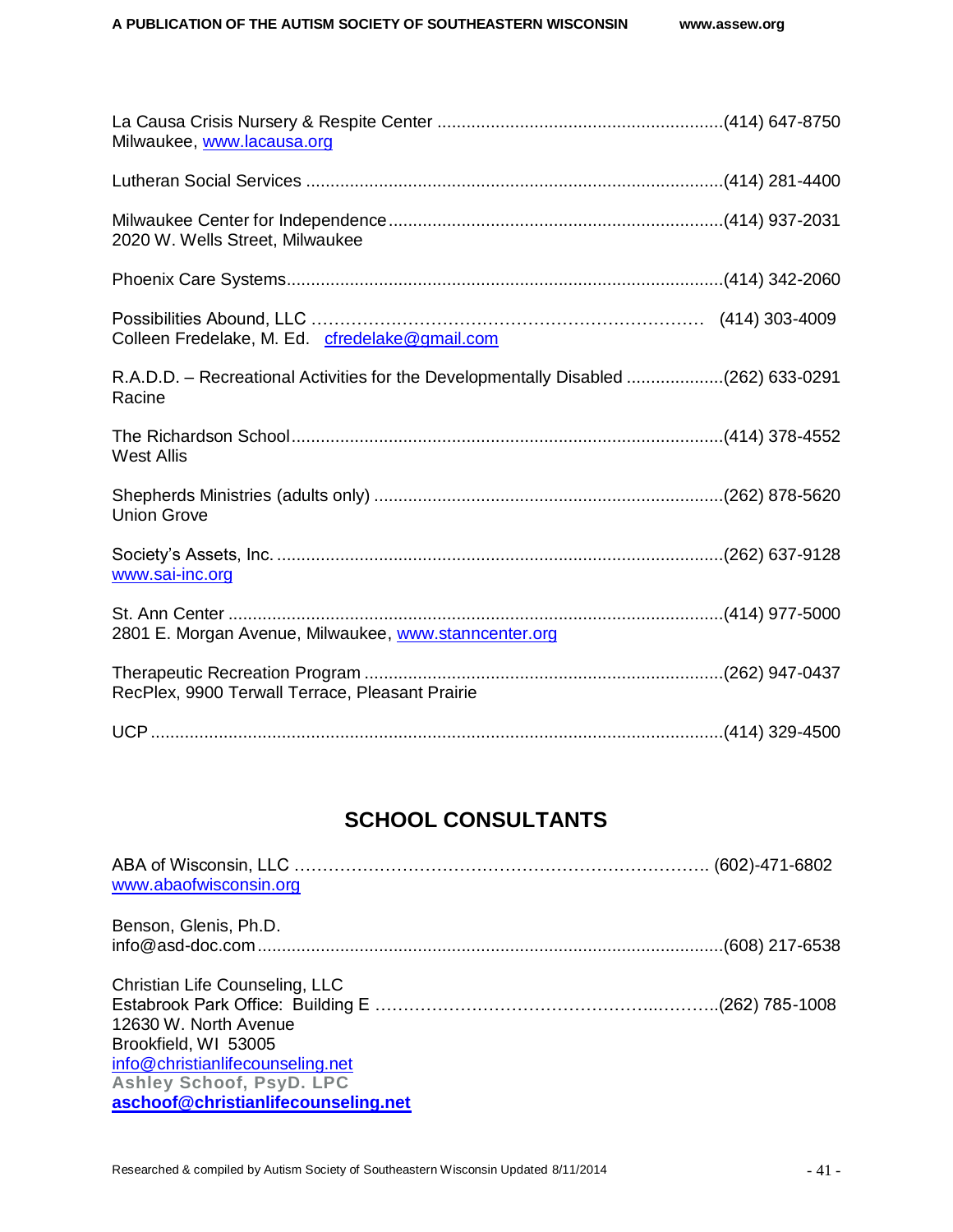La Causa Crisis Nursery & Respite Center ..........................................................(414) 647-8750
Milwaukee, www.lacausa.org

Lutheran Social Services .....................................................................................(414) 281-4400

Milwaukee Center for Independence....................................................................(414) 937-2031
2020 W. Wells Street, Milwaukee

Phoenix Care Systems.........................................................................................(414) 342-2060

Possibilities Abound, LLC …………………………………………………………… (414) 303-4009
Colleen Fredelake, M. Ed. cfredelake@gmail.com

R.A.D.D. – Recreational Activities for the Developmentally Disabled ...................(262) 633-0291
Racine

The Richardson School........................................................................................(414) 378-4552
West Allis

Shepherds Ministries (adults only) .......................................................................(262) 878-5620
Union Grove

Society's Assets, Inc. ............................................................................................(262) 637-9128
www.sai-inc.org

St. Ann Center .....................................................................................................(414) 977-5000
2801 E. Morgan Avenue, Milwaukee, www.stanncenter.org

Therapeutic Recreation Program .........................................................................(262) 947-0437
RecPlex, 9900 Terwall Terrace, Pleasant Prairie

UCP .....................................................................................................................(414) 329-4500

## SCHOOL CONSULTANTS

ABA of Wisconsin, LLC ………………………………………………………………. (602)-471-6802
www.abaofwisconsin.org

Benson, Glenis, Ph.D.
info@asd-doc.com................................................................................................(608) 217-6538

Christian Life Counseling, LLC
Estabrook Park Office: Building E ………………………………………..………..(262) 785-1008
12630 W. North Avenue
Brookfield, WI 53005
info@christianlifecounseling.net
**Ashley Schoof, PsyD. LPC**
**aschoof@christianlifecounseling.net**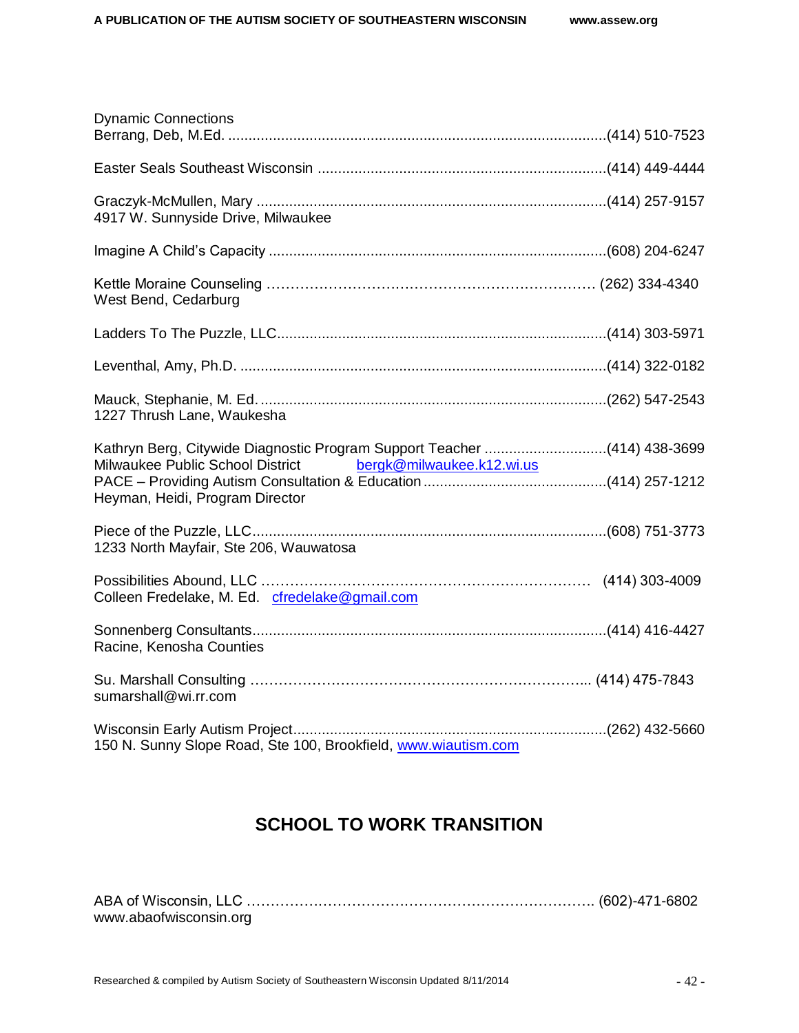Dynamic Connections
Berrang, Deb, M.Ed. ............................................................................................(414) 510-7523

Easter Seals Southeast Wisconsin ......................................................................(414) 449-4444

Graczyk-McMullen, Mary .....................................................................................(414) 257-9157
4917 W. Sunnyside Drive, Milwaukee

Imagine A Child's Capacity ..................................................................................(608) 204-6247

Kettle Moraine Counseling …………………………………………………………… (262) 334-4340
West Bend, Cedarburg

Ladders To The Puzzle, LLC.................................................................................(414) 303-5971

Leventhal, Amy, Ph.D. .........................................................................................(414) 322-0182

Mauck, Stephanie, M. Ed.....................................................................................(262) 547-2543
1227 Thrush Lane, Waukesha

Kathryn Berg, Citywide Diagnostic Program Support Teacher .............................(414) 438-3699
Milwaukee Public School District bergk@milwaukee.k12.wi.us
PACE – Providing Autism Consultation & Education ............................................(414) 257-1212
Heyman, Heidi, Program Director

Piece of the Puzzle, LLC......................................................................................(608) 751-3773
1233 North Mayfair, Ste 206, Wauwatosa

Possibilities Abound, LLC …………………………………………………………… (414) 303-4009
Colleen Fredelake, M. Ed. cfredelake@gmail.com

Sonnenberg Consultants......................................................................................(414) 416-4427
Racine, Kenosha Counties

Su. Marshall Consulting ……………………………………………………………... (414) 475-7843
sumarshall@wi.rr.com

Wisconsin Early Autism Project............................................................................(262) 432-5660
150 N. Sunny Slope Road, Ste 100, Brookfield, www.wiautism.com

## SCHOOL TO WORK TRANSITION

ABA of Wisconsin, LLC …………………………………………………………………. (602)-471-6802
www.abaofwisconsin.org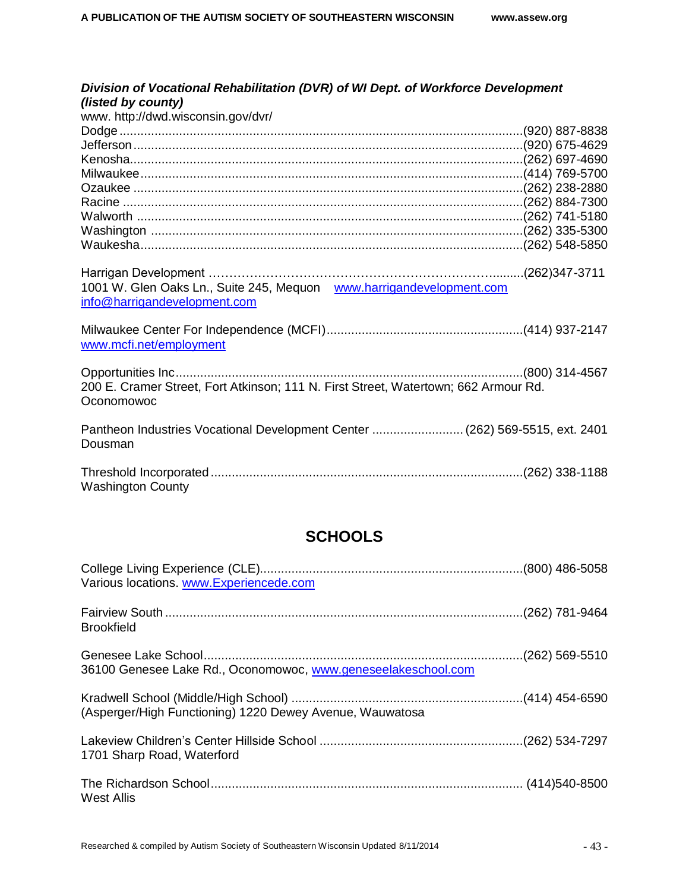***Division of Vocational Rehabilitation (DVR) of WI Dept. of Workforce Development (listed by county)***

www. http://dwd.wisconsin.gov/dvr/

Dodge....................................................................................................................(920) 887-8838
Jefferson................................................................................................................(920) 675-4629
Kenosha.................................................................................................................(262) 697-4690
Milwaukee.............................................................................................................(414) 769-5700
Ozaukee ...............................................................................................................(262) 238-2880
Racine ..................................................................................................................(262) 884-7300
Walworth ..............................................................................................................(262) 741-5180
Washington ..........................................................................................................(262) 335-5300
Waukesha.............................................................................................................(262) 548-5850

Harrigan Development ………………………………………………………….….........(262)347-3711
1001 W. Glen Oaks Ln., Suite 245, Mequon www.harrigandevelopment.com
info@harrigandevelopment.com

Milwaukee Center For Independence (MCFI)........................................................(414) 937-2147
www.mcfi.net/employment

Opportunities Inc....................................................................................................(800) 314-4567
200 E. Cramer Street, Fort Atkinson; 111 N. First Street, Watertown; 662 Armour Rd. Oconomowoc

Pantheon Industries Vocational Development Center .......................... (262) 569-5515, ext. 2401
Dousman

Threshold Incorporated.........................................................................................(262) 338-1188
Washington County

## SCHOOLS

College Living Experience (CLE)...........................................................................(800) 486-5058
Various locations. www.Experiencede.com

Fairview South ......................................................................................................(262) 781-9464
Brookfield

Genesee Lake School............................................................................................(262) 569-5510
36100 Genesee Lake Rd., Oconomowoc, www.geneseelakeschool.com

Kradwell School (Middle/High School) ..................................................................(414) 454-6590
(Asperger/High Functioning) 1220 Dewey Avenue, Wauwatosa

Lakeview Children's Center Hillside School ..........................................................(262) 534-7297
1701 Sharp Road, Waterford

The Richardson School.......................................................................................... (414)540-8500
West Allis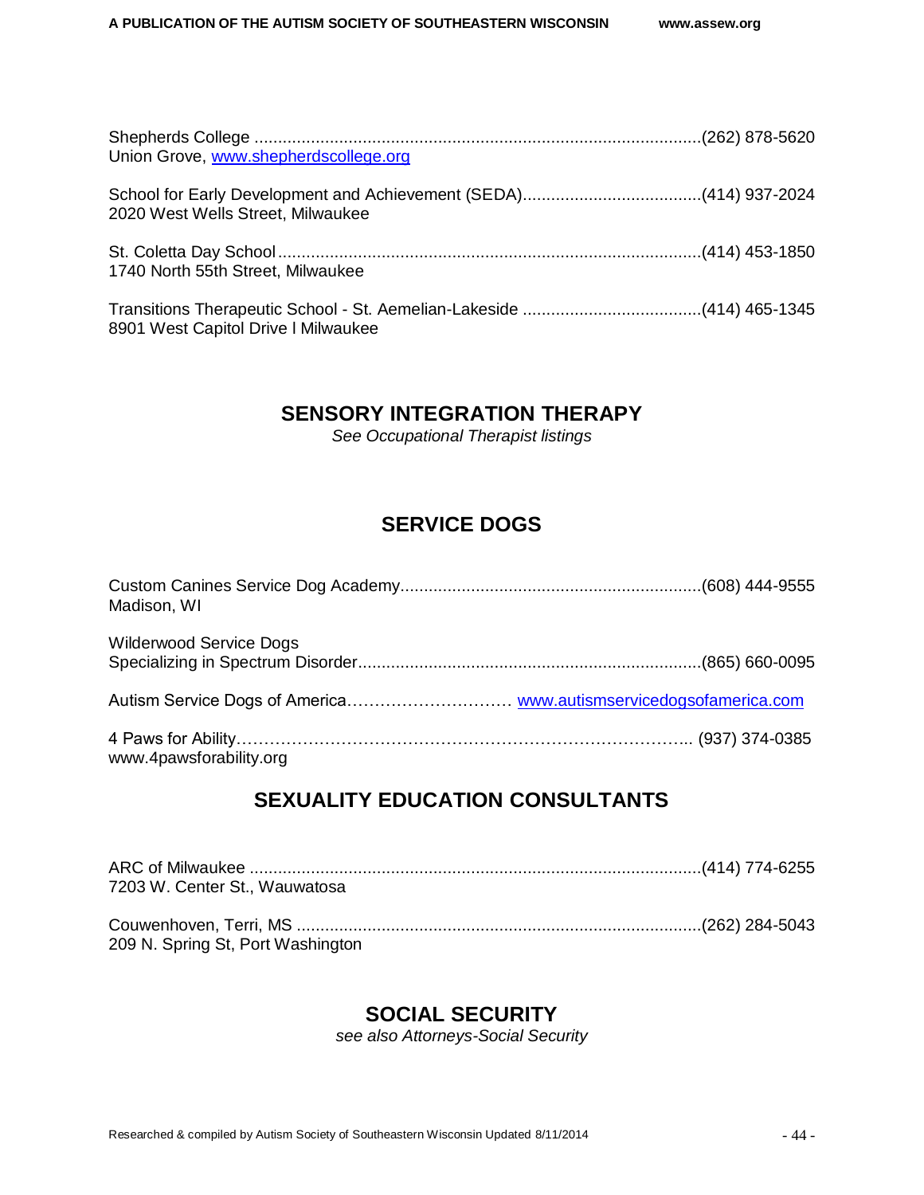Shepherds College ..............................................................................................(262) 878-5620
Union Grove, [www.shepherdscollege.org](http://www.shepherdscollege.org)

School for Early Development and Achievement (SEDA).....................................(414) 937-2024
2020 West Wells Street, Milwaukee

St. Coletta Day School..........................................................................................(414) 453-1850
1740 North 55th Street, Milwaukee

Transitions Therapeutic School - St. Aemelian-Lakeside .....................................(414) 465-1345
8901 West Capitol Drive l Milwaukee

## SENSORY INTEGRATION THERAPY

*See Occupational Therapist listings*

## SERVICE DOGS

Custom Canines Service Dog Academy...............................................................(608) 444-9555
Madison, WI

Wilderwood Service Dogs
Specializing in Spectrum Disorder.......................................................................(865) 660-0095

Autism Service Dogs of America………………………… [www.autismservicedogsofamerica.com](http://www.autismservicedogsofamerica.com)

4 Paws for Ability…………………………………………………………………….. (937) 374-0385
www.4pawsforability.org

## SEXUALITY EDUCATION CONSULTANTS

ARC of Milwaukee ...............................................................................................(414) 774-6255
7203 W. Center St., Wauwatosa

Couwenhoven, Terri, MS .....................................................................................(262) 284-5043
209 N. Spring St, Port Washington

## SOCIAL SECURITY

*see also Attorneys-Social Security*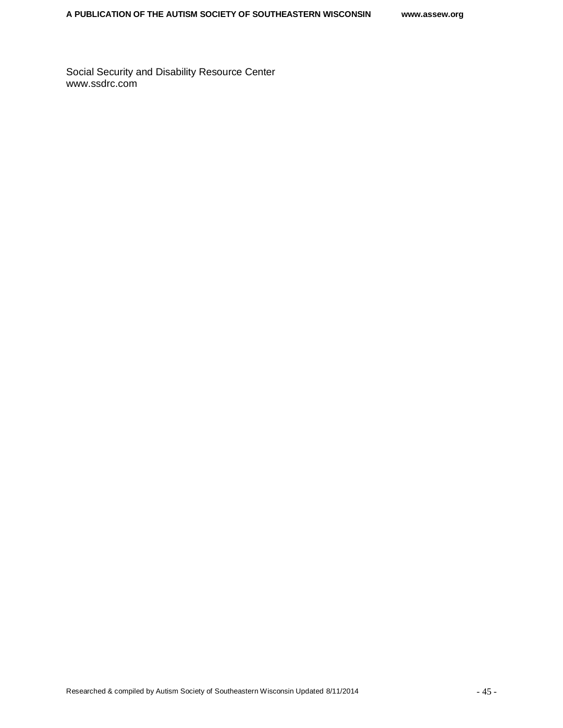Social Security and Disability Resource Center
www.ssdrc.com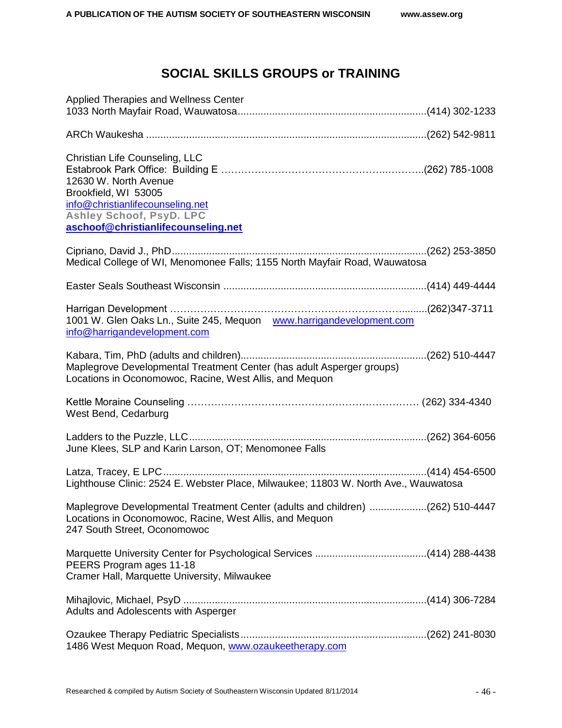# SOCIAL SKILLS GROUPS or TRAINING

Applied Therapies and Wellness Center
1033 North Mayfair Road, Wauwatosa..................................................................(414) 302-1233

ARCh Waukesha ..................................................................................................(262) 542-9811

Christian Life Counseling, LLC
Estabrook Park Office: Building E ……………………………………………..………..(262) 785-1008
12630 W. North Avenue
Brookfield, WI 53005
info@christianlifecounseling.net
**Ashley Schoof, PsyD. LPC**
**aschoof@christianlifecounseling.net**

Cipriano, David J., PhD.........................................................................................(262) 253-3850
Medical College of WI, Menomonee Falls; 1155 North Mayfair Road, Wauwatosa

Easter Seals Southeast Wisconsin .......................................................................(414) 449-4444

Harrigan Development ………………………………………………………….…….......(262)347-3711
1001 W. Glen Oaks Ln., Suite 245, Mequon www.harrigandevelopment.com
info@harrigandevelopment.com

Kabara, Tim, PhD (adults and children).................................................................(262) 510-4447
Maplegrove Developmental Treatment Center (has adult Asperger groups)
Locations in Oconomowoc, Racine, West Allis, and Mequon

Kettle Moraine Counseling ……………………………………………………………… (262) 334-4340
West Bend, Cedarburg

Ladders to the Puzzle, LLC...................................................................................(262) 364-6056
June Klees, SLP and Karin Larson, OT; Menomonee Falls

Latza, Tracey, E LPC............................................................................................(414) 454-6500
Lighthouse Clinic: 2524 E. Webster Place, Milwaukee; 11803 W. North Ave., Wauwatosa

Maplegrove Developmental Treatment Center (adults and children) ....................(262) 510-4447
Locations in Oconomowoc, Racine, West Allis, and Mequon
247 South Street, Oconomowoc

Marquette University Center for Psychological Services .......................................(414) 288-4438
PEERS Program ages 11-18
Cramer Hall, Marquette University, Milwaukee

Mihajlovic, Michael, PsyD .....................................................................................(414) 306-7284
Adults and Adolescents with Asperger

Ozaukee Therapy Pediatric Specialists.................................................................(262) 241-8030
1486 West Mequon Road, Mequon, www.ozaukeetherapy.com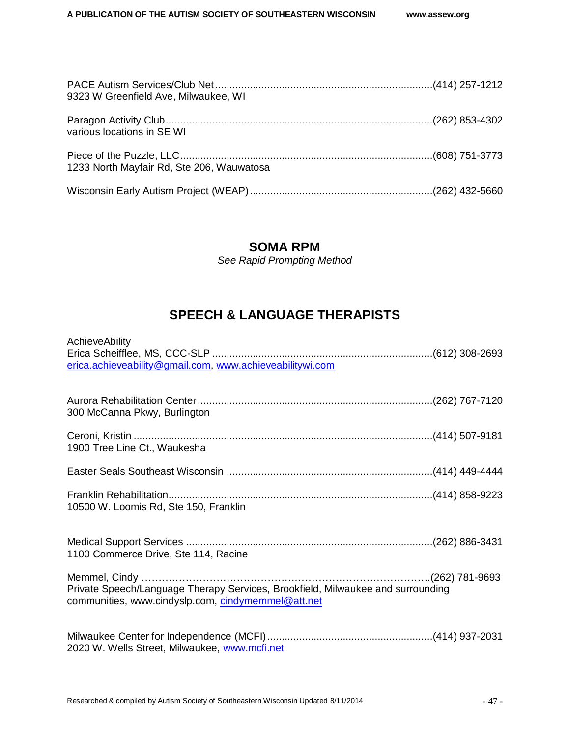PACE Autism Services/Club Net..........................................................................(414) 257-1212
9323 W Greenfield Ave, Milwaukee, WI

Paragon Activity Club...........................................................................................(262) 853-4302
various locations in SE WI

Piece of the Puzzle, LLC......................................................................................(608) 751-3773
1233 North Mayfair Rd, Ste 206, Wauwatosa

Wisconsin Early Autism Project (WEAP)..............................................................(262) 432-5660

## SOMA RPM

*See Rapid Prompting Method*

## SPEECH & LANGUAGE THERAPISTS

AchieveAbility
Erica Scheifflee, MS, CCC-SLP ...........................................................................(612) 308-2693
erica.achieveability@gmail.com, www.achieveabilitywi.com

Aurora Rehabilitation Center................................................................................(262) 767-7120
300 McCanna Pkwy, Burlington

Ceroni, Kristin .......................................................................................................(414) 507-9181
1900 Tree Line Ct., Waukesha

Easter Seals Southeast Wisconsin ......................................................................(414) 449-4444

Franklin Rehabilitation..........................................................................................(414) 858-9223
10500 W. Loomis Rd, Ste 150, Franklin

Medical Support Services ....................................................................................(262) 886-3431
1100 Commerce Drive, Ste 114, Racine

Memmel, Cindy …………………………………………………………………………….(262) 781-9693
Private Speech/Language Therapy Services, Brookfield, Milwaukee and surrounding communities, www.cindyslp.com, cindymemmel@att.net

Milwaukee Center for Independence (MCFI)........................................................(414) 937-2031
2020 W. Wells Street, Milwaukee, www.mcfi.net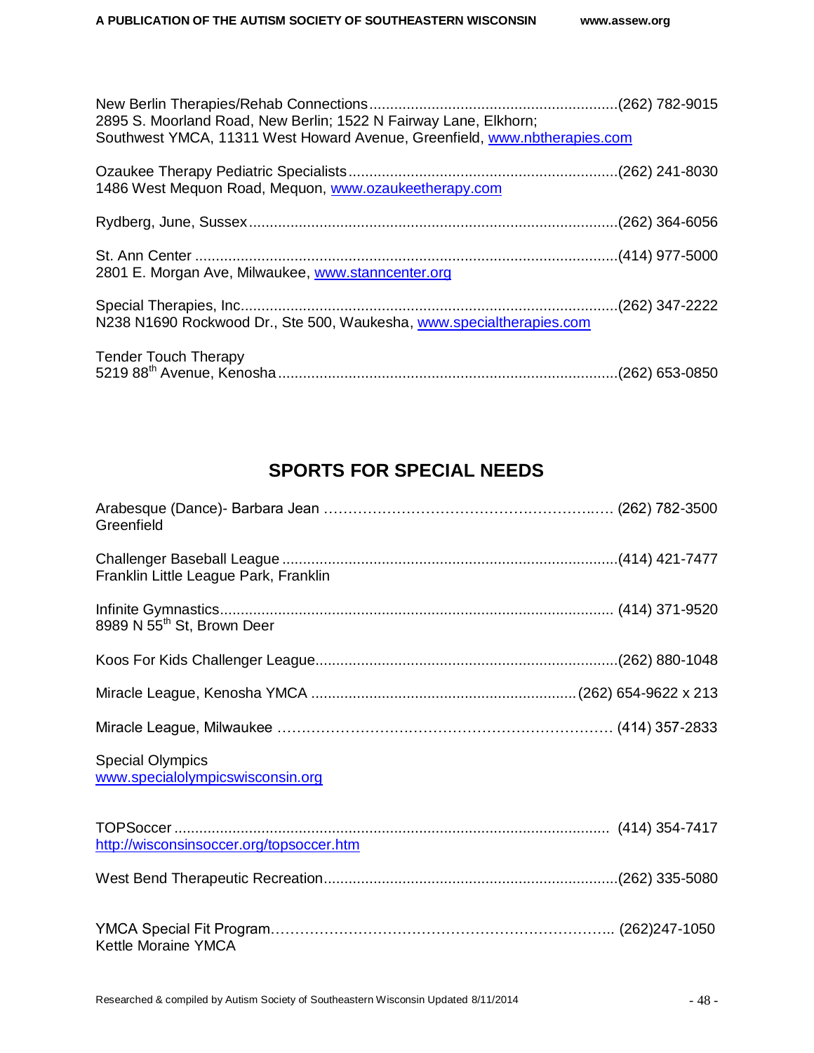New Berlin Therapies/Rehab Connections............................................................(262) 782-9015
2895 S. Moorland Road, New Berlin; 1522 N Fairway Lane, Elkhorn;
Southwest YMCA, 11311 West Howard Avenue, Greenfield, www.nbtherapies.com

Ozaukee Therapy Pediatric Specialists.................................................................(262) 241-8030
1486 West Mequon Road, Mequon, www.ozaukeetherapy.com

Rydberg, June, Sussex.........................................................................................(262) 364-6056

St. Ann Center .....................................................................................................(414) 977-5000
2801 E. Morgan Ave, Milwaukee, www.stanncenter.org

Special Therapies, Inc..........................................................................................(262) 347-2222
N238 N1690 Rockwood Dr., Ste 500, Waukesha, www.specialtherapies.com

Tender Touch Therapy
5219 88th Avenue, Kenosha.................................................................................(262) 653-0850

## SPORTS FOR SPECIAL NEEDS

Arabesque (Dance)- Barbara Jean ……………………………………………….…. (262) 782-3500
Greenfield

Challenger Baseball League .................................................................................(414) 421-7477
Franklin Little League Park, Franklin

Infinite Gymnastics.............................................................................................. (414) 371-9520
8989 N 55th St, Brown Deer

Koos For Kids Challenger League........................................................................(262) 880-1048

Miracle League, Kenosha YMCA ...............................................................(262) 654-9622 x 213

Miracle League, Milwaukee ……………………………………………………………(414) 357-2833

Special Olympics
www.specialolympicswisconsin.org

TOPSoccer ........................................................................................................ (414) 354-7417
http://wisconsinsoccer.org/topsoccer.htm

West Bend Therapeutic Recreation......................................................................(262) 335-5080

YMCA Special Fit Program……………………………………………………………….. (262)247-1050
Kettle Moraine YMCA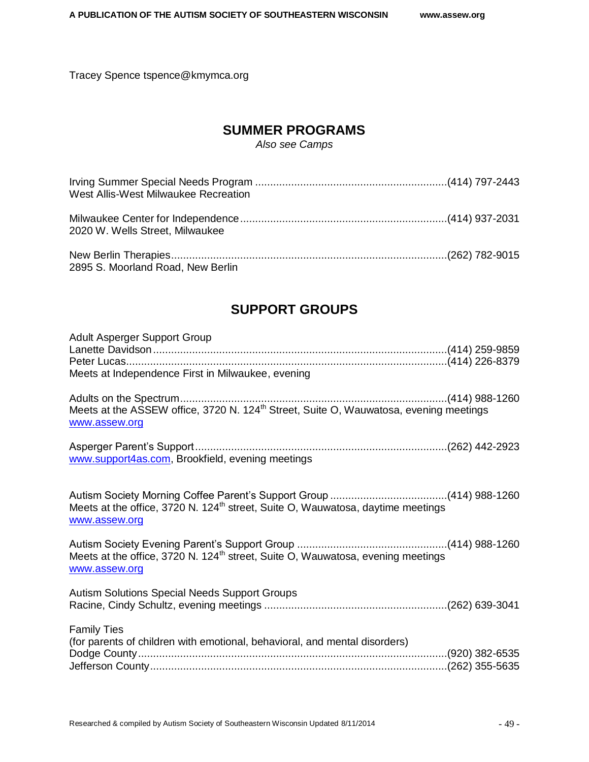Tracey Spence tspence@kmymca.org

## SUMMER PROGRAMS

*Also see Camps*

Irving Summer Special Needs Program ................................................................(414) 797-2443
West Allis-West Milwaukee Recreation

Milwaukee Center for Independence....................................................................(414) 937-2031
2020 W. Wells Street, Milwaukee

New Berlin Therapies...........................................................................................(262) 782-9015
2895 S. Moorland Road, New Berlin

## SUPPORT GROUPS

Adult Asperger Support Group
Lanette Davidson.................................................................................................(414) 259-9859
Peter Lucas.........................................................................................................(414) 226-8379
Meets at Independence First in Milwaukee, evening

Adults on the Spectrum........................................................................................(414) 988-1260
Meets at the ASSEW office, 3720 N. 124th Street, Suite O, Wauwatosa, evening meetings
www.assew.org

Asperger Parent's Support...................................................................................(262) 442-2923
www.support4as.com, Brookfield, evening meetings

Autism Society Morning Coffee Parent's Support Group .......................................(414) 988-1260
Meets at the office, 3720 N. 124th street, Suite O, Wauwatosa, daytime meetings
www.assew.org

Autism Society Evening Parent's Support Group .................................................(414) 988-1260
Meets at the office, 3720 N. 124th street, Suite O, Wauwatosa, evening meetings
www.assew.org

Autism Solutions Special Needs Support Groups
Racine, Cindy Schultz, evening meetings ............................................................(262) 639-3041

Family Ties
(for parents of children with emotional, behavioral, and mental disorders)
Dodge County......................................................................................................(920) 382-6535
Jefferson County..................................................................................................(262) 355-5635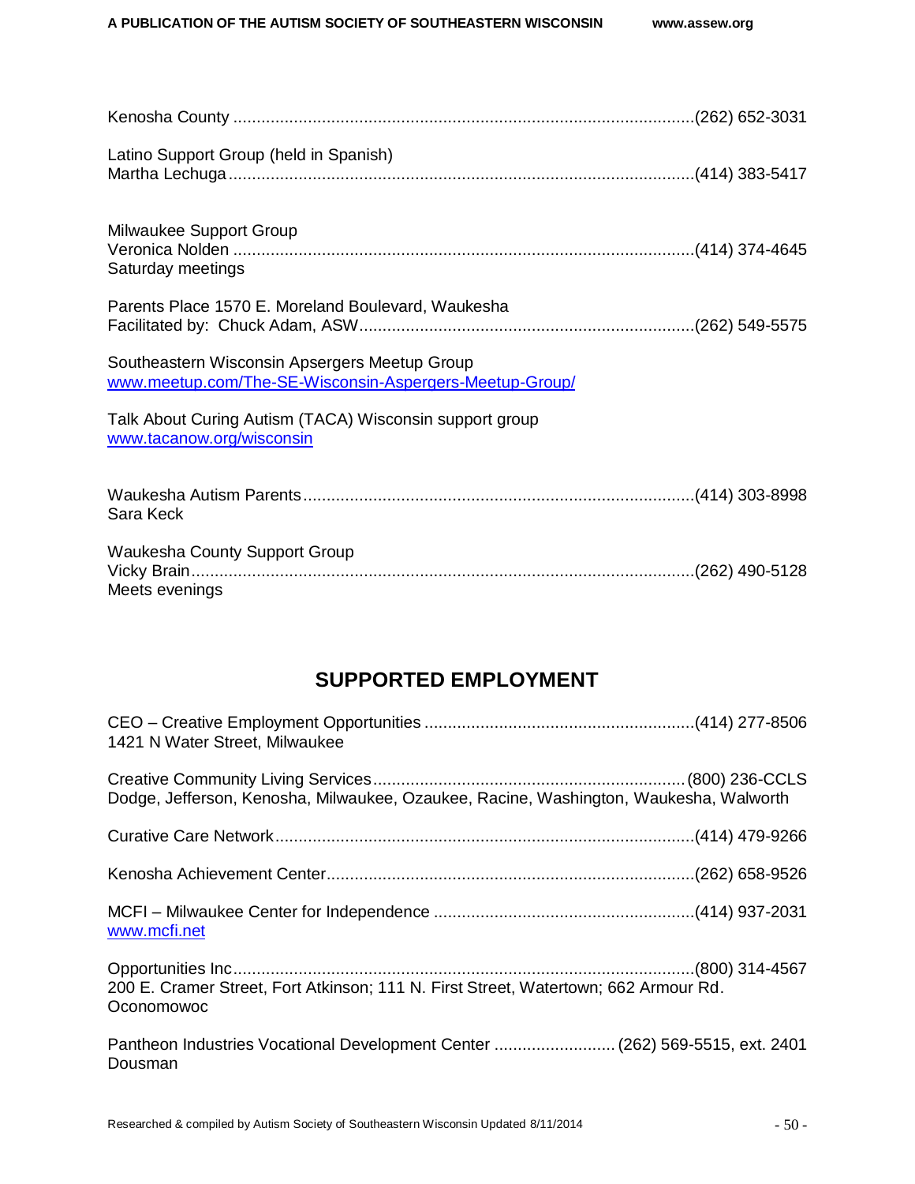Kenosha County ..................................................................................................(262) 652-3031

Latino Support Group (held in Spanish)
Martha Lechuga ...................................................................................................(414) 383-5417

Milwaukee Support Group
Veronica Nolden ..................................................................................................(414) 374-4645
Saturday meetings

Parents Place 1570 E. Moreland Boulevard, Waukesha
Facilitated by: Chuck Adam, ASW.......................................................................(262) 549-5575

Southeastern Wisconsin Apspergers Meetup Group
[www.meetup.com/The-SE-Wisconsin-Aspergers-Meetup-Group/](www.meetup.com/The-SE-Wisconsin-Aspergers-Meetup-Group/)

Talk About Curing Autism (TACA) Wisconsin support group
[www.tacanow.org/wisconsin](www.tacanow.org/wisconsin)

Waukesha Autism Parents...................................................................................(414) 303-8998
Sara Keck

Waukesha County Support Group
Vicky Brain...........................................................................................................(262) 490-5128
Meets evenings

## SUPPORTED EMPLOYMENT

CEO – Creative Employment Opportunities .........................................................(414) 277-8506
1421 N Water Street, Milwaukee

Creative Community Living Services..................................................................(800) 236-CCLS
Dodge, Jefferson, Kenosha, Milwaukee, Ozaukee, Racine, Washington, Waukesha, Walworth

Curative Care Network.........................................................................................(414) 479-9266

Kenosha Achievement Center..............................................................................(262) 658-9526

MCFI – Milwaukee Center for Independence .......................................................(414) 937-2031
[www.mcfi.net](www.mcfi.net)

Opportunities Inc...................................................................................................(800) 314-4567
200 E. Cramer Street, Fort Atkinson; 111 N. First Street, Watertown; 662 Armour Rd. Oconomowoc

Pantheon Industries Vocational Development Center .......................... (262) 569-5515, ext. 2401
Dousman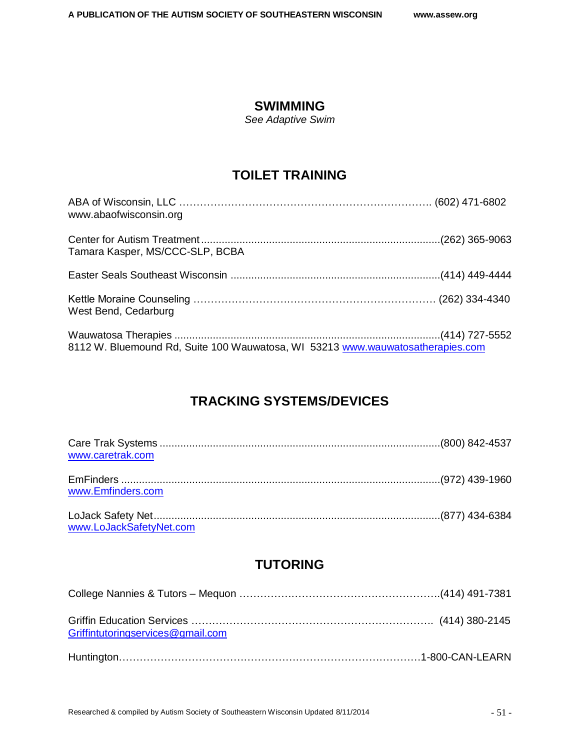## SWIMMING

*See Adaptive Swim*

## TOILET TRAINING

ABA of Wisconsin, LLC ………………………………………………………………. (602) 471-6802
www.abaofwisconsin.org

Center for Autism Treatment ................................................................................(262) 365-9063
Tamara Kasper, MS/CCC-SLP, BCBA

Easter Seals Southeast Wisconsin ......................................................................(414) 449-4444

Kettle Moraine Counseling …………………………………………………………… (262) 334-4340
West Bend, Cedarburg

Wauwatosa Therapies .........................................................................................(414) 727-5552
8112 W. Bluemound Rd, Suite 100 Wauwatosa, WI 53213 www.wauwatosatherapies.com

## TRACKING SYSTEMS/DEVICES

Care Trak Systems ..............................................................................................(800) 842-4537
www.caretrak.com

EmFinders ...........................................................................................................(972) 439-1960
www.Emfinders.com

LoJack Safety Net................................................................................................(877) 434-6384
www.LoJackSafetyNet.com

## TUTORING

College Nannies & Tutors – Mequon …………………………………………………..(414) 491-7381

Griffin Education Services …………………………………………………………… (414) 380-2145
Griffintutoringservices@gmail.com

Huntington……………………………………………………………………………1-800-CAN-LEARN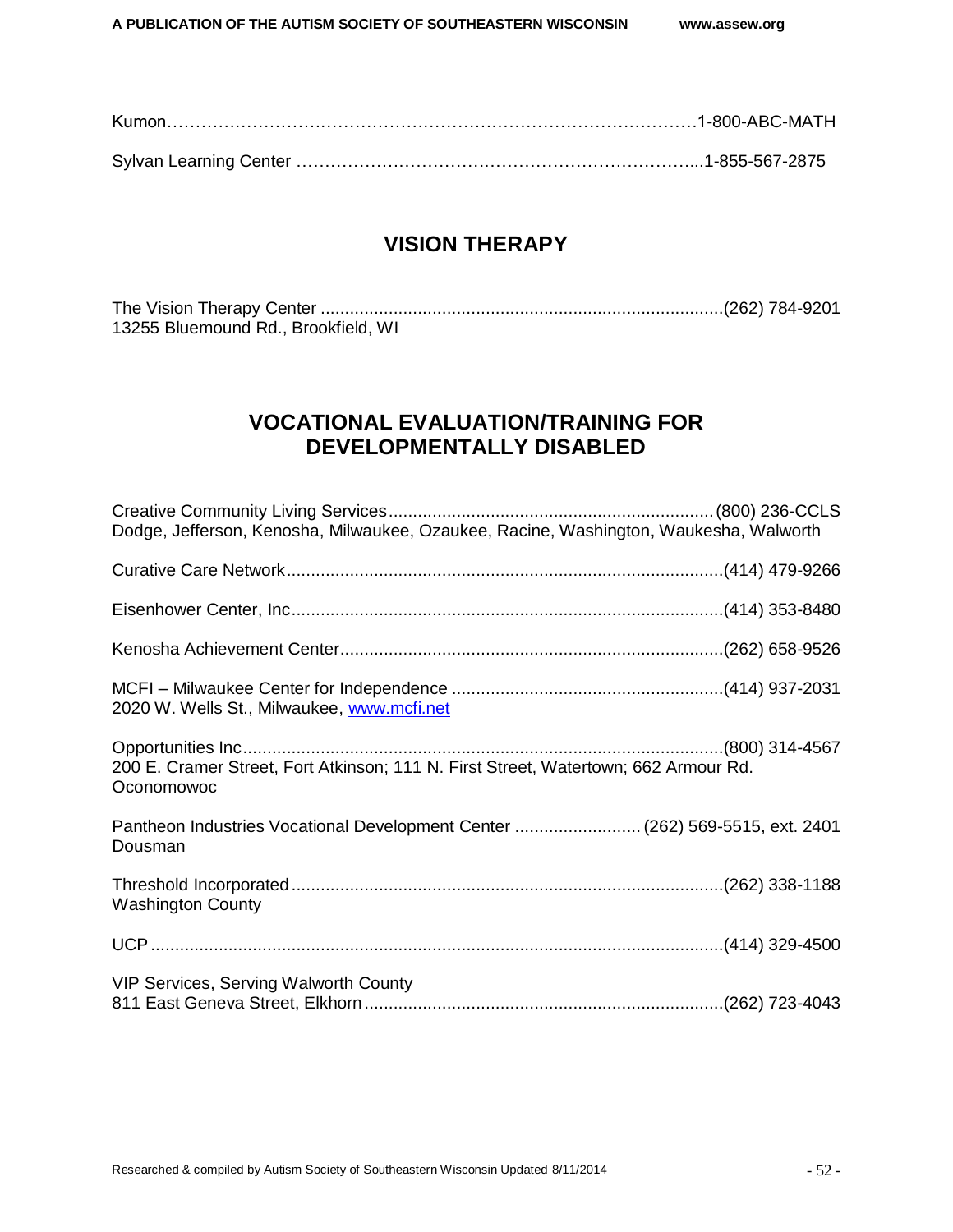Kumon…………………………………………………………………………………1-800-ABC-MATH

Sylvan Learning Center ……………………………………………………………...1-855-567-2875

## VISION THERAPY

The Vision Therapy Center ..................................................................................(262) 784-9201
13255 Bluemound Rd., Brookfield, WI

## VOCATIONAL EVALUATION/TRAINING FOR DEVELOPMENTALLY DISABLED

Creative Community Living Services...................................................................(800) 236-CCLS
Dodge, Jefferson, Kenosha, Milwaukee, Ozaukee, Racine, Washington, Waukesha, Walworth

Curative Care Network..........................................................................................(414) 479-9266

Eisenhower Center, Inc.........................................................................................(414) 353-8480

Kenosha Achievement Center...............................................................................(262) 658-9526

MCFI – Milwaukee Center for Independence .......................................................(414) 937-2031
2020 W. Wells St., Milwaukee, www.mcfi.net

Opportunities Inc...................................................................................................(800) 314-4567
200 E. Cramer Street, Fort Atkinson; 111 N. First Street, Watertown; 662 Armour Rd. Oconomowoc

Pantheon Industries Vocational Development Center .......................... (262) 569-5515, ext. 2401
Dousman

Threshold Incorporated.........................................................................................(262) 338-1188
Washington County

UCP ......................................................................................................................(414) 329-4500

VIP Services, Serving Walworth County
811 East Geneva Street, Elkhorn..........................................................................(262) 723-4043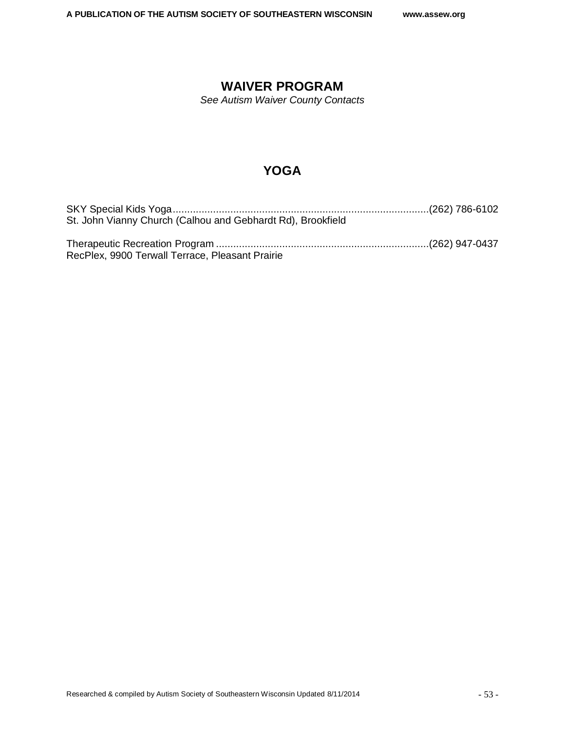## WAIVER PROGRAM

*See Autism Waiver County Contacts*

## YOGA

SKY Special Kids Yoga........................................................................................(262) 786-6102
St. John Vianny Church (Calhou and Gebhardt Rd), Brookfield

Therapeutic Recreation Program ..........................................................................(262) 947-0437
RecPlex, 9900 Terwall Terrace, Pleasant Prairie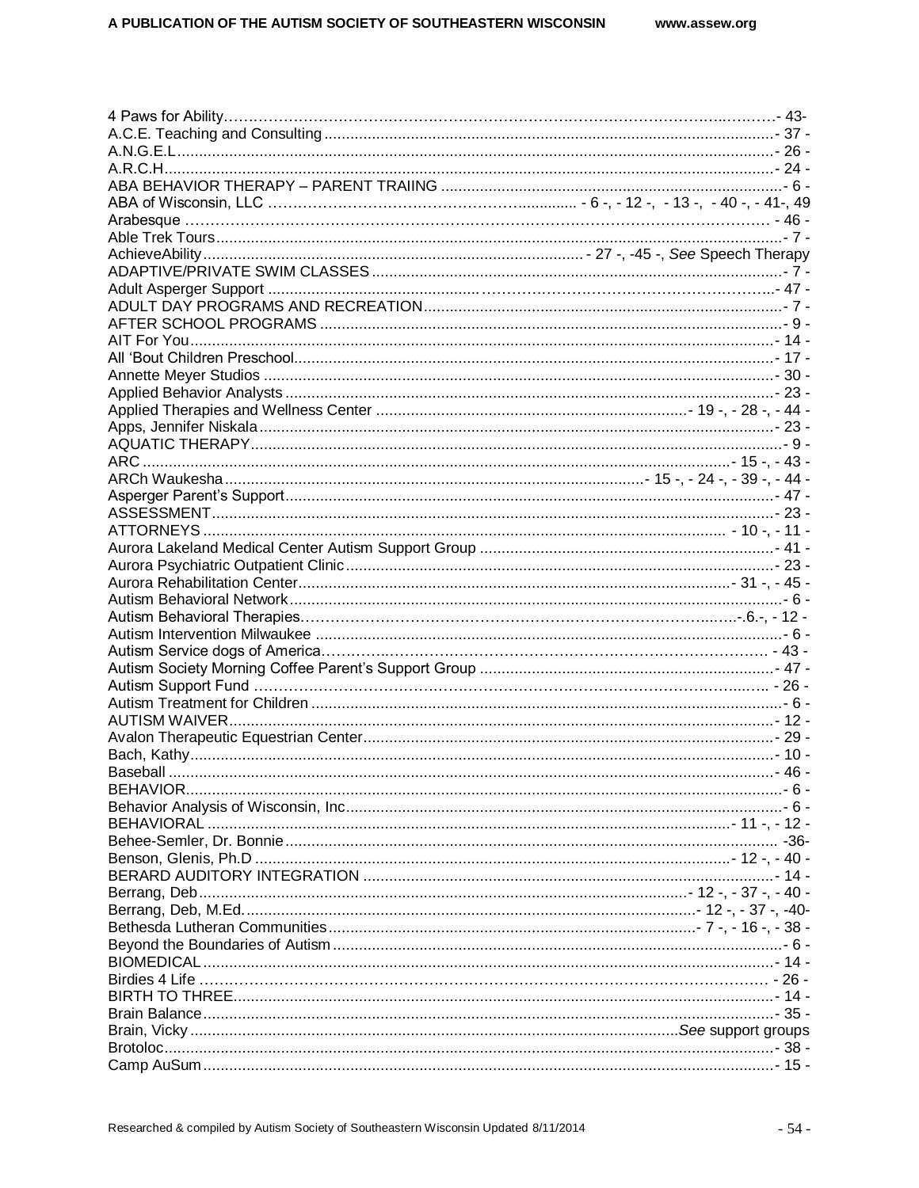4 Paws for Ability……………………………………………………………………………………………..…….- 43-
A.C.E. Teaching and Consulting......................................................................................................- 37 -
A.N.G.E.L.........................................................................................................................................- 26 -
A.R.C.H............................................................................................................................................- 24 -
ABA BEHAVIOR THERAPY – PARENT TRAIING ..............................................................................- 6 -
ABA of Wisconsin, LLC ………………………………………………............ - 6 -, - 12 -, - 13 -, - 40 -, - 41-, 49
Arabesque ………………………………………………………………………………………………… - 46 -
Able Trek Tours..................................................................................................................................- 7 -
AchieveAbility........................................................................................ - 27 -, -45 -, *See* Speech Therapy
ADAPTIVE/PRIVATE SWIM CLASSES ...............................................................................................- 7 -
Adult Asperger Support ..............................................……………………………………………...- 47 -
ADULT DAY PROGRAMS AND RECREATION...................................................................................- 7 -
AFTER SCHOOL PROGRAMS ...........................................................................................................- 9 -
AIT For You......................................................................................................................................- 14 -
All 'Bout Children Preschool............................................................................................................- 17 -
Annette Meyer Studios .....................................................................................................................- 30 -
Applied Behavior Analysts ................................................................................................................- 23 -
Applied Therapies and Wellness Center ........................................................................- 19 -, - 28 -, - 44 -
Apps, Jennifer Niskala.......................................................................................................................- 23 -
AQUATIC THERAPY..........................................................................................................................- 9 -
ARC .......................................................................................................................................- 15 -, - 43 -
ARCh Waukesha.................................................................................................- 15 -, - 24 -, - 39 -, - 44 -
Asperger Parent's Support................................................................................................................- 47 -
ASSESSMENT..................................................................................................................................- 23 -
ATTORNEYS ..................................................................................................................... - 10 -, - 11 -
Aurora Lakeland Medical Center Autism Support Group ....................................................................- 41 -
Aurora Psychiatric Outpatient Clinic...................................................................................................- 23 -
Aurora Rehabilitation Center..................................................................................................- 31 -, - 45 -
Autism Behavioral Network..................................................................................................................- 6 -
Autism Behavioral Therapies…………………………………………………………………..…….-.6.-, - 12 -
Autism Intervention Milwaukee ...........................................................................................................- 6 -
Autism Service dogs of America…………………………………………………………………………… - 43 -
Autism Society Morning Coffee Parent's Support Group ....................................................................- 47 -
Autism Support Fund ……………………………………………………………………………..….. - 26 -
Autism Treatment for Children .............................................................................................................- 6 -
AUTISM WAIVER..............................................................................................................................- 12 -
Avalon Therapeutic Equestrian Center...............................................................................................- 29 -
Bach, Kathy.......................................................................................................................................- 10 -
Baseball ...........................................................................................................................................- 46 -
BEHAVIOR.........................................................................................................................................- 6 -
Behavior Analysis of Wisconsin, Inc.....................................................................................................- 6 -
BEHAVIORAL ......................................................................................................................- 11 -, - 12 -
Behee-Semler, Dr. Bonnie.................................................................................................................. -36-
Benson, Glenis, Ph.D ............................................................................................................- 12 -, - 40 -
BERARD AUDITORY INTEGRATION ...............................................................................................- 14 -
Berrang, Deb.................................................................................................................- 12 -, - 37 -, - 40 -
Berrang, Deb, M.Ed.........................................................................................................- 12 -, - 37 -, -40-
Bethesda Lutheran Communities.........................................................................................- 7 -, - 16 -, - 38 -
Beyond the Boundaries of Autism .........................................................................................................- 6 -
BIOMEDICAL ...................................................................................................................................- 14 -
Birdies 4 Life ………………………………………………………………………………………… - 26 -
BIRTH TO THREE.............................................................................................................................- 14 -
Brain Balance....................................................................................................................................- 35 -
Brain, Vicky ..............................................................................................................*See* support groups
Brotoloc............................................................................................................................................- 38 -
Camp AuSum....................................................................................................................................- 15 -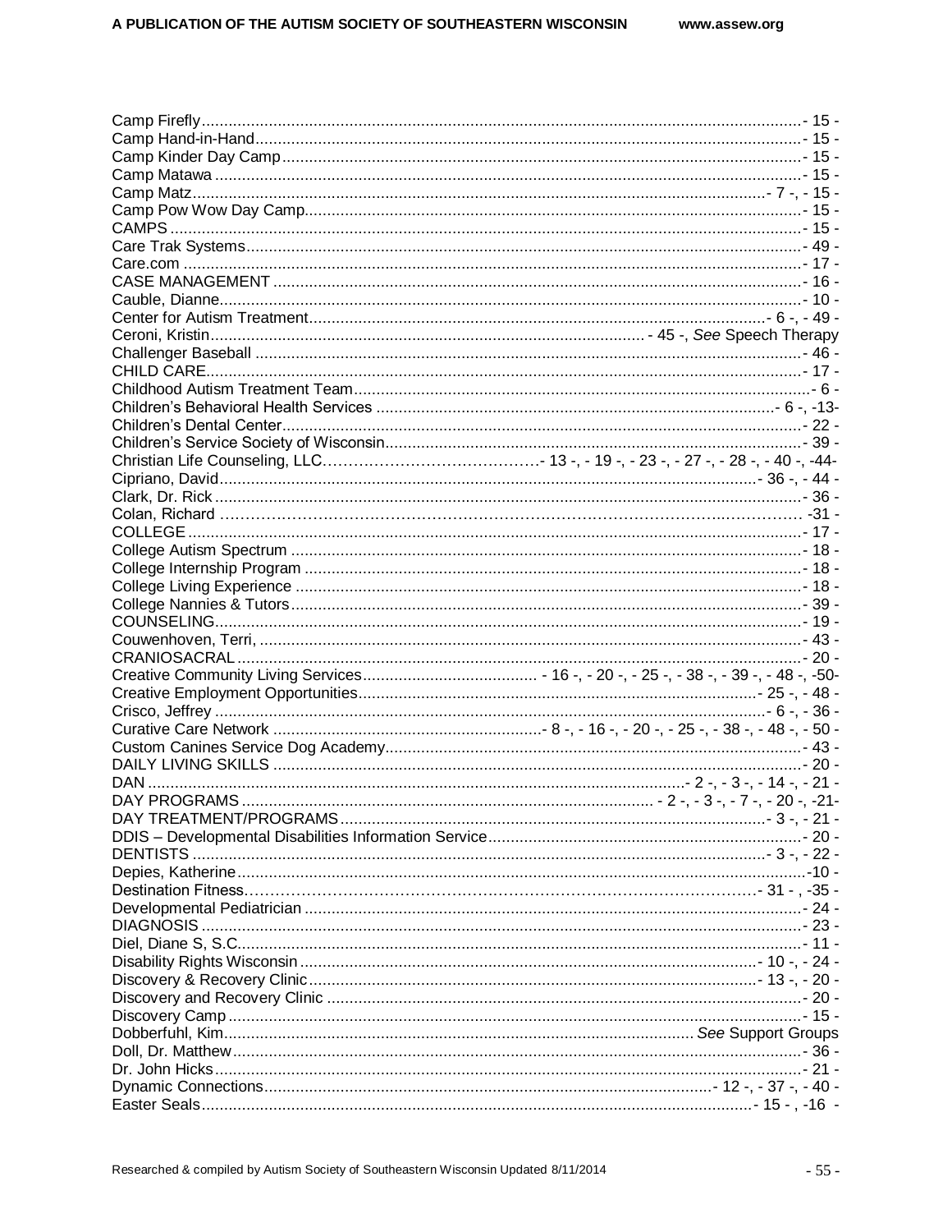Camp Firefly - 15 -
Camp Hand-in-Hand - 15 -
Camp Kinder Day Camp - 15 -
Camp Matawa - 15 -
Camp Matz - 7 -, - 15 -
Camp Pow Wow Day Camp - 15 -
CAMPS - 15 -
Care Trak Systems - 49 -
Care.com - 17 -
CASE MANAGEMENT - 16 -
Cauble, Dianne - 10 -
Center for Autism Treatment - 6 -, - 49 -
Ceroni, Kristin - 45 -, *See* Speech Therapy
Challenger Baseball - 46 -
CHILD CARE - 17 -
Childhood Autism Treatment Team - 6 -
Children's Behavioral Health Services - 6 -, -13-
Children's Dental Center - 22 -
Children's Service Society of Wisconsin - 39 -
Christian Life Counseling, LLC - 13 -, - 19 -, - 23 -, - 27 -, - 28 -, - 40 -, -44-
Cipriano, David - 36 -, - 44 -
Clark, Dr. Rick - 36 -
Colan, Richard -31 -
COLLEGE - 17 -
College Autism Spectrum - 18 -
College Internship Program - 18 -
College Living Experience - 18 -
College Nannies & Tutors - 39 -
COUNSELING - 19 -
Couwenhoven, Terri, - 43 -
CRANIOSACRAL - 20 -
Creative Community Living Services - 16 -, - 20 -, - 25 -, - 38 -, - 39 -, - 48 -, -50-
Creative Employment Opportunities - 25 -, - 48 -
Crisco, Jeffrey - 6 -, - 36 -
Curative Care Network - 8 -, - 16 -, - 20 -, - 25 -, - 38 -, - 48 -, - 50 -
Custom Canines Service Dog Academy - 43 -
DAILY LIVING SKILLS - 20 -
DAN - 2 -, - 3 -, - 14 -, - 21 -
DAY PROGRAMS - 2 -, - 3 -, - 7 -, - 20 -, -21-
DAY TREATMENT/PROGRAMS - 3 -, - 21 -
DDIS – Developmental Disabilities Information Service - 20 -
DENTISTS - 3 -, - 22 -
Depies, Katherine -10 -
Destination Fitness - 31 - , -35 -
Developmental Pediatrician - 24 -
DIAGNOSIS - 23 -
Diel, Diane S, S.C. - 11 -
Disability Rights Wisconsin - 10 -, - 24 -
Discovery & Recovery Clinic - 13 -, - 20 -
Discovery and Recovery Clinic - 20 -
Discovery Camp - 15 -
Dobberfuhl, Kim *See* Support Groups
Doll, Dr. Matthew - 36 -
Dr. John Hicks - 21 -
Dynamic Connections - 12 -, - 37 -, - 40 -
Easter Seals - 15 - , -16 -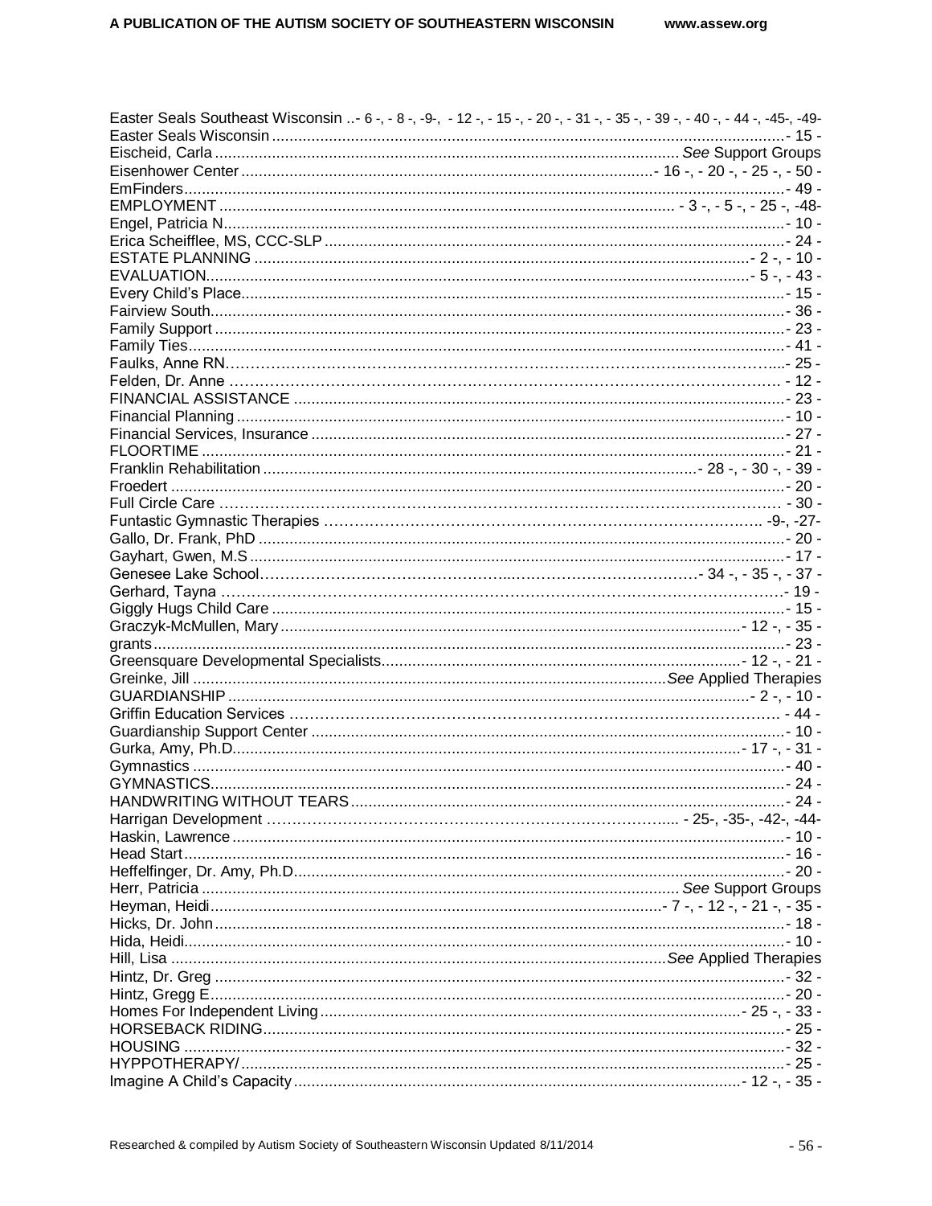Easter Seals Southeast Wisconsin ..- 6 -, - 8 -, -9-, - 12 -, - 15 -, - 20 -, - 31 -, - 35 -, - 39 -, - 40 -, - 44 -, -45-, -49-
Easter Seals Wisconsin ........................................................................................................................- 15 -
Eischeid, Carla ........................................................................................................ *See* Support Groups
Eisenhower Center .............................................................................................- 16 -, - 20 -, - 25 -, - 50 -
EmFinders......................................................................................................................................- 49 -
EMPLOYMENT ............................................................................................... - 3 -, - 5 -, - 25 -, -48-
Engel, Patricia N.............................................................................................................................- 10 -
Erica Scheifflee, MS, CCC-SLP .........................................................................................................- 24 -
ESTATE PLANNING ................................................................................................................- 2 -, - 10 -
EVALUATION.............................................................................................................................- 5 -, - 43 -
Every Child's Place...........................................................................................................................- 15 -
Fairview South.................................................................................................................................- 36 -
Family Support ................................................................................................................................- 23 -
Family Ties......................................................................................................................................- 41 -
Faulks, Anne RN..............................................................................................................................- 25 -
Felden, Dr. Anne .............................................................................................................................. - 12 -
FINANCIAL ASSISTANCE ................................................................................................................- 23 -
Financial Planning ...........................................................................................................................- 10 -
Financial Services, Insurance ...........................................................................................................- 27 -
FLOORTIME ....................................................................................................................................- 21 -
Franklin Rehabilitation ..................................................................................................- 28 -, - 30 -, - 39 -
Froedert ..........................................................................................................................................- 20 -
Full Circle Care ................................................................................................................................. - 30 -
Funtastic Gymnastic Therapies ........................................................................................................ -9-, -27-
Gallo, Dr. Frank, PhD .......................................................................................................................- 20 -
Gayhart, Gwen, M.S .........................................................................................................................- 17 -
Genesee Lake School.........................................................................................- 34 -, - 35 -, - 37 -
Gerhard, Tayna ................................................................................................................................- 19 -
Giggly Hugs Child Care ....................................................................................................................- 15 -
Graczyk-McMullen, Mary ...........................................................................................................- 12 -, - 35 -
grants...............................................................................................................................................- 23 -
Greensquare Developmental Specialists.................................................................................- 12 -, - 21 -
Greinke, Jill ........................................................................................................... *See* Applied Therapies
GUARDIANSHIP .......................................................................................................................- 2 -, - 10 -
Griffin Education Services ............................................................................................................... - 44 -
Guardianship Support Center ............................................................................................................- 10 -
Gurka, Amy, Ph.D...................................................................................................................- 17 -, - 31 -
Gymnastics .......................................................................................................................................- 40 -
GYMNASTICS..................................................................................................................................- 24 -
HANDWRITING WITHOUT TEARS ..................................................................................................- 24 -
Harrigan Development ............................................................................................ - 25-, -35-, -42-, -44-
Haskin, Lawrence .............................................................................................................................- 10 -
Head Start........................................................................................................................................- 16 -
Heffelfinger, Dr. Amy, Ph.D...............................................................................................................- 20 -
Herr, Patricia ............................................................................................................. *See* Support Groups
Heyman, Heidi.......................................................................................................- 7 -, - 12 -, - 21 -, - 35 -
Hicks, Dr. John .................................................................................................................................- 18 -
Hida, Heidi........................................................................................................................................- 10 -
Hill, Lisa ................................................................................................................... *See* Applied Therapies
Hintz, Dr. Greg .................................................................................................................................- 32 -
Hintz, Gregg E..................................................................................................................................- 20 -
Homes For Independent Living ...........................................................................................- 25 -, - 33 -
HORSEBACK RIDING.......................................................................................................................- 25 -
HOUSING .........................................................................................................................................- 32 -
HYPPOTHERAPY/.............................................................................................................................- 25 -
Imagine A Child's Capacity.........................................................................................................- 12 -, - 35 -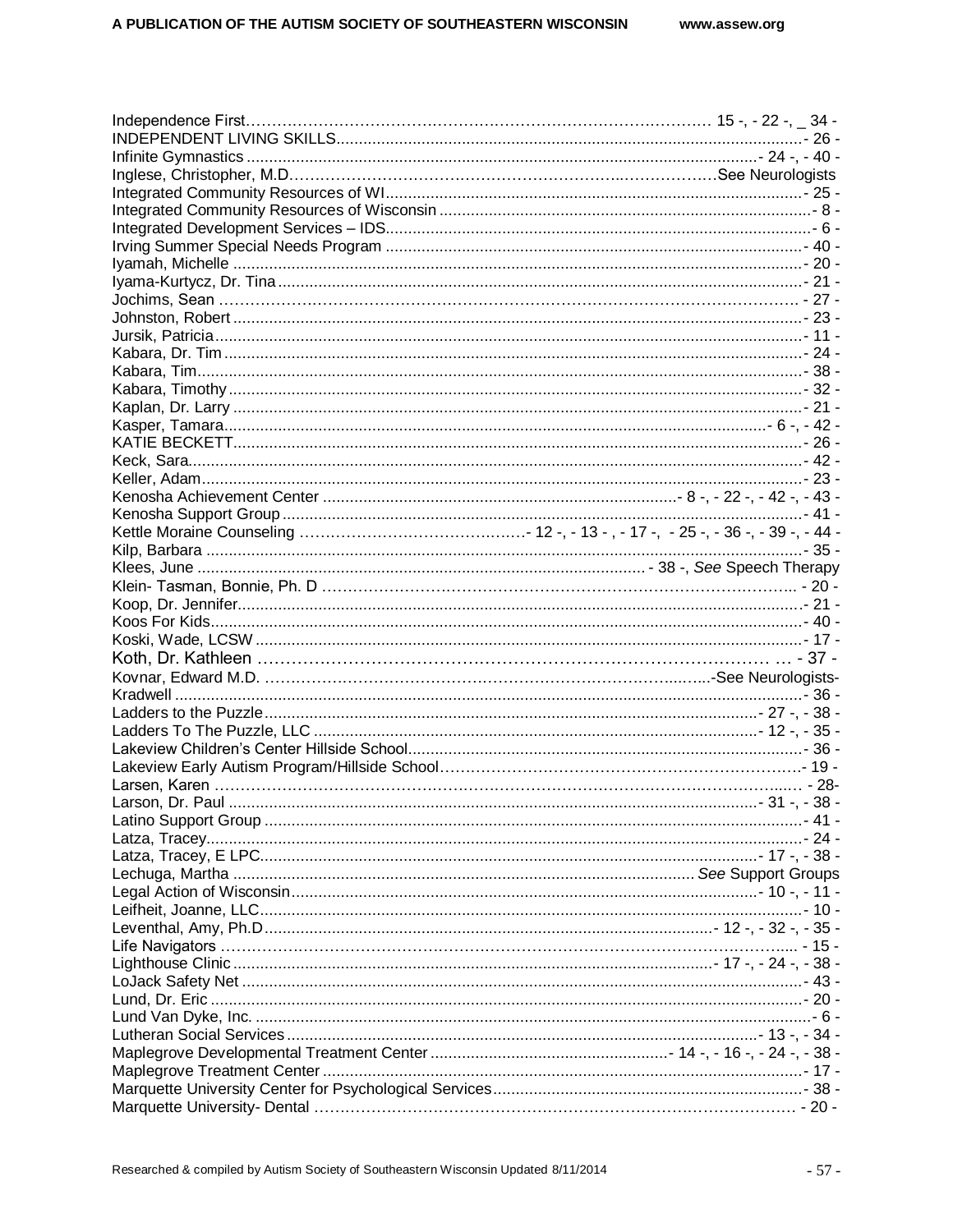Independence First………………………………………………………………………… 15 -, - 22 -, _ 34 -
INDEPENDENT LIVING SKILLS.........................................................................................- 26 -
Infinite Gymnastics ...................................................................................................- 24 -, - 40 -
Inglese, Christopher, M.D………………………………………………………..……………See Neurologists
Integrated Community Resources of WI...........................................................................- 25 -
Integrated Community Resources of Wisconsin ..................................................................- 8 -
Integrated Development Services – IDS.............................................................................- 6 -
Irving Summer Special Needs Program ...........................................................................- 40 -
Iyamah, Michelle ............................................................................................................- 20 -
Iyama-Kurtycz, Dr. Tina ...................................................................................................- 21 -
Jochims, Sean ………………………………………………………………………………………… - 27 -
Johnston, Robert ............................................................................................................- 23 -
Jursik, Patricia ................................................................................................................- 11 -
Kabara, Dr. Tim ..............................................................................................................- 24 -
Kabara, Tim....................................................................................................................- 38 -
Kabara, Timothy .............................................................................................................- 32 -
Kaplan, Dr. Larry ............................................................................................................- 21 -
Kasper, Tamara.........................................................................................................- 6 -, - 42 -
KATIE BECKETT.............................................................................................................- 26 -
Keck, Sara......................................................................................................................- 42 -
Keller, Adam...................................................................................................................- 23 -
Kenosha Achievement Center ...........................................................................- 8 -, - 22 -, - 42 -, - 43 -
Kenosha Support Group ..................................................................................................- 41 -
Kettle Moraine Counseling ……..…………………………..……….- 12 -, - 13 - , - 17 -,  - 25 -, - 36 -, - 39 -, - 44 -
Kilp, Barbara ..................................................................................................................- 35 -
Klees, June ....................................................................................... - 38 -, *See* Speech Therapy
Klein- Tasman, Bonnie, Ph. D …………………………………………………………………….. - 20 -
Koop, Dr. Jennifer...........................................................................................................- 21 -
Koos For Kids..................................................................................................................- 40 -
Koski, Wade, LCSW ........................................................................................................- 17 -
Koth, Dr. Kathleen ………………………………………………………………………… … - 37 -
Kovnar, Edward M.D. …………………………………………………………………........-See Neurologists-
Kradwell .........................................................................................................................- 36 -
Ladders to the Puzzle..........................................................................................- 27 -, - 38 -
Ladders To The Puzzle, LLC ................................................................................- 12 -, - 35 -
Lakeview Children's Center Hillside School.......................................................................- 36 -
Lakeview Early Autism Program/Hillside School………………………………………………………….- 19 -
Larsen, Karen ……………………………………………………………………………………..…. - 28-
Larson, Dr. Paul ...................................................................................................- 31 -, - 38 -
Latino Support Group ......................................................................................................- 41 -
Latza, Tracey...................................................................................................................- 24 -
Latza, Tracey, E LPC.............................................................................................- 17 -, - 38 -
Lechuga, Martha .................................................................................... *See* Support Groups
Legal Action of Wisconsin......................................................................................- 10 -, - 11 -
Leifheit, Joanne, LLC.......................................................................................................- 10 -
Leventhal, Amy, Ph.D...................................................................................- 12 -, - 32 -, - 35 -
Life Navigators ………………………………………………………………………………….... - 15 -
Lighthouse Clinic..........................................................................................- 17 -, - 24 -, - 38 -
LoJack Safety Net ..........................................................................................................- 43 -
Lund, Dr. Eric .................................................................................................................- 20 -
Lund Van Dyke, Inc. ..........................................................................................................- 6 -
Lutheran Social Services.......................................................................................- 13 -, - 34 -
Maplegrove Developmental Treatment Center ...............................................- 14 -, - 16 -, - 24 -, - 38 -
Maplegrove Treatment Center ..........................................................................................- 17 -
Marquette University Center for Psychological Services....................................................- 38 -
Marquette University- Dental ……………………………………………………………………… - 20 -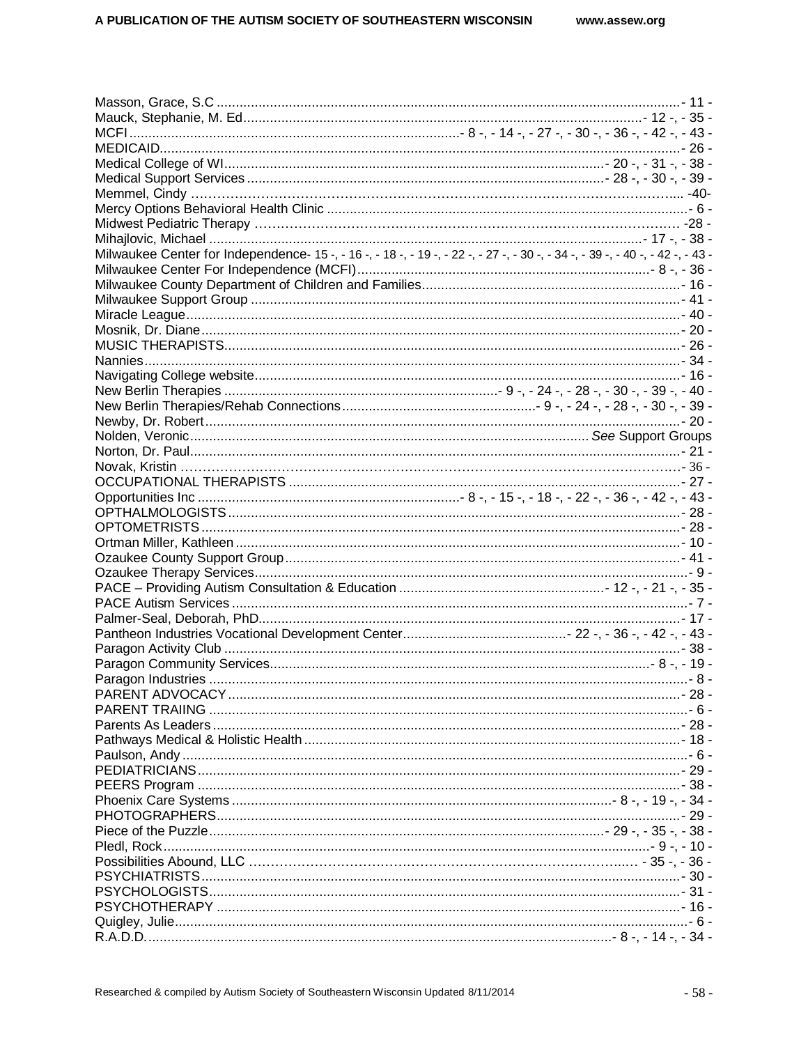Masson, Grace, S.C ..................................................................................................................- 11 -
Mauck, Stephanie, M. Ed........................................................................................- 12 -, - 35 -
MCFI........................................................................- 8 -, - 14 -, - 27 -, - 30 -, - 36 -, - 42 -, - 43 -
MEDICAID.................................................................................................................................- 26 -
Medical College of WI...............................................................................................- 20 -, - 31 -, - 38 -
Medical Support Services ........................................................................................- 28 -, - 30 -, - 39 -
Memmel, Cindy ……………………………………………………………………………………….. -40-
Mercy Options Behavioral Health Clinic ..................................................................................- 6 -
Midwest Pediatric Therapy …………………………………………………………………………… -28 -
Mihajlovic, Michael ....................................................................................................- 17 -, - 38 -
Milwaukee Center for Independence- 15 -, - 16 -, - 18 -, - 19 -, - 22 -, - 27 -, - 30 -, - 34 -, - 39 -, - 40 -, - 42 -, - 43 -
Milwaukee Center For Independence (MCFI).................................................................- 8 -, - 36 -
Milwaukee County Department of Children and Families.......................................................- 16 -
Milwaukee Support Group .......................................................................................................- 41 -
Miracle League........................................................................................................................- 40 -
Mosnik, Dr. Diane....................................................................................................................- 20 -
MUSIC THERAPISTS...............................................................................................................- 26 -
Nannies...................................................................................................................................- 34 -
Navigating College website......................................................................................................- 16 -
New Berlin Therapies .....................................................................- 9 -, - 24 -, - 28 -, - 30 -, - 39 -, - 40 -
New Berlin Therapies/Rehab Connections.........................................- 9 -, - 24 -, - 28 -, - 30 -, - 39 -
Newby, Dr. Robert...................................................................................................................- 20 -
Nolden, Veronic................................................................................................*See* Support Groups
Norton, Dr. Paul......................................................................................................................- 21 -
Novak, Kristin ………………………………………………………………………………………- 36 -
OCCUPATIONAL THERAPISTS ..............................................................................................- 27 -
Opportunities Inc ...............................................................- 8 -, - 15 -, - 18 -, - 22 -, - 36 -, - 42 -, - 43 -
OPTHALMOLOGISTS..............................................................................................................- 28 -
OPTOMETRISTS.....................................................................................................................- 28 -
Ortman Miller, Kathleen ...........................................................................................................- 10 -
Ozaukee County Support Group..............................................................................................- 41 -
Ozaukee Therapy Services.......................................................................................................- 9 -
PACE – Providing Autism Consultation & Education .........................................- 12 -, - 21 -, - 35 -
PACE Autism Services ............................................................................................................- 7 -
Palmer-Seal, Deborah, PhD.....................................................................................................- 17 -
Pantheon Industries Vocational Development Center..............................- 22 -, - 36 -, - 42 -, - 43 -
Paragon Activity Club ..............................................................................................................- 38 -
Paragon Community Services.......................................................................................- 8 -, - 19 -
Paragon Industries ...................................................................................................................- 8 -
PARENT ADVOCACY...............................................................................................................- 28 -
PARENT TRAIING ...................................................................................................................- 6 -
Parents As Leaders .................................................................................................................- 28 -
Pathways Medical & Holistic Health .......................................................................................- 18 -
Paulson, Andy ..........................................................................................................................- 6 -
PEDIATRICIANS......................................................................................................................- 29 -
PEERS Program .....................................................................................................................- 38 -
Phoenix Care Systems ...................................................................................- 8 -, - 19 -, - 34 -
PHOTOGRAPHERS.................................................................................................................- 29 -
Piece of the Puzzle.......................................................................................- 29 -, - 35 -, - 38 -
Pledl, Rock..........................................................................................................- 9 -, - 10 -
Possibilities Abound, LLC ……………………………………………………………….. - 35 -, - 36 -
PSYCHIATRISTS.....................................................................................................................- 30 -
PSYCHOLOGISTS...................................................................................................................- 31 -
PSYCHOTHERAPY .................................................................................................................- 16 -
Quigley, Julie.............................................................................................................................- 6 -
R.A.D.D. ......................................................................................................- 8 -, - 14 -, - 34 -

Researched & compiled by Autism Society of Southeastern Wisconsin Updated 8/11/2014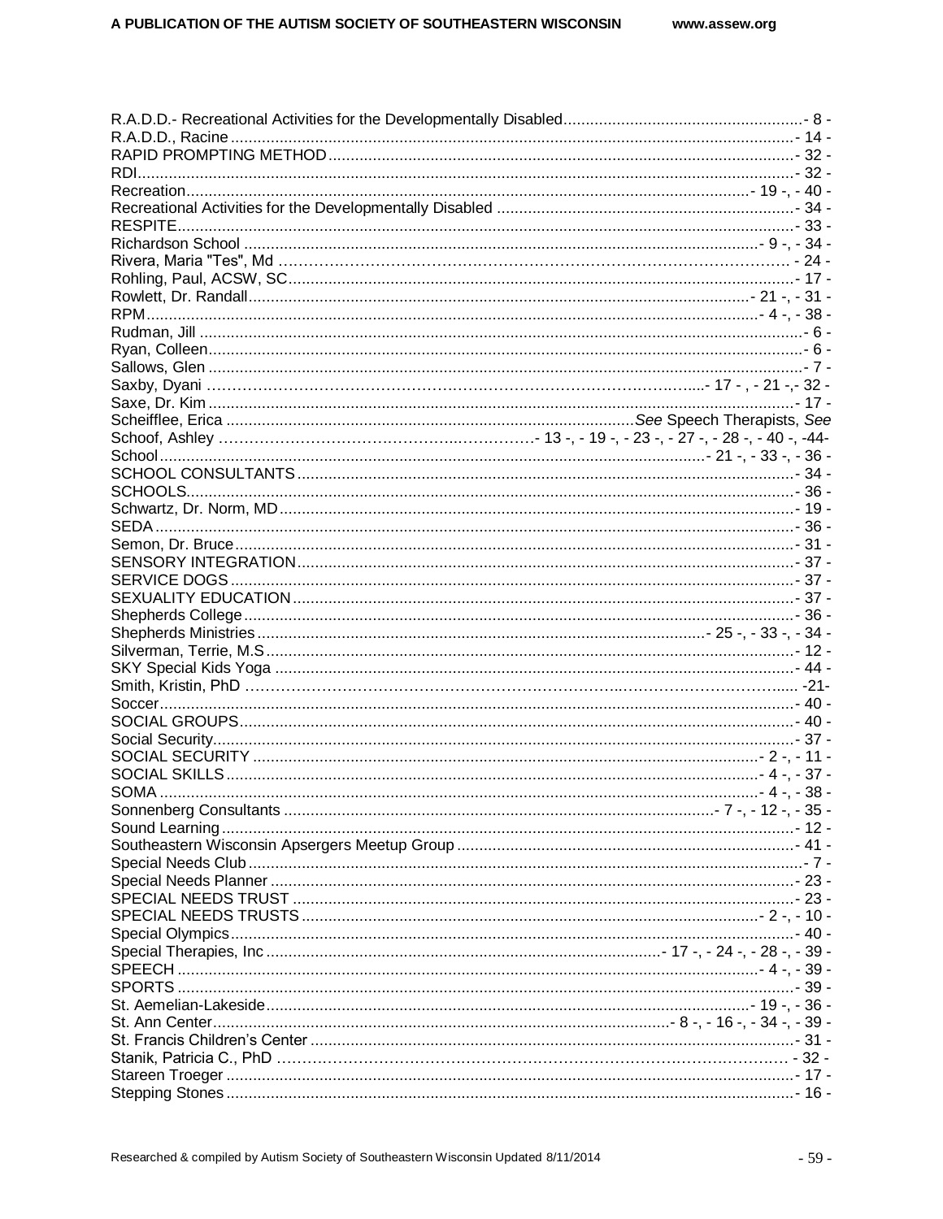R.A.D.D.- Recreational Activities for the Developmentally Disabled....................................................- 8 -
R.A.D.D., Racine.......................................................................................................................- 14 -
RAPID PROMPTING METHOD....................................................................................................- 32 -
RDI..........................................................................................................................................- 32 -
Recreation.......................................................................................................................- 19 -, - 40 -
Recreational Activities for the Developmentally Disabled .......................................................- 34 -
RESPITE...................................................................................................................................- 33 -
Richardson School ........................................................................................................- 9 -, - 34 -
Rivera, Maria "Tes", Md .............................................................................................................- 24 -
Rohling, Paul, ACSW, SC...........................................................................................................- 17 -
Rowlett, Dr. Randall.....................................................................................................- 21 -, - 31 -
RPM...............................................................................................................................- 4 -, - 38 -
Rudman, Jill ................................................................................................................................- 6 -
Ryan, Colleen...............................................................................................................................- 6 -
Sallows, Glen ...............................................................................................................................- 7 -
Saxby, Dyani ...........................................................................................................- 17 - , - 21 -,- 32 -
Saxe, Dr. Kim .............................................................................................................................- 17 -
Scheifflee, Erica ............................................................................................*See* Speech Therapists, *See*
Schoof, Ashley .......................................................- 13 -, - 19 -, - 23 -, - 27 -, - 28 -, - 40 -, -44-
School...............................................................................................................- 21 -, - 33 -, - 36 -
SCHOOL CONSULTANTS..........................................................................................................- 34 -
SCHOOLS...................................................................................................................................- 36 -
Schwartz, Dr. Norm, MD.............................................................................................................- 19 -
SEDA..........................................................................................................................................- 36 -
Semon, Dr. Bruce.......................................................................................................................- 31 -
SENSORY INTEGRATION..........................................................................................................- 37 -
SERVICE DOGS.........................................................................................................................- 37 -
SEXUALITY EDUCATION...........................................................................................................- 37 -
Shepherds College......................................................................................................................- 36 -
Shepherds Ministries..........................................................................................- 25 -, - 33 -, - 34 -
Silverman, Terrie, M.S................................................................................................................- 12 -
SKY Special Kids Yoga ..............................................................................................................- 44 -
Smith, Kristin, PhD .......................................................................................................................-21-
Soccer.........................................................................................................................................- 40 -
SOCIAL GROUPS.......................................................................................................................- 40 -
Social Security.............................................................................................................................- 37 -
SOCIAL SECURITY ............................................................................................................- 2 -, - 11 -
SOCIAL SKILLS....................................................................................................................- 4 -, - 37 -
SOMA .................................................................................................................................- 4 -, - 38 -
Sonnenberg Consultants ...........................................................................................- 7 -, - 12 -, - 35 -
Sound Learning............................................................................................................................- 12 -
Southeastern Wisconsin Apsergers Meetup Group ....................................................................- 41 -
Special Needs Club.......................................................................................................................- 7 -
Special Needs Planner .................................................................................................................- 23 -
SPECIAL NEEDS TRUST ............................................................................................................- 23 -
SPECIAL NEEDS TRUSTS...................................................................................................- 2 -, - 10 -
Special Olympics...........................................................................................................................- 40 -
Special Therapies, Inc ..................................................................................- 17 -, - 24 -, - 28 -, - 39 -
SPEECH ..............................................................................................................................- 4 -, - 39 -
SPORTS ......................................................................................................................................- 39 -
St. Aemelian-Lakeside....................................................................................................- 19 -, - 36 -
St. Ann Center......................................................................................................- 8 -, - 16 -, - 34 -, - 39 -
St. Francis Children's Center ........................................................................................................- 31 -
Stanik, Patricia C., PhD ................................................................................................................- 32 -
Stareen Troeger ............................................................................................................................- 17 -
Stepping Stones............................................................................................................................- 16 -

Researched & compiled by Autism Society of Southeastern Wisconsin Updated 8/11/2014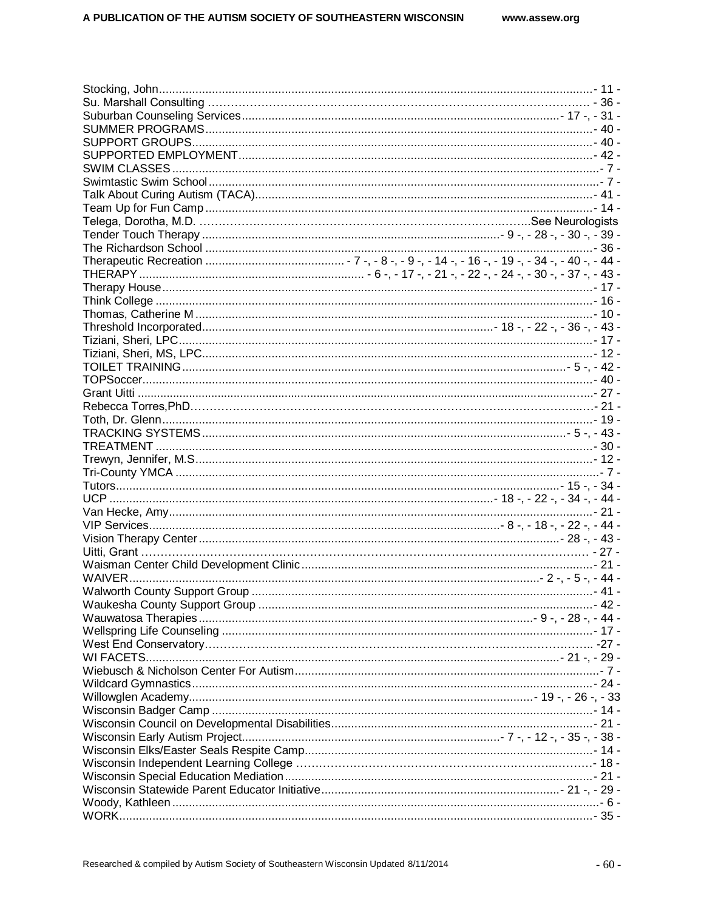Stocking, John....................................................................................................................................- 11 -
Su. Marshall Consulting ……………………………………………………………………………………… - 36 -
Suburban Counseling Services..............................................................................................- 17 -, - 31 -
SUMMER PROGRAMS.....................................................................................................................- 40 -
SUPPORT GROUPS.........................................................................................................................- 40 -
SUPPORTED EMPLOYMENT...........................................................................................................- 42 -
SWIM CLASSES ................................................................................................................................- 7 -
Swimtastic Swim School .....................................................................................................................- 7 -
Talk About Curing Autism (TACA).....................................................................................................- 41 -
Team Up for Fun Camp .....................................................................................................................- 14 -
Telega, Dorotha, M.D. ………………………………………………………………………………..See Neurologists
Tender Touch Therapy .........................................................................................- 9 -, - 28 -, - 30 -, - 39 -
The Richardson School .....................................................................................................................- 36 -
Therapeutic Recreation .......................................... - 7 -, - 8 -, - 9 -, - 14 -, - 16 -, - 19 -, - 34 -, - 40 -, - 44 -
THERAPY .................................................................... - 6 -, - 17 -, - 21 -, - 22 -, - 24 -, - 30 -, - 37 -, - 43 -
Therapy House..................................................................................................................................- 17 -
Think College ....................................................................................................................................- 16 -
Thomas, Catherine M ........................................................................................................................- 10 -
Threshold Incorporated........................................................................................- 18 -, - 22 -, - 36 -, - 43 -
Tiziani, Sheri, LPC.............................................................................................................................- 17 -
Tiziani, Sheri, MS, LPC......................................................................................................................- 12 -
TOILET TRAINING...................................................................................................................- 5 -, - 42 -
TOPSoccer........................................................................................................................................- 40 -
Grant Uitti ..........................................................................................................................................- 27 -
Rebecca Torres,PhD……………………………………………………………………………………………- 21 -
Toth, Dr. Glenn..................................................................................................................................- 19 -
TRACKING SYSTEMS ............................................................................................................- 5 -, - 43 -
TREATMENT ....................................................................................................................................- 30 -
Trewyn, Jennifer, M.S........................................................................................................................- 12 -
Tri-County YMCA ................................................................................................................................- 7 -
Tutors....................................................................................................................................- 15 -, - 34 -
UCP ...................................................................................................................- 18 -, - 22 -, - 34 -, - 44 -
Van Hecke, Amy................................................................................................................................- 21 -
VIP Services.........................................................................................................- 8 -, - 18 -, - 22 -, - 44 -
Vision Therapy Center ............................................................................................................- 28 -, - 43 -
Uitti, Grant ……………………………………………………………………………………………………… - 27 -
Waisman Center Child Development Clinic........................................................................................- 21 -
WAIVER........................................................................................................................- 2 -, - 5 -, - 44 -
Walworth County Support Group .......................................................................................................- 41 -
Waukesha County Support Group .....................................................................................................- 42 -
Wauwatosa Therapies...................................................................................................- 9 -, - 28 -, - 44 -
Wellspring Life Counseling ...............................................................................................................- 17 -
West End Conservatory………………………………………………………………………………………. -27 -
WI FACETS............................................................................................................................- 21 -, - 29 -
Wiebusch & Nicholson Center For Autism...........................................................................................- 7 -
Wildcard Gymnastics.........................................................................................................................- 24 -
Willowglen Academy.........................................................................................................- 19 -, - 26 -, - 33
Wisconsin Badger Camp ...................................................................................................................- 14 -
Wisconsin Council on Developmental Disabilities...............................................................................- 21 -
Wisconsin Early Autism Project...........................................................................- 7 -, - 12 -, - 35 -, - 38 -
Wisconsin Elks/Easter Seals Respite Camp.......................................................................................- 14 -
Wisconsin Independent Learning College …………………………………………………………...……..- 18 -
Wisconsin Special Education Mediation.............................................................................................- 21 -
Wisconsin Statewide Parent Educator Initiative.......................................................................- 21 -, - 29 -
Woody, Kathleen .................................................................................................................................- 6 -
WORK...............................................................................................................................................- 35 -

Researched & compiled by Autism Society of Southeastern Wisconsin Updated 8/11/2014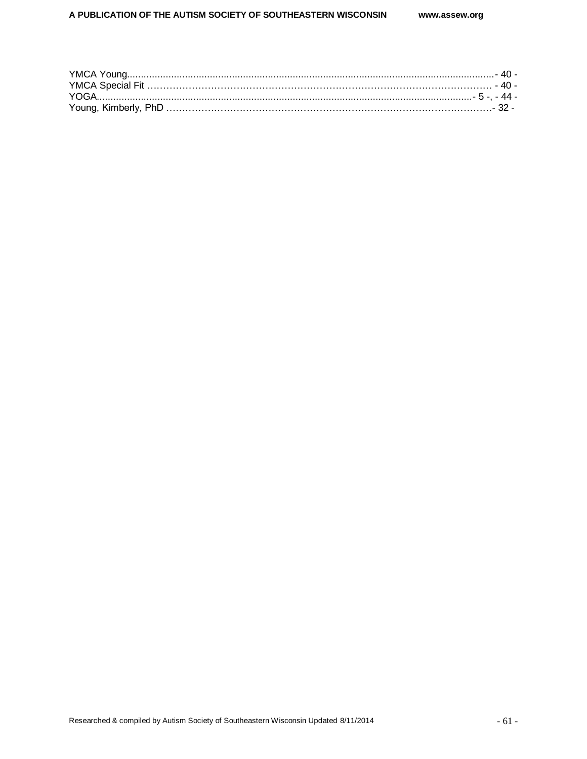YMCA Young.................................................................................................................................- 40 -
YMCA Special Fit ……………………………………………………………………………………………. - 40 -
YOGA.......................................................................................................................................- 5 -, - 44 -
Young, Kimberly, PhD ……………………………………………………………………………………….- 32 -